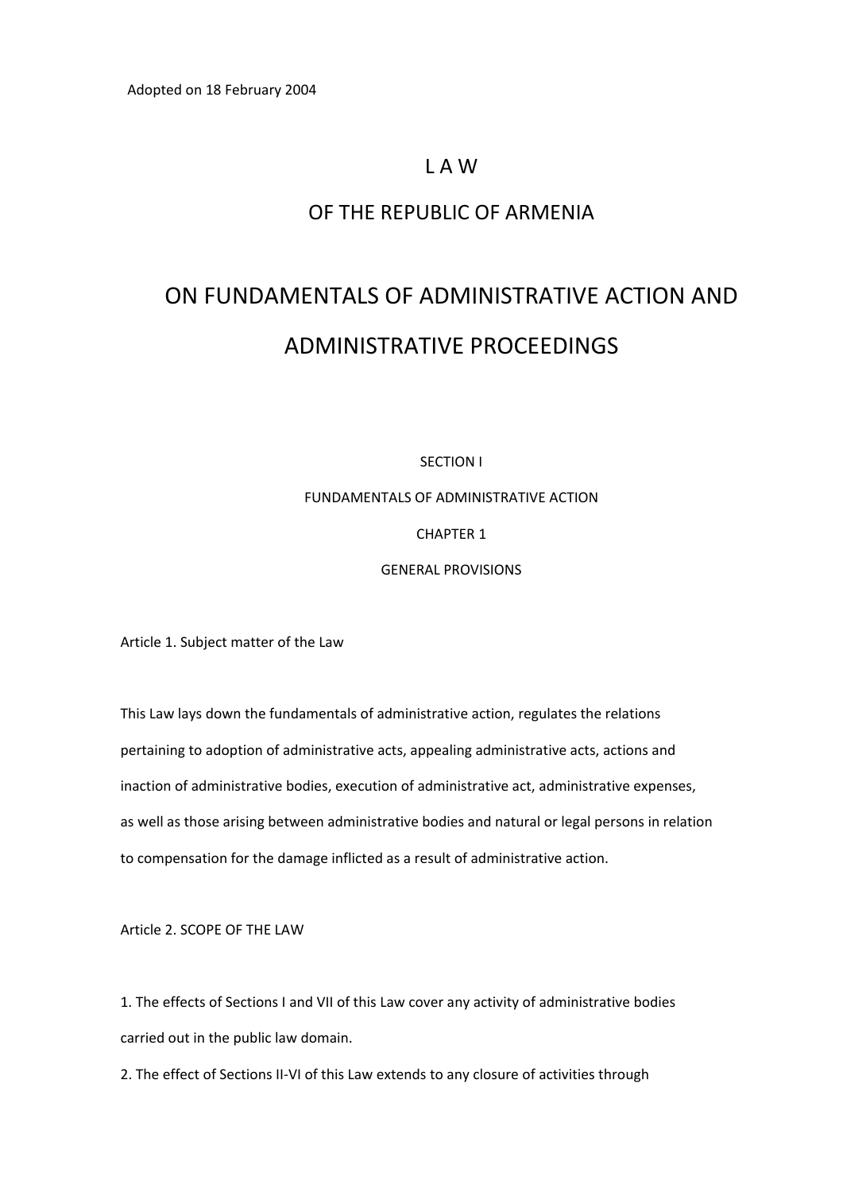Adopted on 18 February 2004

# L A W

# OF THE REPUBLIC OF ARMENIA

# ON FUNDAMENTALS OF ADMINISTRATIVE ACTION AND ADMINISTRATIVE PROCEEDINGS

## SECTION I

## FUNDAMENTALS OF ADMINISTRATIVE ACTION

## CHAPTER 1

## GENERAL PROVISIONS

### Article 1. Subject matter of the Law

This Law lays down the fundamentals of administrative action, regulates the relations pertaining to adoption of administrative acts, appealing administrative acts, actions and inaction of administrative bodies, execution of administrative act, administrative expenses, as well as those arising between administrative bodies and natural or legal persons in relation to compensation for the damage inflicted as a result of administrative action.

### Article 2. SCOPE OF THE LAW

1. The effects of Sections I and VII of this Law cover any activity of administrative bodies carried out in the public law domain.

2. The effect of Sections II-VI of this Law extends to any closure of activities through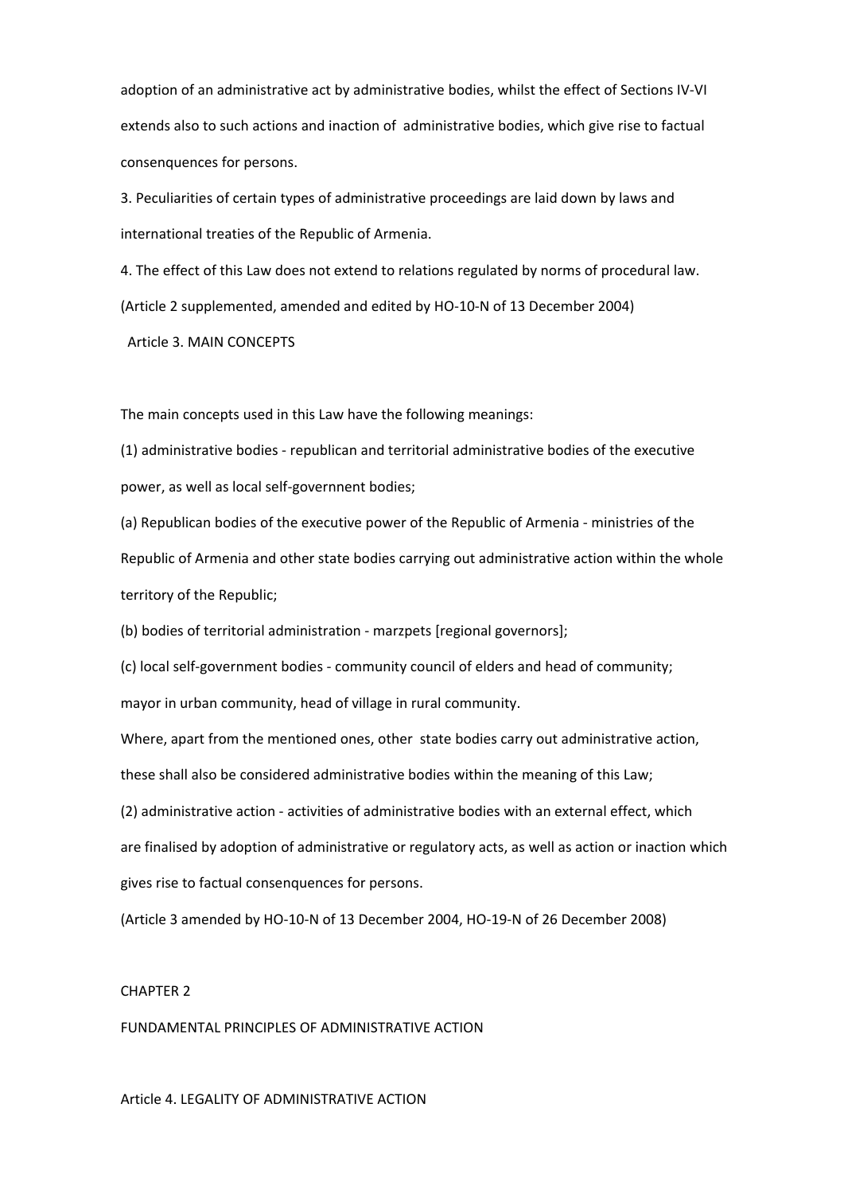adoption of an administrative act by administrative bodies, whilst the effect of Sections IV-VI extends also to such actions and inaction of administrative bodies, which give rise to factual consenquences for persons.

3. Peculiarities of certain types of administrative proceedings are laid down by laws and international treaties of the Republic of Armenia.

4. The effect of this Law does not extend to relations regulated by norms of procedural law.

(Article 2 supplemented, amended and edited by HO-10-N of 13 December 2004)

### Article 3. MAIN CONCEPTS

The main concepts used in this Law have the following meanings:

(1) administrative bodies - republican and territorial administrative bodies of the executive power, as well as local self-governnent bodies;

(a) Republican bodies of the executive power of the Republic of Armenia - ministries of the Republic of Armenia and other state bodies carrying out administrative action within the whole territory of the Republic;

(b) bodies of territorial administration - marzpets [regional governors];

(c) local self-government bodies - community council of elders and head of community; mayor in urban community, head of village in rural community.

Where, apart from the mentioned ones, other state bodies carry out administrative action, these shall also be considered administrative bodies within the meaning of this Law;

(2) administrative action - activities of administrative bodies with an external effect, which are finalised by adoption of administrative or regulatory acts, as well as action or inaction which gives rise to factual consenquences for persons.

(Article 3 amended by HO-10-N of 13 December 2004, HO-19-N of 26 December 2008)

## CHAPTER 2

## FUNDAMENTAL PRINCIPLES OF ADMINISTRATIVE ACTION

### Article 4. LEGALITY OF ADMINISTRATIVE ACTION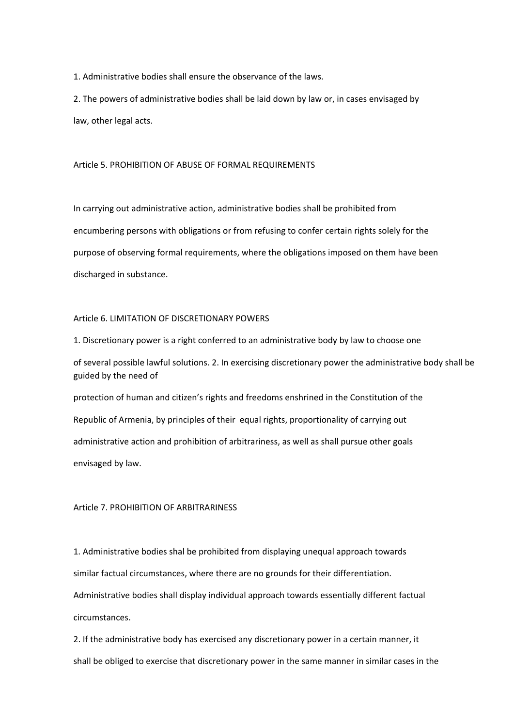1. Administrative bodies shall ensure the observance of the laws.

2. The powers of administrative bodies shall be laid down by law or, in cases envisaged by law, other legal acts.

## Article 5. PROHIBITION OF ABUSE OF FORMAL REQUIREMENTS

In carrying out administrative action, administrative bodies shall be prohibited from encumbering persons with obligations or from refusing to confer certain rights solely for the purpose of observing formal requirements, where the obligations imposed on them have been discharged in substance.

## Article 6. LIMITATION OF DISCRETIONARY POWERS

1. Discretionary power is a right conferred to an administrative body by law to choose one of several possible lawful solutions. 2. In exercising discretionary power the administrative body shall be guided by the need of protection of human and citizen's rights and freedoms enshrined in the Constitution of the Republic of Armenia, by principles of their equal rights, proportionality of carrying out administrative action and prohibition of arbitrariness, as well as shall pursue other goals envisaged by law.

## Article 7. PROHIBITION OF ARBITRARINESS

1. Administrative bodies shal be prohibited from displaying unequal approach towards similar factual circumstances, where there are no grounds for their differentiation. Administrative bodies shall display individual approach towards essentially different factual circumstances.

2. If the administrative body has exercised any discretionary power in a certain manner, it shall be obliged to exercise that discretionary power in the same manner in similar cases in the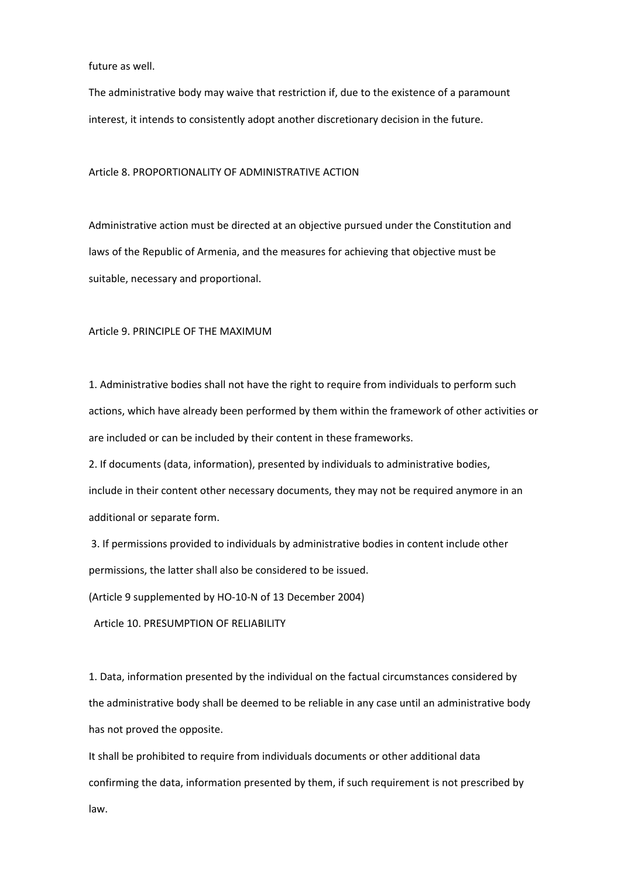future as well.

The administrative body may waive that restriction if, due to the existence of a paramount interest, it intends to consistently adopt another discretionary decision in the future.

## Article 8. PROPORTIONALITY OF ADMINISTRATIVE ACTION

Administrative action must be directed at an objective pursued under the Constitution and laws of the Republic of Armenia, and the measures for achieving that objective must be suitable, necessary and proportional.

## Article 9. PRINCIPLE OF THE MAXIMUM

1. Administrative bodies shall not have the right to require from individuals to perform such actions, which have already been performed by them within the framework of other activities or are included or can be included by their content in these frameworks.
2. If documents (data, information), presented by individuals to administrative bodies, include in their content other necessary documents, they may not be required anymore in an additional or separate form.
3. If permissions provided to individuals by administrative bodies in content include other permissions, the latter shall also be considered to be issued.

(Article 9 supplemented by HO-10-N of 13 December 2004)

## Article 10. PRESUMPTION OF RELIABILITY

1. Data, information presented by the individual on the factual circumstances considered by the administrative body shall be deemed to be reliable in any case until an administrative body has not proved the opposite.

It shall be prohibited to require from individuals documents or other additional data confirming the data, information presented by them, if such requirement is not prescribed by law.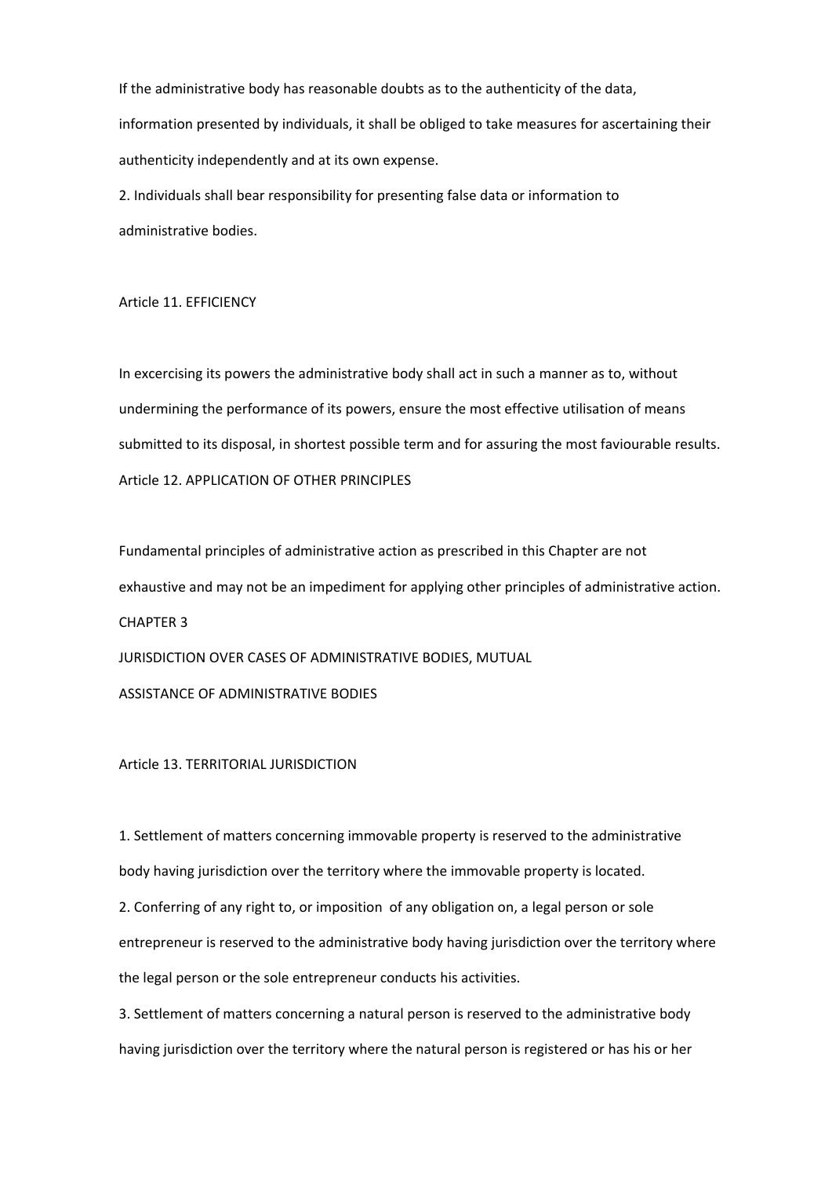If the administrative body has reasonable doubts as to the authenticity of the data, information presented by individuals, it shall be obliged to take measures for ascertaining their authenticity independently and at its own expense.

2. Individuals shall bear responsibility for presenting false data or information to administrative bodies.

## Article 11. EFFICIENCY

In excercising its powers the administrative body shall act in such a manner as to, without undermining the performance of its powers, ensure the most effective utilisation of means submitted to its disposal, in shortest possible term and for assuring the most faviourable results.

## Article 12. APPLICATION OF OTHER PRINCIPLES

Fundamental principles of administrative action as prescribed in this Chapter are not exhaustive and may not be an impediment for applying other principles of administrative action.

# CHAPTER 3

# JURISDICTION OVER CASES OF ADMINISTRATIVE BODIES, MUTUAL ASSISTANCE OF ADMINISTRATIVE BODIES

## Article 13. TERRITORIAL JURISDICTION

1. Settlement of matters concerning immovable property is reserved to the administrative body having jurisdiction over the territory where the immovable property is located.
2. Conferring of any right to, or imposition of any obligation on, a legal person or sole entrepreneur is reserved to the administrative body having jurisdiction over the territory where the legal person or the sole entrepreneur conducts his activities.
3. Settlement of matters concerning a natural person is reserved to the administrative body having jurisdiction over the territory where the natural person is registered or has his or her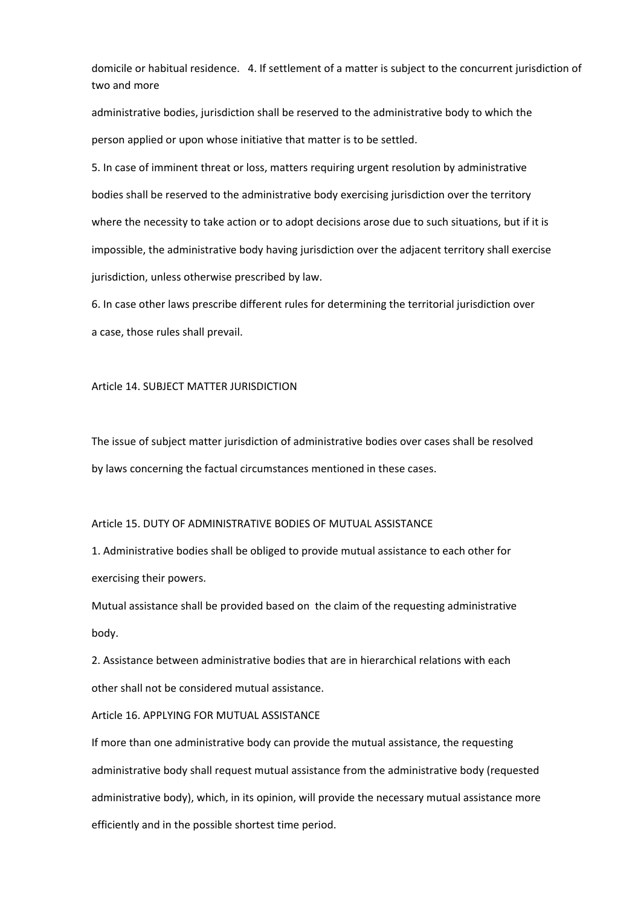domicile or habitual residence. 4. If settlement of a matter is subject to the concurrent jurisdiction of two and more administrative bodies, jurisdiction shall be reserved to the administrative body to which the person applied or upon whose initiative that matter is to be settled.

5. In case of imminent threat or loss, matters requiring urgent resolution by administrative bodies shall be reserved to the administrative body exercising jurisdiction over the territory where the necessity to take action or to adopt decisions arose due to such situations, but if it is impossible, the administrative body having jurisdiction over the adjacent territory shall exercise jurisdiction, unless otherwise prescribed by law.

6. In case other laws prescribe different rules for determining the territorial jurisdiction over a case, those rules shall prevail.

## Article 14. SUBJECT MATTER JURISDICTION

The issue of subject matter jurisdiction of administrative bodies over cases shall be resolved by laws concerning the factual circumstances mentioned in these cases.

## Article 15. DUTY OF ADMINISTRATIVE BODIES OF MUTUAL ASSISTANCE

1. Administrative bodies shall be obliged to provide mutual assistance to each other for exercising their powers.

Mutual assistance shall be provided based on the claim of the requesting administrative body.

2. Assistance between administrative bodies that are in hierarchical relations with each other shall not be considered mutual assistance.

## Article 16. APPLYING FOR MUTUAL ASSISTANCE

If more than one administrative body can provide the mutual assistance, the requesting administrative body shall request mutual assistance from the administrative body (requested administrative body), which, in its opinion, will provide the necessary mutual assistance more efficiently and in the possible shortest time period.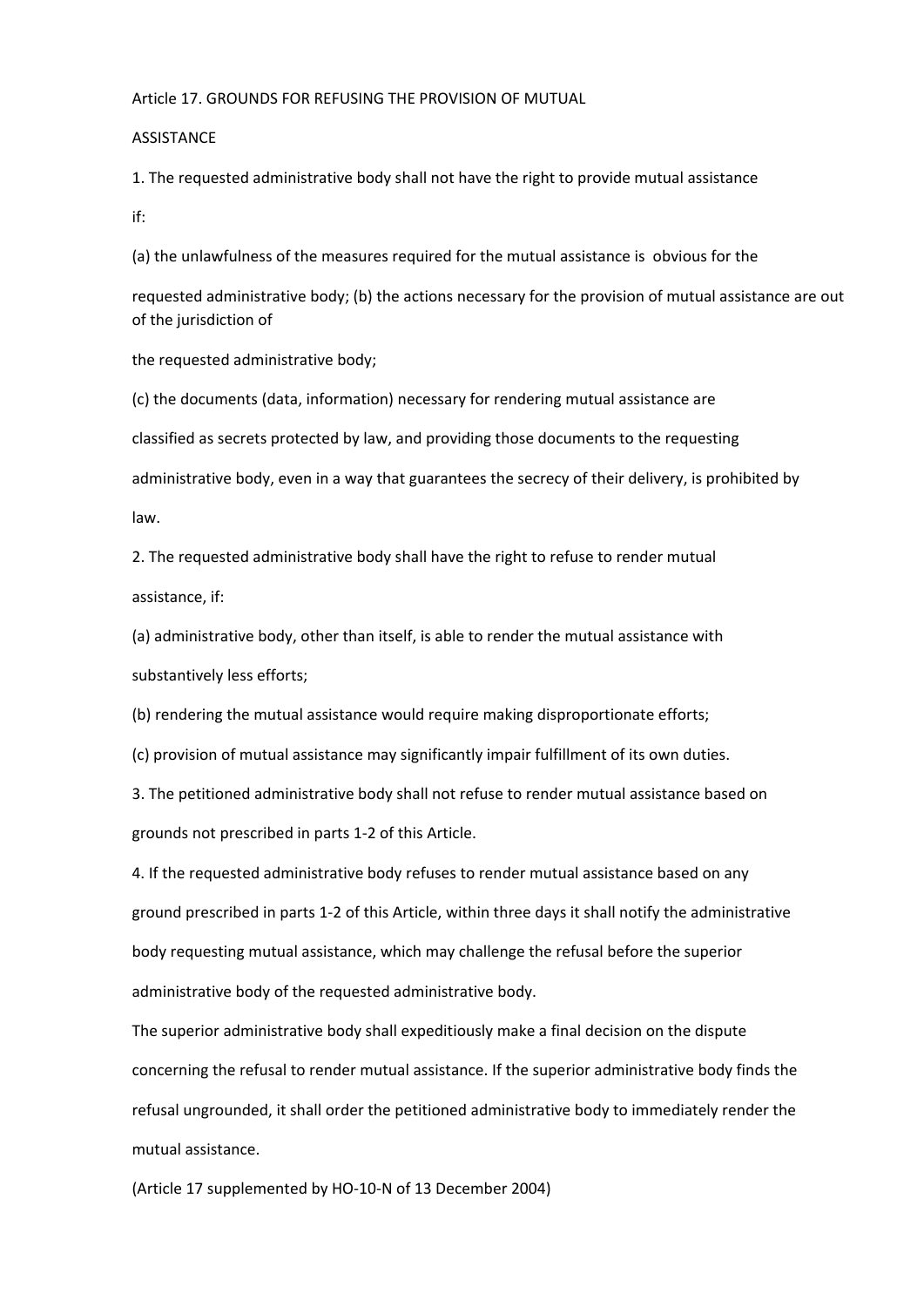Article 17. GROUNDS FOR REFUSING THE PROVISION OF MUTUAL ASSISTANCE

1. The requested administrative body shall not have the right to provide mutual assistance if:

(a) the unlawfulness of the measures required for the mutual assistance is obvious for the requested administrative body; (b) the actions necessary for the provision of mutual assistance are out of the jurisdiction of the requested administrative body;

(c) the documents (data, information) necessary for rendering mutual assistance are classified as secrets protected by law, and providing those documents to the requesting administrative body, even in a way that guarantees the secrecy of their delivery, is prohibited by law.

2. The requested administrative body shall have the right to refuse to render mutual assistance, if:

(a) administrative body, other than itself, is able to render the mutual assistance with substantively less efforts;

(b) rendering the mutual assistance would require making disproportionate efforts;

(c) provision of mutual assistance may significantly impair fulfillment of its own duties.

3. The petitioned administrative body shall not refuse to render mutual assistance based on grounds not prescribed in parts 1-2 of this Article.

4. If the requested administrative body refuses to render mutual assistance based on any ground prescribed in parts 1-2 of this Article, within three days it shall notify the administrative body requesting mutual assistance, which may challenge the refusal before the superior administrative body of the requested administrative body.

The superior administrative body shall expeditiously make a final decision on the dispute concerning the refusal to render mutual assistance. If the superior administrative body finds the refusal ungrounded, it shall order the petitioned administrative body to immediately render the mutual assistance.

(Article 17 supplemented by HO-10-N of 13 December 2004)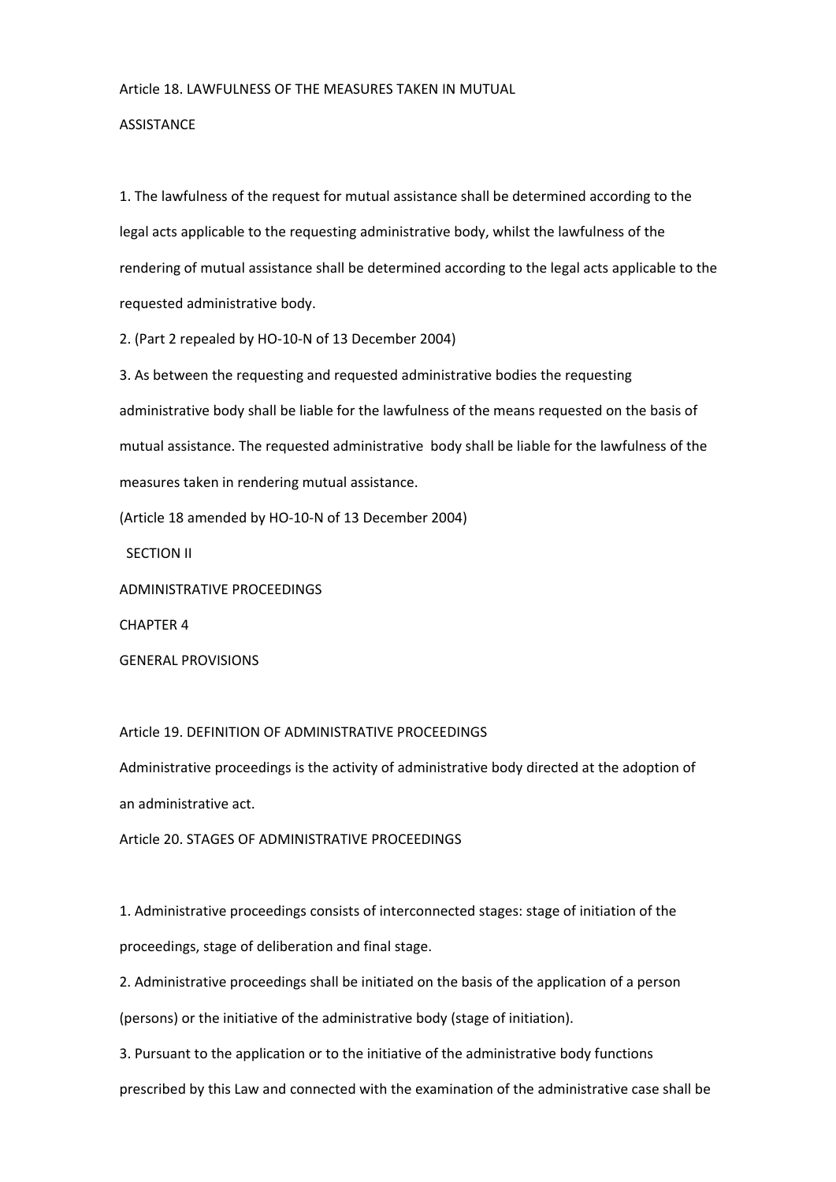### Article 18. LAWFULNESS OF THE MEASURES TAKEN IN MUTUAL ASSISTANCE

1. The lawfulness of the request for mutual assistance shall be determined according to the legal acts applicable to the requesting administrative body, whilst the lawfulness of the rendering of mutual assistance shall be determined according to the legal acts applicable to the requested administrative body.

2. (Part 2 repealed by HO-10-N of 13 December 2004)

3. As between the requesting and requested administrative bodies the requesting administrative body shall be liable for the lawfulness of the means requested on the basis of mutual assistance. The requested administrative body shall be liable for the lawfulness of the measures taken in rendering mutual assistance.

(Article 18 amended by HO-10-N of 13 December 2004)

# SECTION II

# ADMINISTRATIVE PROCEEDINGS

## CHAPTER 4

## GENERAL PROVISIONS

### Article 19. DEFINITION OF ADMINISTRATIVE PROCEEDINGS

Administrative proceedings is the activity of administrative body directed at the adoption of an administrative act.

### Article 20. STAGES OF ADMINISTRATIVE PROCEEDINGS

1. Administrative proceedings consists of interconnected stages: stage of initiation of the proceedings, stage of deliberation and final stage.

2. Administrative proceedings shall be initiated on the basis of the application of a person (persons) or the initiative of the administrative body (stage of initiation).

3. Pursuant to the application or to the initiative of the administrative body functions prescribed by this Law and connected with the examination of the administrative case shall be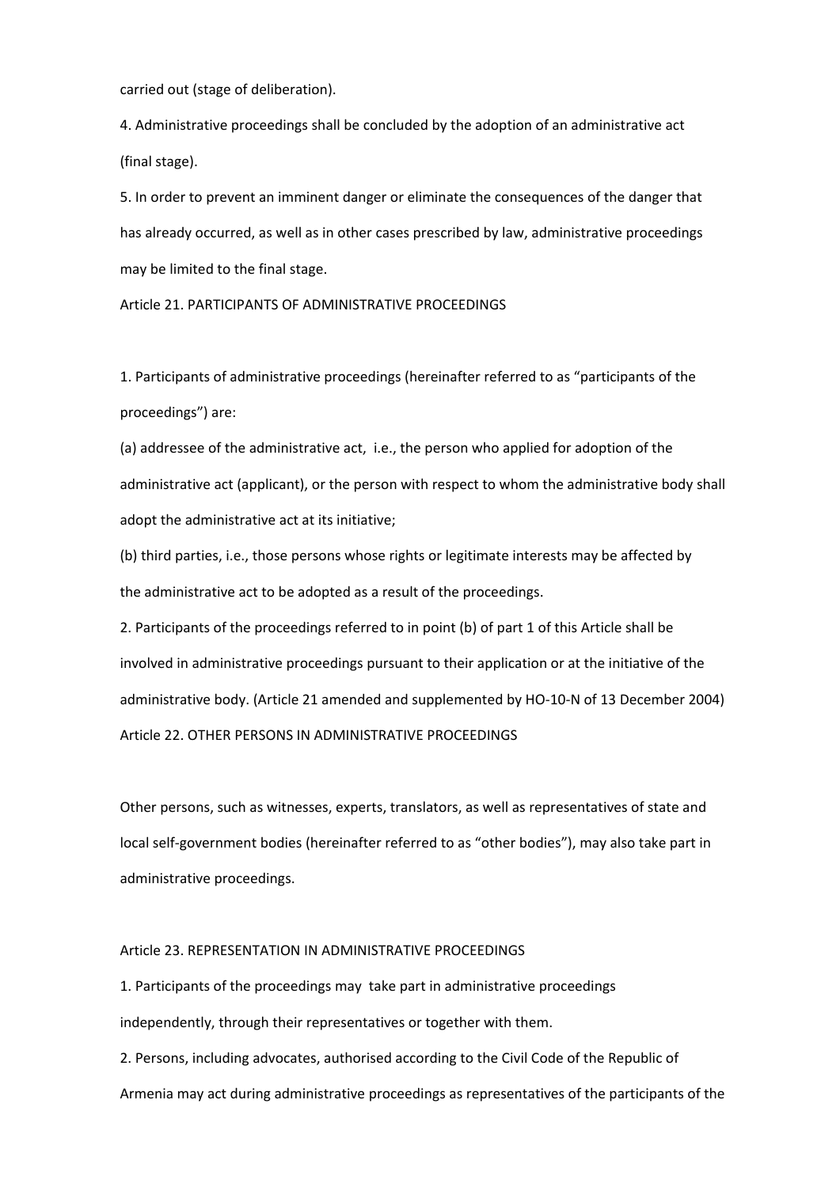carried out (stage of deliberation).

4. Administrative proceedings shall be concluded by the adoption of an administrative act (final stage).

5. In order to prevent an imminent danger or eliminate the consequences of the danger that has already occurred, as well as in other cases prescribed by law, administrative proceedings may be limited to the final stage.

## Article 21. PARTICIPANTS OF ADMINISTRATIVE PROCEEDINGS

1. Participants of administrative proceedings (hereinafter referred to as "participants of the proceedings") are:

(a) addressee of the administrative act, i.e., the person who applied for adoption of the administrative act (applicant), or the person with respect to whom the administrative body shall adopt the administrative act at its initiative;

(b) third parties, i.e., those persons whose rights or legitimate interests may be affected by the administrative act to be adopted as a result of the proceedings.

2. Participants of the proceedings referred to in point (b) of part 1 of this Article shall be involved in administrative proceedings pursuant to their application or at the initiative of the administrative body. (Article 21 amended and supplemented by HO-10-N of 13 December 2004)

## Article 22. OTHER PERSONS IN ADMINISTRATIVE PROCEEDINGS

Other persons, such as witnesses, experts, translators, as well as representatives of state and local self-government bodies (hereinafter referred to as "other bodies"), may also take part in administrative proceedings.

## Article 23. REPRESENTATION IN ADMINISTRATIVE PROCEEDINGS

1. Participants of the proceedings may take part in administrative proceedings independently, through their representatives or together with them.

2. Persons, including advocates, authorised according to the Civil Code of the Republic of Armenia may act during administrative proceedings as representatives of the participants of the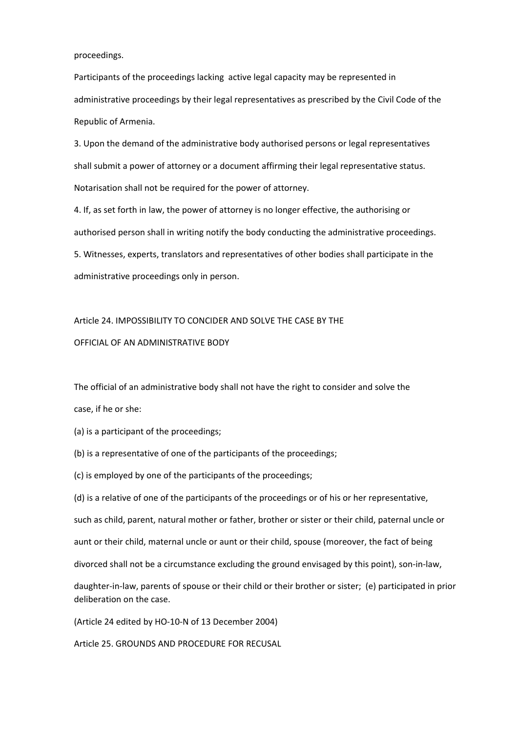proceedings.

Participants of the proceedings lacking active legal capacity may be represented in administrative proceedings by their legal representatives as prescribed by the Civil Code of the Republic of Armenia.

3. Upon the demand of the administrative body authorised persons or legal representatives shall submit a power of attorney or a document affirming their legal representative status. Notarisation shall not be required for the power of attorney.

4. If, as set forth in law, the power of attorney is no longer effective, the authorising or authorised person shall in writing notify the body conducting the administrative proceedings.

5. Witnesses, experts, translators and representatives of other bodies shall participate in the administrative proceedings only in person.

## Article 24. IMPOSSIBILITY TO CONCIDER AND SOLVE THE CASE BY THE OFFICIAL OF AN ADMINISTRATIVE BODY

The official of an administrative body shall not have the right to consider and solve the case, if he or she:

(a) is a participant of the proceedings;

(b) is a representative of one of the participants of the proceedings;

(c) is employed by one of the participants of the proceedings;

(d) is a relative of one of the participants of the proceedings or of his or her representative, such as child, parent, natural mother or father, brother or sister or their child, paternal uncle or aunt or their child, maternal uncle or aunt or their child, spouse (moreover, the fact of being divorced shall not be a circumstance excluding the ground envisaged by this point), son-in-law, daughter-in-law, parents of spouse or their child or their brother or sister; (e) participated in prior deliberation on the case.

(Article 24 edited by HO-10-N of 13 December 2004)

## Article 25. GROUNDS AND PROCEDURE FOR RECUSAL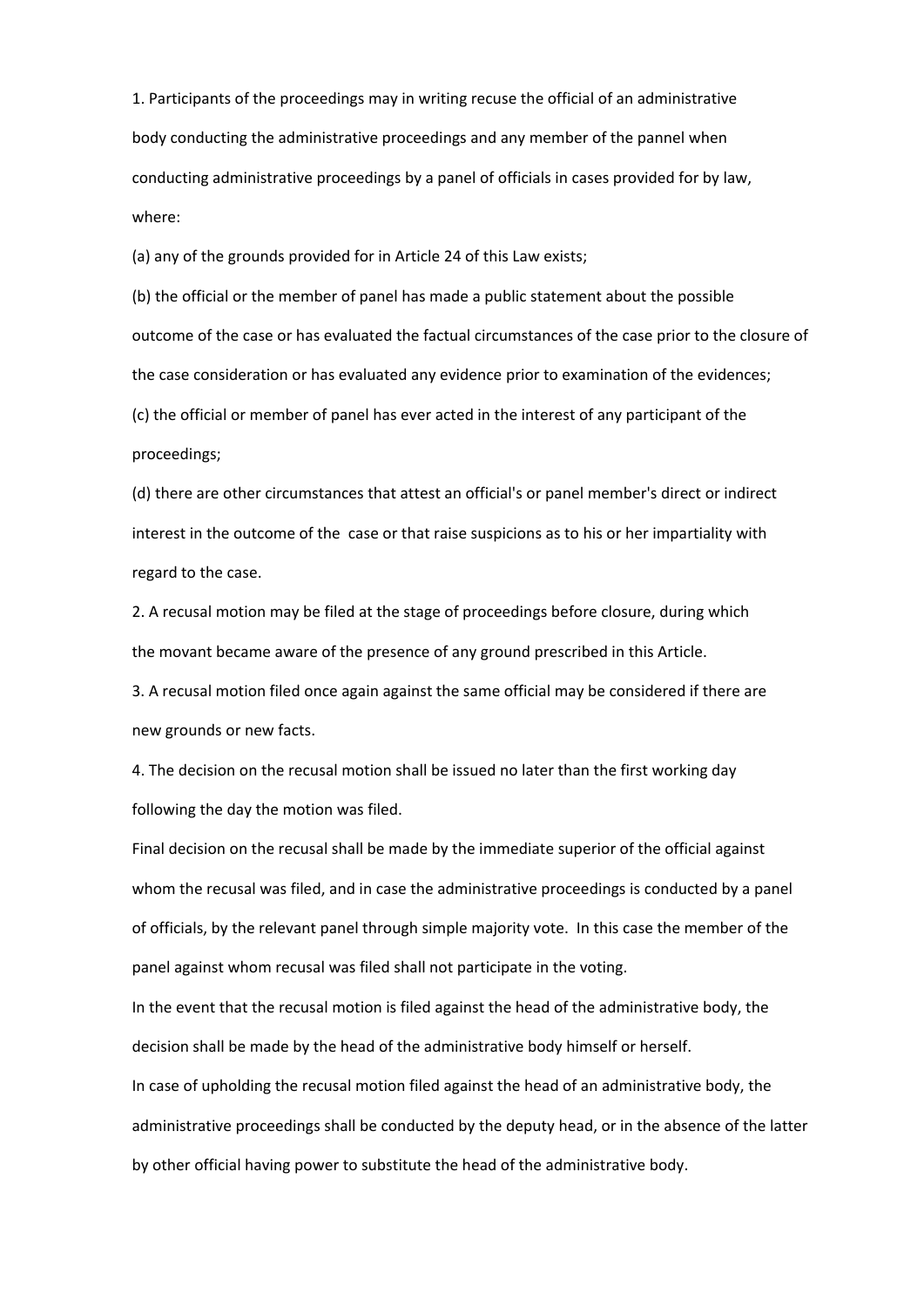1. Participants of the proceedings may in writing recuse the official of an administrative body conducting the administrative proceedings and any member of the pannel when conducting administrative proceedings by a panel of officials in cases provided for by law, where:

(a) any of the grounds provided for in Article 24 of this Law exists;

(b) the official or the member of panel has made a public statement about the possible outcome of the case or has evaluated the factual circumstances of the case prior to the closure of the case consideration or has evaluated any evidence prior to examination of the evidences;

(c) the official or member of panel has ever acted in the interest of any participant of the proceedings;

(d) there are other circumstances that attest an official's or panel member's direct or indirect interest in the outcome of the case or that raise suspicions as to his or her impartiality with regard to the case.

2. A recusal motion may be filed at the stage of proceedings before closure, during which the movant became aware of the presence of any ground prescribed in this Article.

3. A recusal motion filed once again against the same official may be considered if there are new grounds or new facts.

4. The decision on the recusal motion shall be issued no later than the first working day following the day the motion was filed.

Final decision on the recusal shall be made by the immediate superior of the official against whom the recusal was filed, and in case the administrative proceedings is conducted by a panel of officials, by the relevant panel through simple majority vote. In this case the member of the panel against whom recusal was filed shall not participate in the voting.

In the event that the recusal motion is filed against the head of the administrative body, the decision shall be made by the head of the administrative body himself or herself.

In case of upholding the recusal motion filed against the head of an administrative body, the administrative proceedings shall be conducted by the deputy head, or in the absence of the latter by other official having power to substitute the head of the administrative body.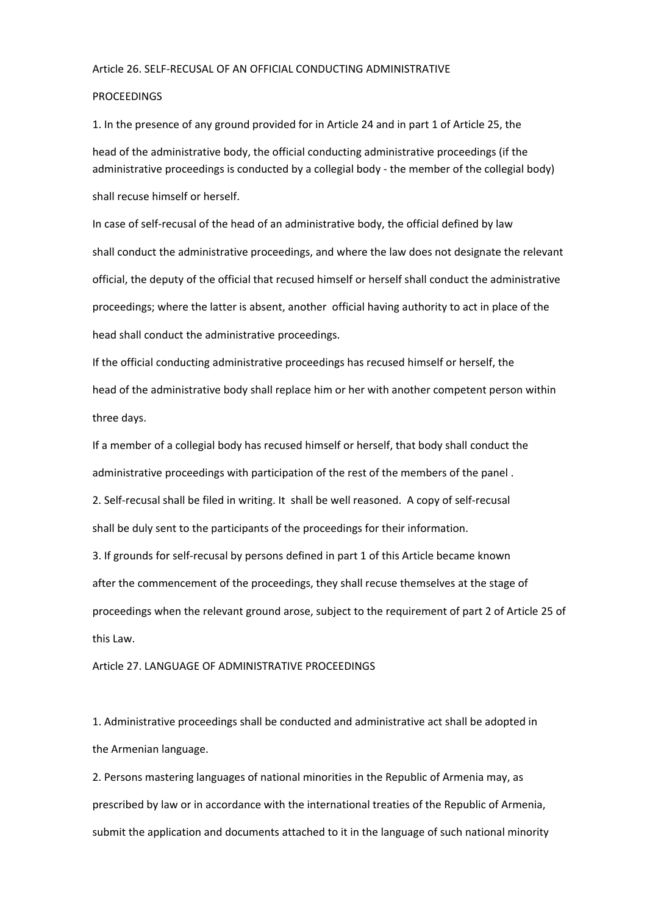## Article 26. SELF-RECUSAL OF AN OFFICIAL CONDUCTING ADMINISTRATIVE PROCEEDINGS

1. In the presence of any ground provided for in Article 24 and in part 1 of Article 25, the head of the administrative body, the official conducting administrative proceedings (if the administrative proceedings is conducted by a collegial body - the member of the collegial body) shall recuse himself or herself.

In case of self-recusal of the head of an administrative body, the official defined by law shall conduct the administrative proceedings, and where the law does not designate the relevant official, the deputy of the official that recused himself or herself shall conduct the administrative proceedings; where the latter is absent, another official having authority to act in place of the head shall conduct the administrative proceedings.

If the official conducting administrative proceedings has recused himself or herself, the head of the administrative body shall replace him or her with another competent person within three days.

If a member of a collegial body has recused himself or herself, that body shall conduct the administrative proceedings with participation of the rest of the members of the panel .

2. Self-recusal shall be filed in writing. It shall be well reasoned. A copy of self-recusal shall be duly sent to the participants of the proceedings for their information.

3. If grounds for self-recusal by persons defined in part 1 of this Article became known after the commencement of the proceedings, they shall recuse themselves at the stage of proceedings when the relevant ground arose, subject to the requirement of part 2 of Article 25 of this Law.

## Article 27. LANGUAGE OF ADMINISTRATIVE PROCEEDINGS

1. Administrative proceedings shall be conducted and administrative act shall be adopted in the Armenian language.

2. Persons mastering languages of national minorities in the Republic of Armenia may, as prescribed by law or in accordance with the international treaties of the Republic of Armenia, submit the application and documents attached to it in the language of such national minority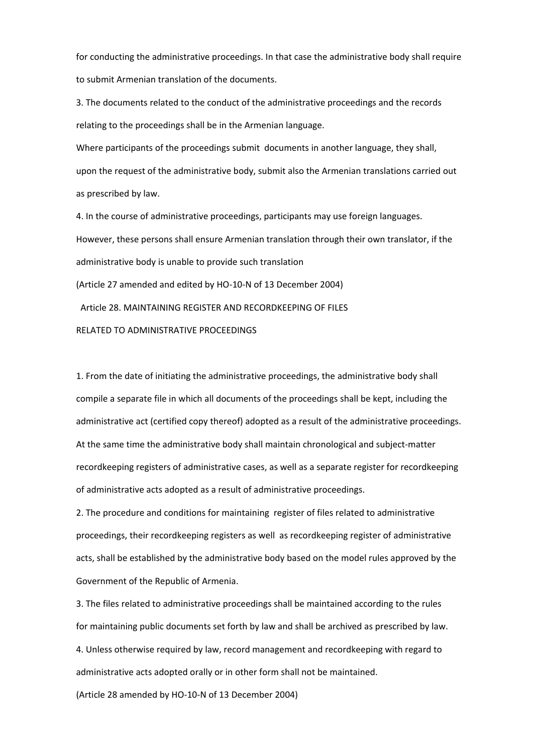for conducting the administrative proceedings. In that case the administrative body shall require to submit Armenian translation of the documents.

3. The documents related to the conduct of the administrative proceedings and the records relating to the proceedings shall be in the Armenian language.

Where participants of the proceedings submit documents in another language, they shall, upon the request of the administrative body, submit also the Armenian translations carried out as prescribed by law.

4. In the course of administrative proceedings, participants may use foreign languages. However, these persons shall ensure Armenian translation through their own translator, if the administrative body is unable to provide such translation

(Article 27 amended and edited by HO-10-N of 13 December 2004)

## Article 28. MAINTAINING REGISTER AND RECORDKEEPING OF FILES RELATED TO ADMINISTRATIVE PROCEEDINGS

1. From the date of initiating the administrative proceedings, the administrative body shall compile a separate file in which all documents of the proceedings shall be kept, including the administrative act (certified copy thereof) adopted as a result of the administrative proceedings. At the same time the administrative body shall maintain chronological and subject-matter recordkeeping registers of administrative cases, as well as a separate register for recordkeeping of administrative acts adopted as a result of administrative proceedings.

2. The procedure and conditions for maintaining register of files related to administrative proceedings, their recordkeeping registers as well as recordkeeping register of administrative acts, shall be established by the administrative body based on the model rules approved by the Government of the Republic of Armenia.

3. The files related to administrative proceedings shall be maintained according to the rules for maintaining public documents set forth by law and shall be archived as prescribed by law.

4. Unless otherwise required by law, record management and recordkeeping with regard to administrative acts adopted orally or in other form shall not be maintained.

(Article 28 amended by HO-10-N of 13 December 2004)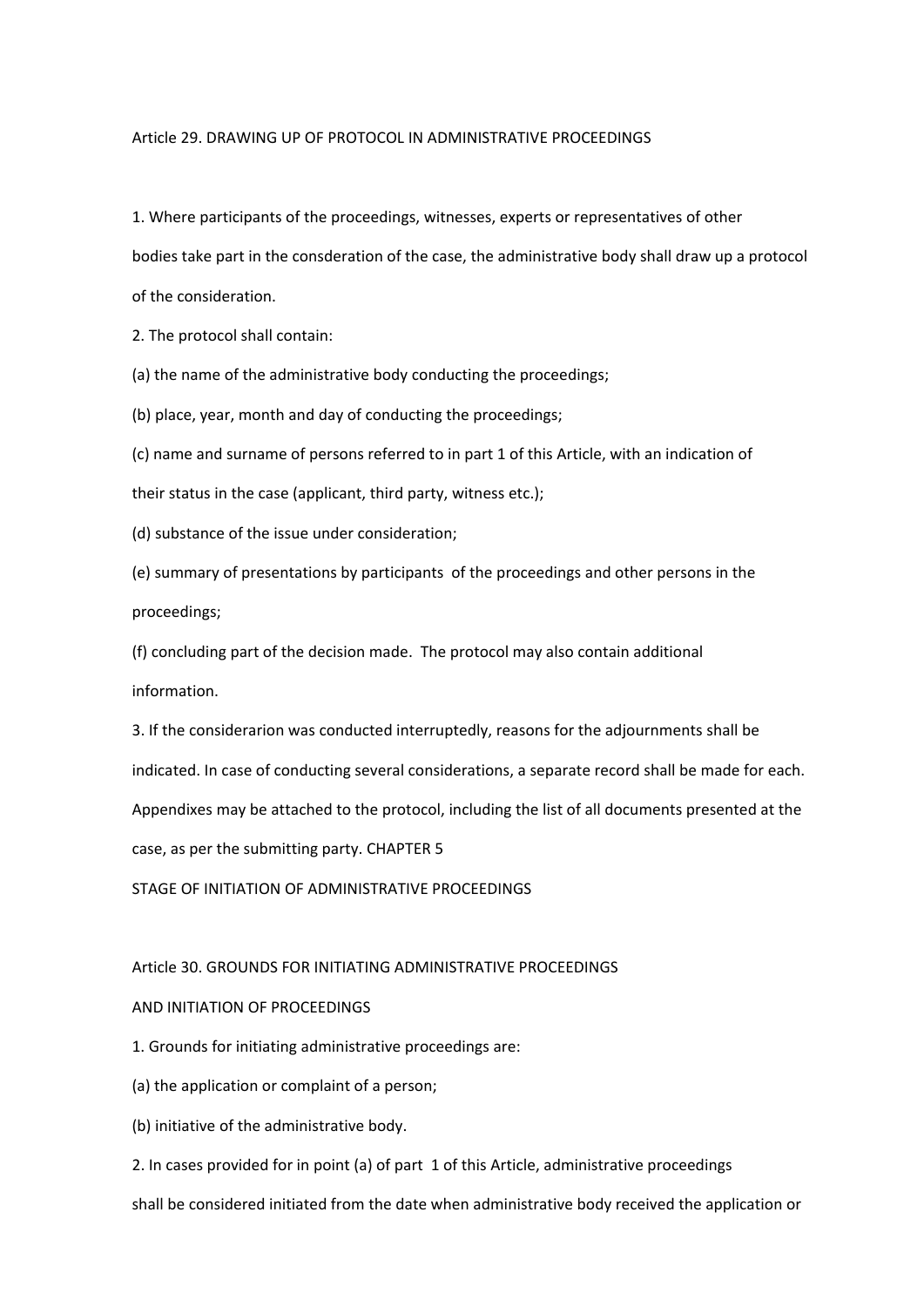### Article 29. DRAWING UP OF PROTOCOL IN ADMINISTRATIVE PROCEEDINGS

1. Where participants of the proceedings, witnesses, experts or representatives of other bodies take part in the consderation of the case, the administrative body shall draw up a protocol of the consideration.

2. The protocol shall contain:

(a) the name of the administrative body conducting the proceedings;

(b) place, year, month and day of conducting the proceedings;

(c) name and surname of persons referred to in part 1 of this Article, with an indication of their status in the case (applicant, third party, witness etc.);

(d) substance of the issue under consideration;

(e) summary of presentations by participants of the proceedings and other persons in the proceedings;

(f) concluding part of the decision made. The protocol may also contain additional information.

3. If the considerarion was conducted interruptedly, reasons for the adjournments shall be indicated. In case of conducting several considerations, a separate record shall be made for each. Appendixes may be attached to the protocol, including the list of all documents presented at the case, as per the submitting party.

## CHAPTER 5

## STAGE OF INITIATION OF ADMINISTRATIVE PROCEEDINGS

### Article 30. GROUNDS FOR INITIATING ADMINISTRATIVE PROCEEDINGS AND INITIATION OF PROCEEDINGS

1. Grounds for initiating administrative proceedings are:

(a) the application or complaint of a person;

(b) initiative of the administrative body.

2. In cases provided for in point (a) of part 1 of this Article, administrative proceedings shall be considered initiated from the date when administrative body received the application or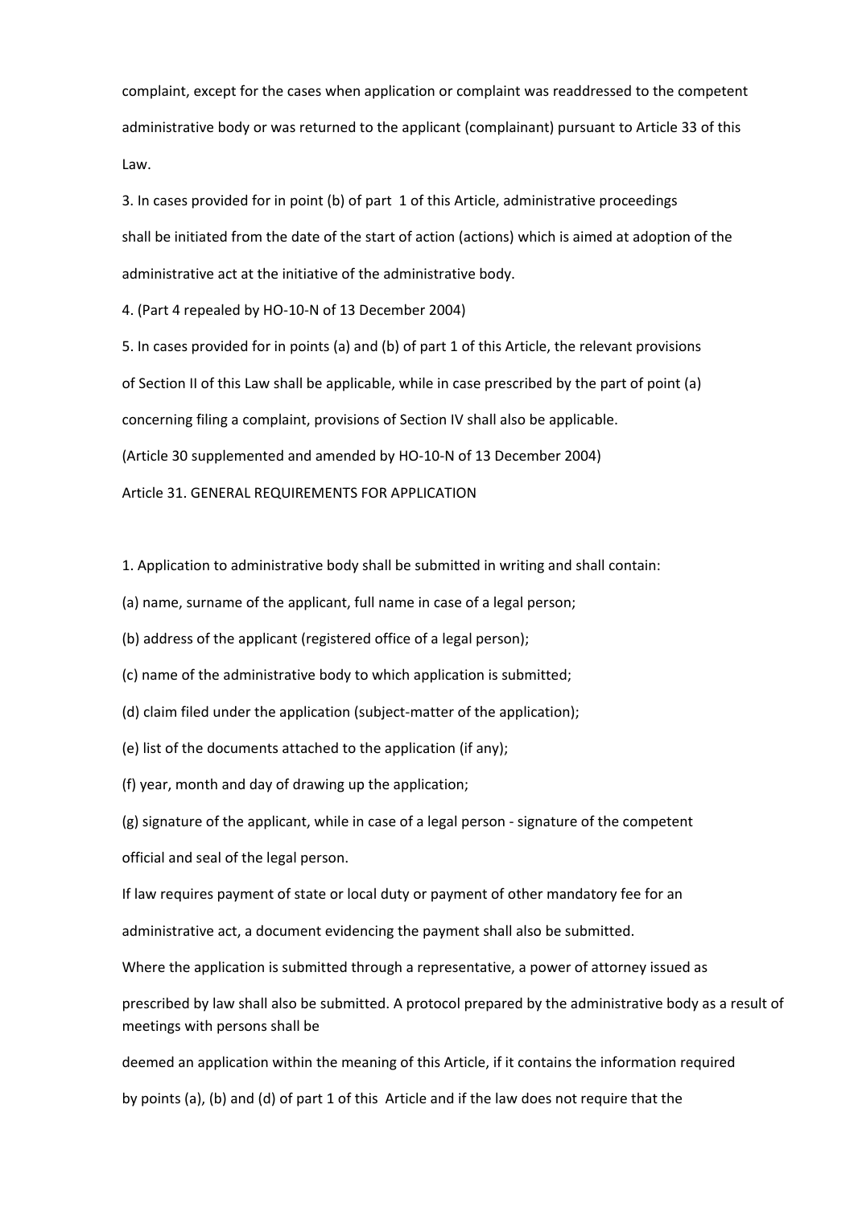complaint, except for the cases when application or complaint was readdressed to the competent administrative body or was returned to the applicant (complainant) pursuant to Article 33 of this Law.

3. In cases provided for in point (b) of part 1 of this Article, administrative proceedings shall be initiated from the date of the start of action (actions) which is aimed at adoption of the administrative act at the initiative of the administrative body.

4. (Part 4 repealed by HO-10-N of 13 December 2004)

5. In cases provided for in points (a) and (b) of part 1 of this Article, the relevant provisions of Section II of this Law shall be applicable, while in case prescribed by the part of point (a) concerning filing a complaint, provisions of Section IV shall also be applicable.

(Article 30 supplemented and amended by HO-10-N of 13 December 2004)

Article 31. GENERAL REQUIREMENTS FOR APPLICATION

1. Application to administrative body shall be submitted in writing and shall contain:

(a) name, surname of the applicant, full name in case of a legal person;

(b) address of the applicant (registered office of a legal person);

(c) name of the administrative body to which application is submitted;

(d) claim filed under the application (subject-matter of the application);

(e) list of the documents attached to the application (if any);

(f) year, month and day of drawing up the application;

(g) signature of the applicant, while in case of a legal person - signature of the competent official and seal of the legal person.

If law requires payment of state or local duty or payment of other mandatory fee for an administrative act, a document evidencing the payment shall also be submitted.

Where the application is submitted through a representative, a power of attorney issued as prescribed by law shall also be submitted. A protocol prepared by the administrative body as a result of meetings with persons shall be deemed an application within the meaning of this Article, if it contains the information required by points (a), (b) and (d) of part 1 of this Article and if the law does not require that the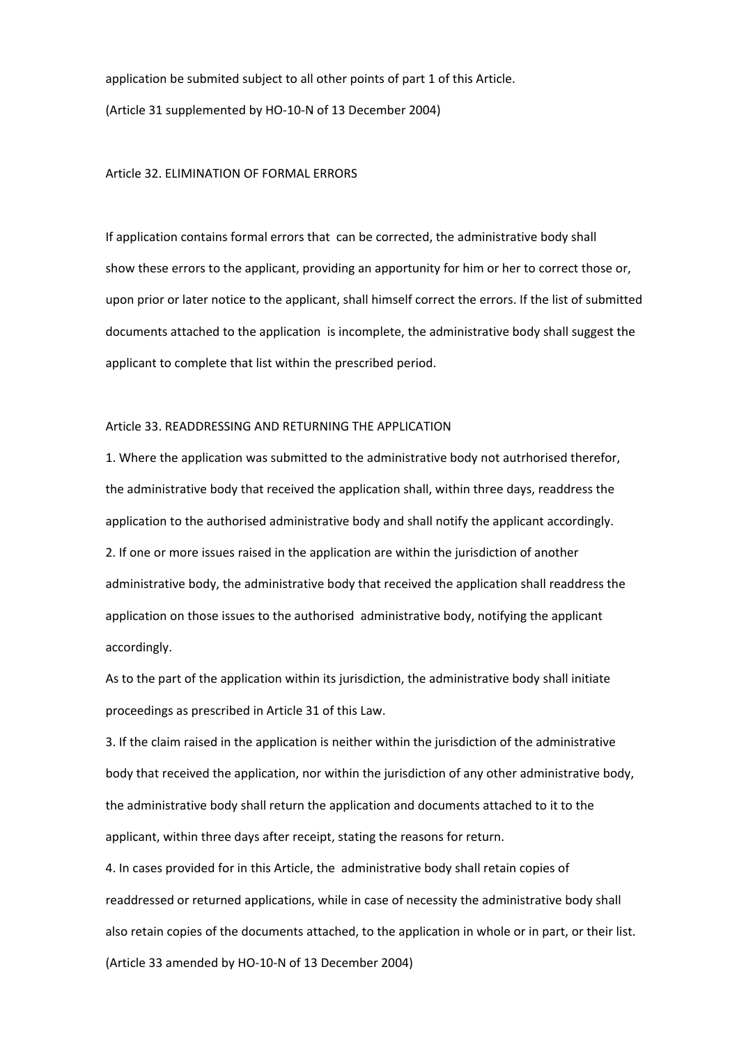application be submited subject to all other points of part 1 of this Article.

(Article 31 supplemented by HO-10-N of 13 December 2004)

## Article 32. ELIMINATION OF FORMAL ERRORS

If application contains formal errors that can be corrected, the administrative body shall show these errors to the applicant, providing an apportunity for him or her to correct those or, upon prior or later notice to the applicant, shall himself correct the errors. If the list of submitted documents attached to the application is incomplete, the administrative body shall suggest the applicant to complete that list within the prescribed period.

## Article 33. READDRESSING AND RETURNING THE APPLICATION

1. Where the application was submitted to the administrative body not autrhorised therefor, the administrative body that received the application shall, within three days, readdress the application to the authorised administrative body and shall notify the applicant accordingly.
2. If one or more issues raised in the application are within the jurisdiction of another administrative body, the administrative body that received the application shall readdress the application on those issues to the authorised administrative body, notifying the applicant accordingly.

As to the part of the application within its jurisdiction, the administrative body shall initiate proceedings as prescribed in Article 31 of this Law.

3. If the claim raised in the application is neither within the jurisdiction of the administrative body that received the application, nor within the jurisdiction of any other administrative body, the administrative body shall return the application and documents attached to it to the applicant, within three days after receipt, stating the reasons for return.
4. In cases provided for in this Article, the administrative body shall retain copies of readdressed or returned applications, while in case of necessity the administrative body shall also retain copies of the documents attached, to the application in whole or in part, or their list.

(Article 33 amended by HO-10-N of 13 December 2004)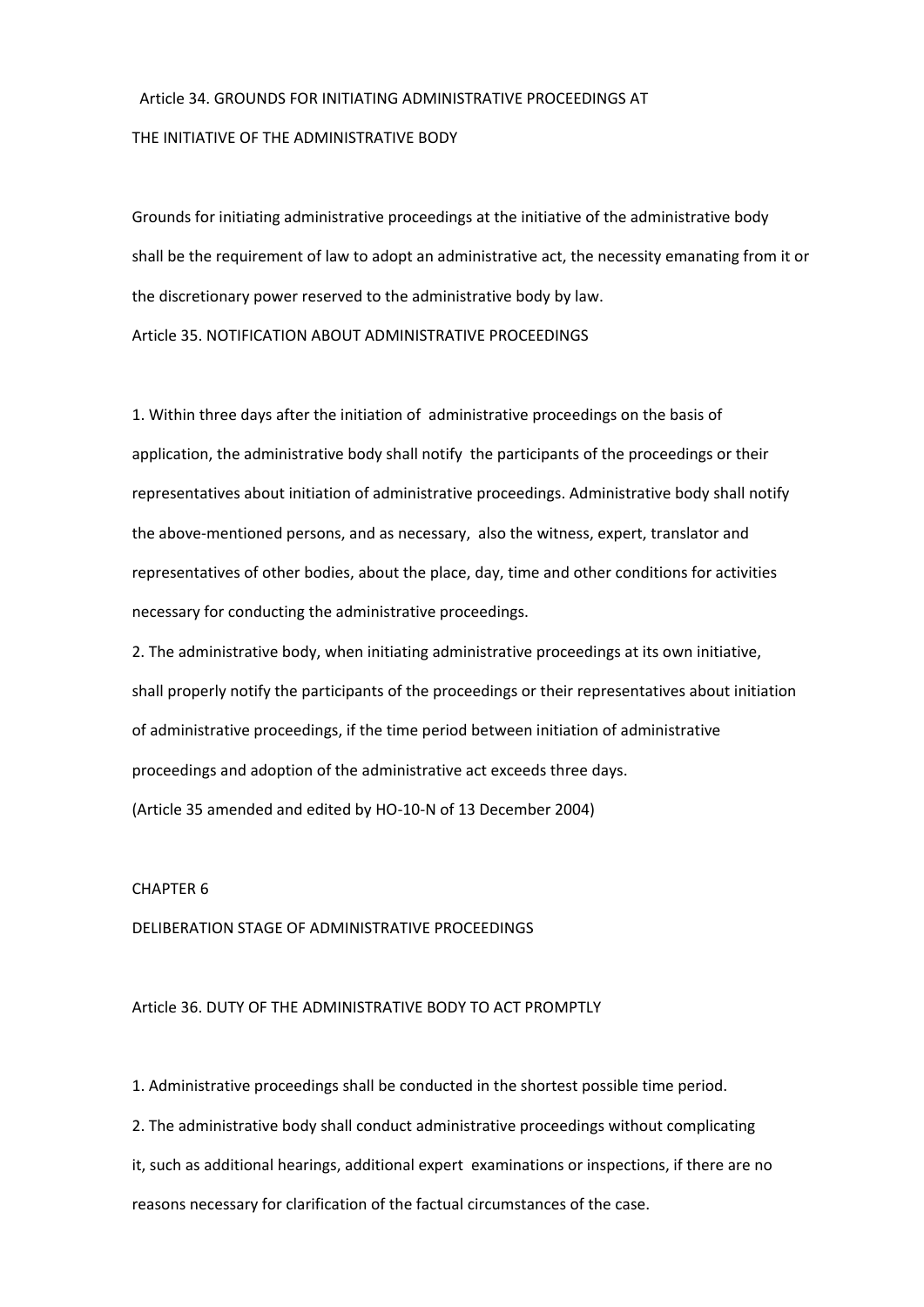### Article 34. GROUNDS FOR INITIATING ADMINISTRATIVE PROCEEDINGS AT THE INITIATIVE OF THE ADMINISTRATIVE BODY

Grounds for initiating administrative proceedings at the initiative of the administrative body shall be the requirement of law to adopt an administrative act, the necessity emanating from it or the discretionary power reserved to the administrative body by law.

### Article 35. NOTIFICATION ABOUT ADMINISTRATIVE PROCEEDINGS

1. Within three days after the initiation of administrative proceedings on the basis of application, the administrative body shall notify the participants of the proceedings or their representatives about initiation of administrative proceedings. Administrative body shall notify the above-mentioned persons, and as necessary, also the witness, expert, translator and representatives of other bodies, about the place, day, time and other conditions for activities necessary for conducting the administrative proceedings.
2. The administrative body, when initiating administrative proceedings at its own initiative, shall properly notify the participants of the proceedings or their representatives about initiation of administrative proceedings, if the time period between initiation of administrative proceedings and adoption of the administrative act exceeds three days.

(Article 35 amended and edited by HO-10-N of 13 December 2004)

## CHAPTER 6

## DELIBERATION STAGE OF ADMINISTRATIVE PROCEEDINGS

### Article 36. DUTY OF THE ADMINISTRATIVE BODY TO ACT PROMPTLY

1. Administrative proceedings shall be conducted in the shortest possible time period.
2. The administrative body shall conduct administrative proceedings without complicating it, such as additional hearings, additional expert examinations or inspections, if there are no reasons necessary for clarification of the factual circumstances of the case.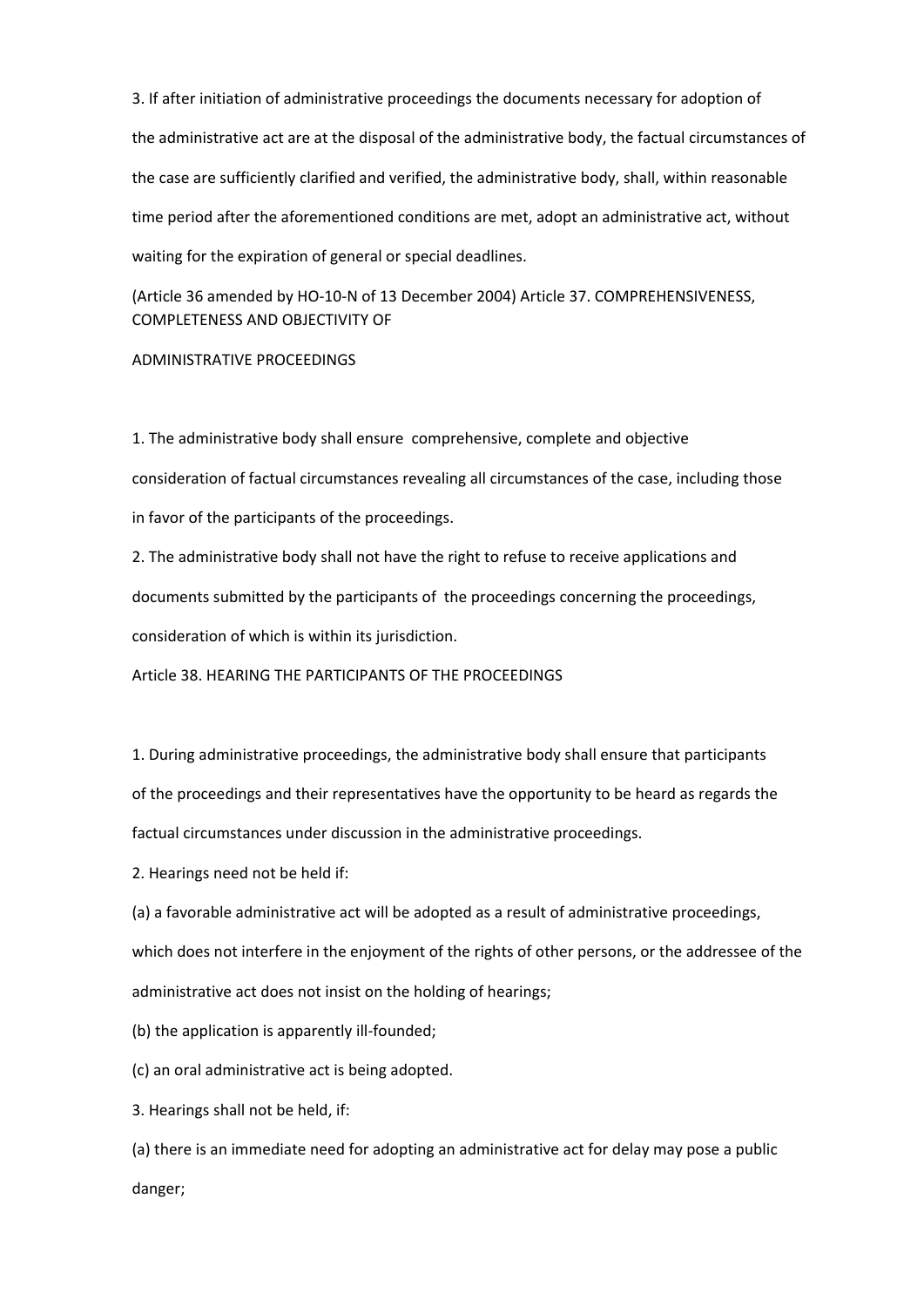3. If after initiation of administrative proceedings the documents necessary for adoption of the administrative act are at the disposal of the administrative body, the factual circumstances of the case are sufficiently clarified and verified, the administrative body, shall, within reasonable time period after the aforementioned conditions are met, adopt an administrative act, without waiting for the expiration of general or special deadlines.

(Article 36 amended by HO-10-N of 13 December 2004)

## Article 37. COMPREHENSIVENESS, COMPLETENESS AND OBJECTIVITY OF ADMINISTRATIVE PROCEEDINGS

1. The administrative body shall ensure comprehensive, complete and objective consideration of factual circumstances revealing all circumstances of the case, including those in favor of the participants of the proceedings.

2. The administrative body shall not have the right to refuse to receive applications and documents submitted by the participants of the proceedings concerning the proceedings, consideration of which is within its jurisdiction.

## Article 38. HEARING THE PARTICIPANTS OF THE PROCEEDINGS

1. During administrative proceedings, the administrative body shall ensure that participants of the proceedings and their representatives have the opportunity to be heard as regards the factual circumstances under discussion in the administrative proceedings.

2. Hearings need not be held if:

(a) a favorable administrative act will be adopted as a result of administrative proceedings, which does not interfere in the enjoyment of the rights of other persons, or the addressee of the administrative act does not insist on the holding of hearings;

(b) the application is apparently ill-founded;

(c) an oral administrative act is being adopted.

3. Hearings shall not be held, if:

(a) there is an immediate need for adopting an administrative act for delay may pose a public danger;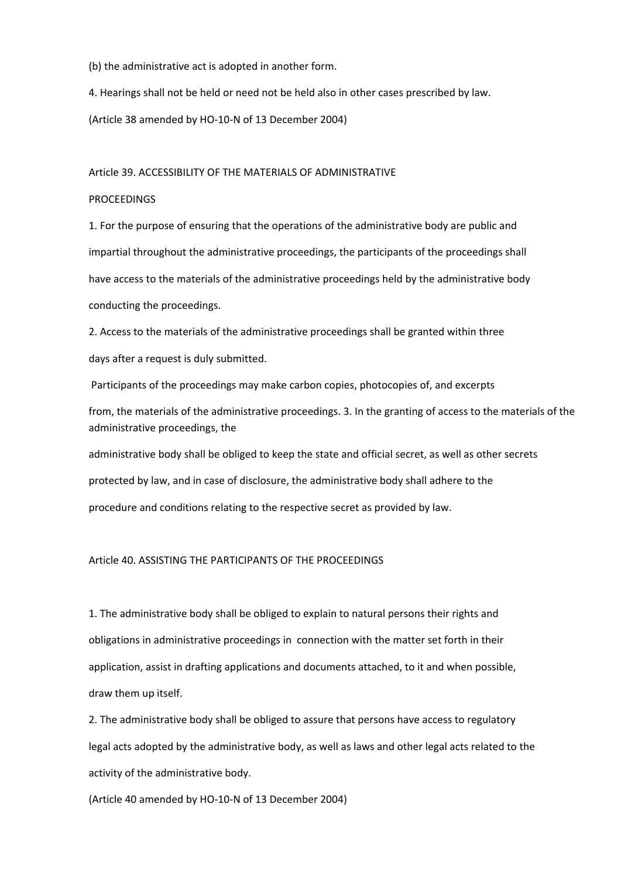(b) the administrative act is adopted in another form.

4. Hearings shall not be held or need not be held also in other cases prescribed by law.

(Article 38 amended by HO-10-N of 13 December 2004)

## Article 39. ACCESSIBILITY OF THE MATERIALS OF ADMINISTRATIVE PROCEEDINGS

1. For the purpose of ensuring that the operations of the administrative body are public and impartial throughout the administrative proceedings, the participants of the proceedings shall have access to the materials of the administrative proceedings held by the administrative body conducting the proceedings.

2. Access to the materials of the administrative proceedings shall be granted within three days after a request is duly submitted.

Participants of the proceedings may make carbon copies, photocopies of, and excerpts from, the materials of the administrative proceedings. 3. In the granting of access to the materials of the administrative proceedings, the administrative body shall be obliged to keep the state and official secret, as well as other secrets protected by law, and in case of disclosure, the administrative body shall adhere to the procedure and conditions relating to the respective secret as provided by law.

## Article 40. ASSISTING THE PARTICIPANTS OF THE PROCEEDINGS

1. The administrative body shall be obliged to explain to natural persons their rights and obligations in administrative proceedings in connection with the matter set forth in their application, assist in drafting applications and documents attached, to it and when possible, draw them up itself.

2. The administrative body shall be obliged to assure that persons have access to regulatory legal acts adopted by the administrative body, as well as laws and other legal acts related to the activity of the administrative body.

(Article 40 amended by HO-10-N of 13 December 2004)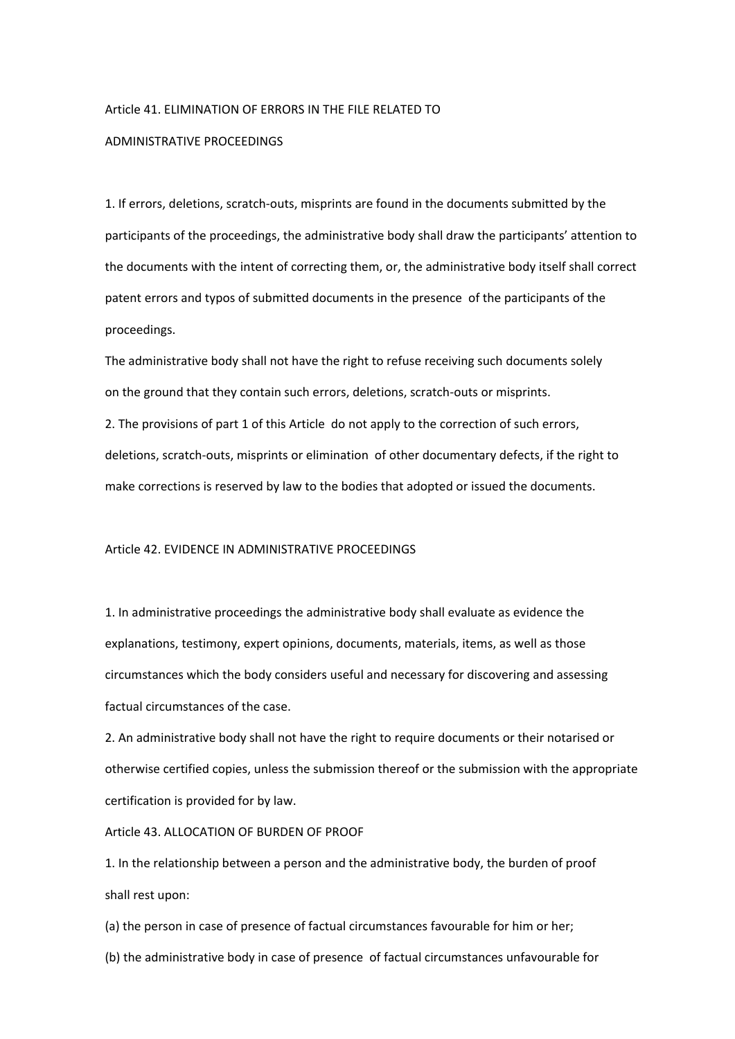## Article 41. ELIMINATION OF ERRORS IN THE FILE RELATED TO ADMINISTRATIVE PROCEEDINGS

1. If errors, deletions, scratch-outs, misprints are found in the documents submitted by the participants of the proceedings, the administrative body shall draw the participants' attention to the documents with the intent of correcting them, or, the administrative body itself shall correct patent errors and typos of submitted documents in the presence of the participants of the proceedings.

The administrative body shall not have the right to refuse receiving such documents solely on the ground that they contain such errors, deletions, scratch-outs or misprints.

2. The provisions of part 1 of this Article do not apply to the correction of such errors, deletions, scratch-outs, misprints or elimination of other documentary defects, if the right to make corrections is reserved by law to the bodies that adopted or issued the documents.

## Article 42. EVIDENCE IN ADMINISTRATIVE PROCEEDINGS

1. In administrative proceedings the administrative body shall evaluate as evidence the explanations, testimony, expert opinions, documents, materials, items, as well as those circumstances which the body considers useful and necessary for discovering and assessing factual circumstances of the case.

2. An administrative body shall not have the right to require documents or their notarised or otherwise certified copies, unless the submission thereof or the submission with the appropriate certification is provided for by law.

## Article 43. ALLOCATION OF BURDEN OF PROOF

1. In the relationship between a person and the administrative body, the burden of proof shall rest upon:

(a) the person in case of presence of factual circumstances favourable for him or her;

(b) the administrative body in case of presence of factual circumstances unfavourable for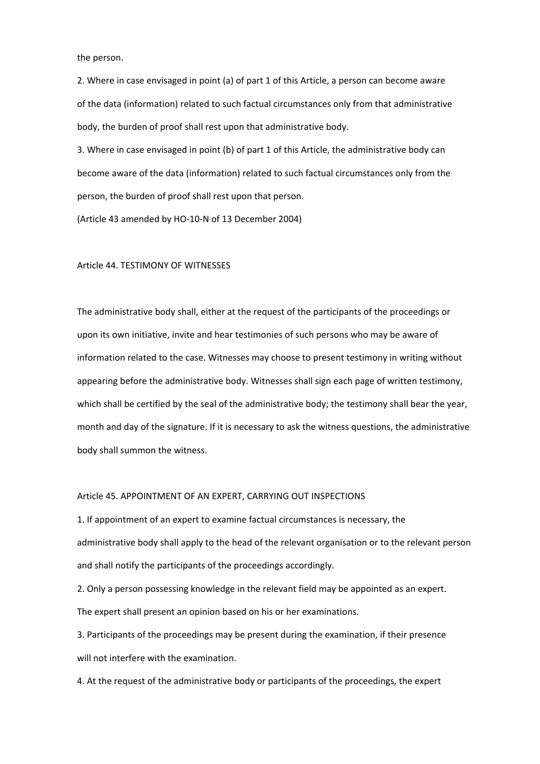the person.

2. Where in case envisaged in point (a) of part 1 of this Article, a person can become aware of the data (information) related to such factual circumstances only from that administrative body, the burden of proof shall rest upon that administrative body.

3. Where in case envisaged in point (b) of part 1 of this Article, the administrative body can become aware of the data (information) related to such factual circumstances only from the person, the burden of proof shall rest upon that person.

(Article 43 amended by HO-10-N of 13 December 2004)

## Article 44. TESTIMONY OF WITNESSES

The administrative body shall, either at the request of the participants of the proceedings or upon its own initiative, invite and hear testimonies of such persons who may be aware of information related to the case. Witnesses may choose to present testimony in writing without appearing before the administrative body. Witnesses shall sign each page of written testimony, which shall be certified by the seal of the administrative body; the testimony shall bear the year, month and day of the signature. If it is necessary to ask the witness questions, the administrative body shall summon the witness.

## Article 45. APPOINTMENT OF AN EXPERT, CARRYING OUT INSPECTIONS

1. If appointment of an expert to examine factual circumstances is necessary, the administrative body shall apply to the head of the relevant organisation or to the relevant person and shall notify the participants of the proceedings accordingly.

2. Only a person possessing knowledge in the relevant field may be appointed as an expert. The expert shall present an opinion based on his or her examinations.

3. Participants of the proceedings may be present during the examination, if their presence will not interfere with the examination.

4. At the request of the administrative body or participants of the proceedings, the expert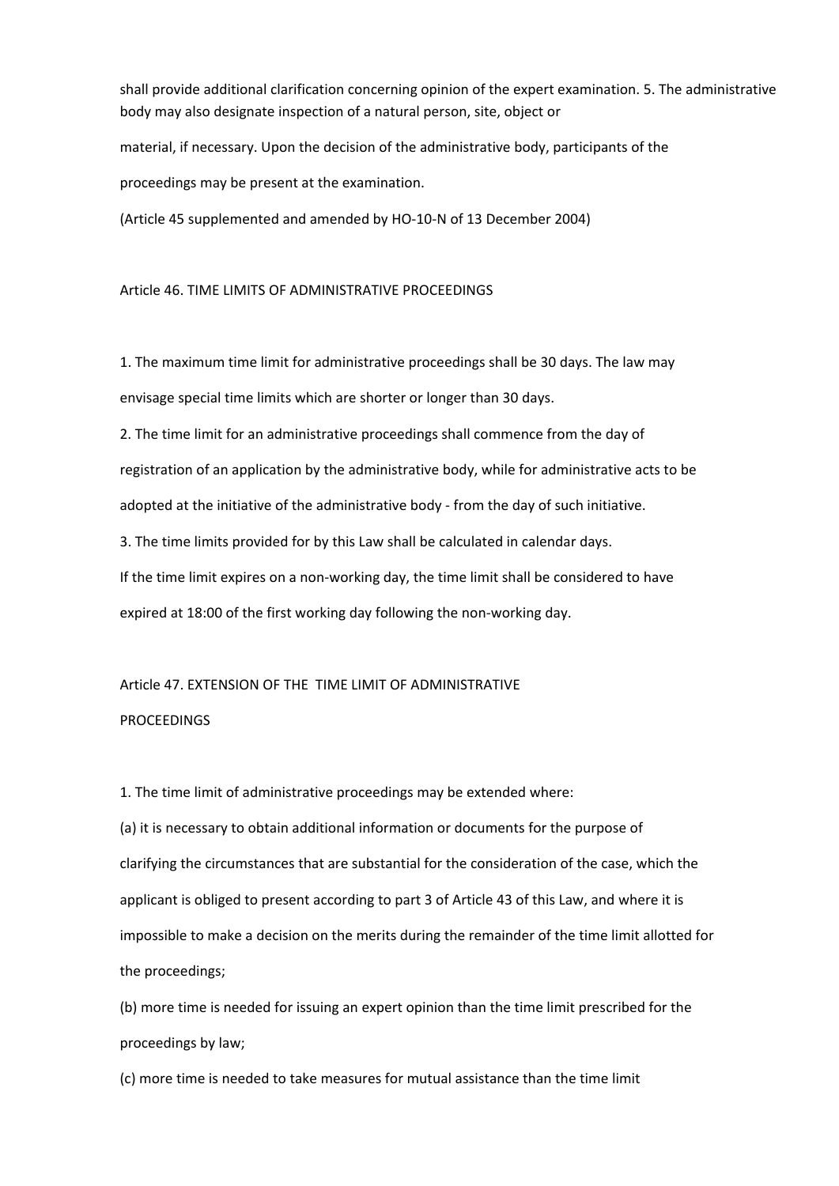shall provide additional clarification concerning opinion of the expert examination. 5. The administrative body may also designate inspection of a natural person, site, object or material, if necessary. Upon the decision of the administrative body, participants of the proceedings may be present at the examination.

(Article 45 supplemented and amended by HO-10-N of 13 December 2004)

## Article 46. TIME LIMITS OF ADMINISTRATIVE PROCEEDINGS

1. The maximum time limit for administrative proceedings shall be 30 days. The law may envisage special time limits which are shorter or longer than 30 days.

2. The time limit for an administrative proceedings shall commence from the day of registration of an application by the administrative body, while for administrative acts to be adopted at the initiative of the administrative body - from the day of such initiative.

3. The time limits provided for by this Law shall be calculated in calendar days.

If the time limit expires on a non-working day, the time limit shall be considered to have expired at 18:00 of the first working day following the non-working day.

## Article 47. EXTENSION OF THE TIME LIMIT OF ADMINISTRATIVE PROCEEDINGS

1. The time limit of administrative proceedings may be extended where:

(a) it is necessary to obtain additional information or documents for the purpose of clarifying the circumstances that are substantial for the consideration of the case, which the applicant is obliged to present according to part 3 of Article 43 of this Law, and where it is impossible to make a decision on the merits during the remainder of the time limit allotted for the proceedings;

(b) more time is needed for issuing an expert opinion than the time limit prescribed for the proceedings by law;

(c) more time is needed to take measures for mutual assistance than the time limit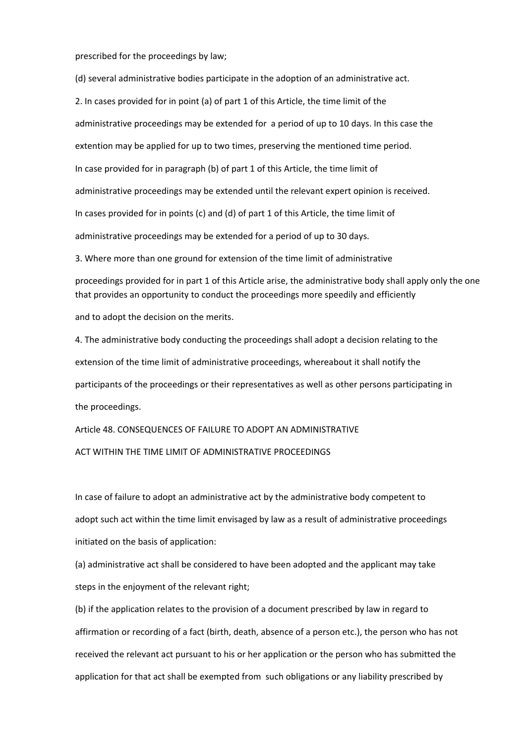prescribed for the proceedings by law;

(d) several administrative bodies participate in the adoption of an administrative act.

2. In cases provided for in point (a) of part 1 of this Article, the time limit of the administrative proceedings may be extended for a period of up to 10 days. In this case the extention may be applied for up to two times, preserving the mentioned time period.

In case provided for in paragraph (b) of part 1 of this Article, the time limit of administrative proceedings may be extended until the relevant expert opinion is received.

In cases provided for in points (c) and (d) of part 1 of this Article, the time limit of administrative proceedings may be extended for a period of up to 30 days.

3. Where more than one ground for extension of the time limit of administrative proceedings provided for in part 1 of this Article arise, the administrative body shall apply only the one that provides an opportunity to conduct the proceedings more speedily and efficiently and to adopt the decision on the merits.

4. The administrative body conducting the proceedings shall adopt a decision relating to the extension of the time limit of administrative proceedings, whereabout it shall notify the participants of the proceedings or their representatives as well as other persons participating in the proceedings.

## Article 48. CONSEQUENCES OF FAILURE TO ADOPT AN ADMINISTRATIVE ACT WITHIN THE TIME LIMIT OF ADMINISTRATIVE PROCEEDINGS

In case of failure to adopt an administrative act by the administrative body competent to adopt such act within the time limit envisaged by law as a result of administrative proceedings initiated on the basis of application:

(a) administrative act shall be considered to have been adopted and the applicant may take steps in the enjoyment of the relevant right;

(b) if the application relates to the provision of a document prescribed by law in regard to affirmation or recording of a fact (birth, death, absence of a person etc.), the person who has not received the relevant act pursuant to his or her application or the person who has submitted the application for that act shall be exempted from such obligations or any liability prescribed by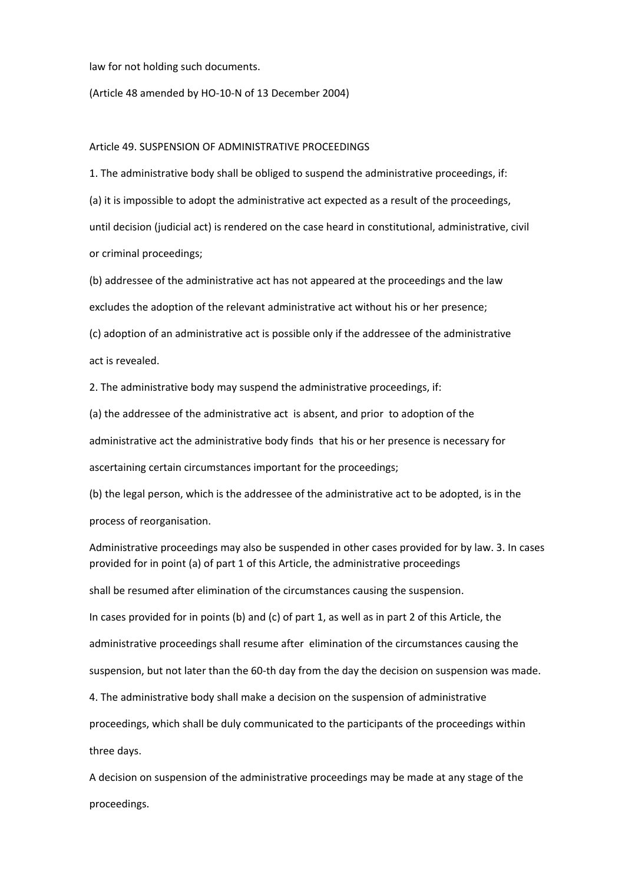law for not holding such documents.

(Article 48 amended by HO-10-N of 13 December 2004)

## Article 49. SUSPENSION OF ADMINISTRATIVE PROCEEDINGS

1. The administrative body shall be obliged to suspend the administrative proceedings, if:

(a) it is impossible to adopt the administrative act expected as a result of the proceedings, until decision (judicial act) is rendered on the case heard in constitutional, administrative, civil or criminal proceedings;

(b) addressee of the administrative act has not appeared at the proceedings and the law excludes the adoption of the relevant administrative act without his or her presence;

(c) adoption of an administrative act is possible only if the addressee of the administrative act is revealed.

2. The administrative body may suspend the administrative proceedings, if:

(a) the addressee of the administrative act is absent, and prior to adoption of the administrative act the administrative body finds that his or her presence is necessary for ascertaining certain circumstances important for the proceedings;

(b) the legal person, which is the addressee of the administrative act to be adopted, is in the process of reorganisation.

Administrative proceedings may also be suspended in other cases provided for by law. 3. In cases provided for in point (a) of part 1 of this Article, the administrative proceedings shall be resumed after elimination of the circumstances causing the suspension.

In cases provided for in points (b) and (c) of part 1, as well as in part 2 of this Article, the administrative proceedings shall resume after elimination of the circumstances causing the suspension, but not later than the 60-th day from the day the decision on suspension was made.

4. The administrative body shall make a decision on the suspension of administrative proceedings, which shall be duly communicated to the participants of the proceedings within three days.

A decision on suspension of the administrative proceedings may be made at any stage of the proceedings.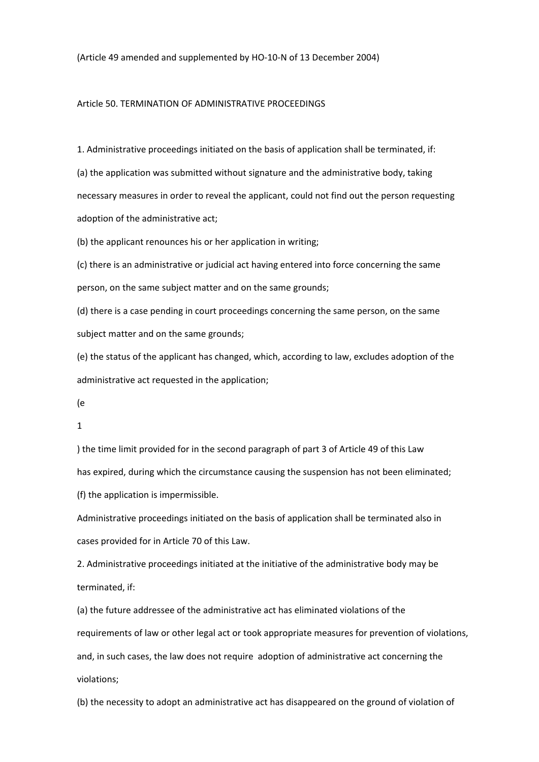(Article 49 amended and supplemented by HO-10-N of 13 December 2004)

## Article 50. TERMINATION OF ADMINISTRATIVE PROCEEDINGS

1. Administrative proceedings initiated on the basis of application shall be terminated, if:

(a) the application was submitted without signature and the administrative body, taking necessary measures in order to reveal the applicant, could not find out the person requesting adoption of the administrative act;

(b) the applicant renounces his or her application in writing;

(c) there is an administrative or judicial act having entered into force concerning the same person, on the same subject matter and on the same grounds;

(d) there is a case pending in court proceedings concerning the same person, on the same subject matter and on the same grounds;

(e) the status of the applicant has changed, which, according to law, excludes adoption of the administrative act requested in the application;

($e^1$) the time limit provided for in the second paragraph of part 3 of Article 49 of this Law has expired, during which the circumstance causing the suspension has not been eliminated;

(f) the application is impermissible.

Administrative proceedings initiated on the basis of application shall be terminated also in cases provided for in Article 70 of this Law.

2. Administrative proceedings initiated at the initiative of the administrative body may be terminated, if:

(a) the future addressee of the administrative act has eliminated violations of the requirements of law or other legal act or took appropriate measures for prevention of violations, and, in such cases, the law does not require adoption of administrative act concerning the violations;

(b) the necessity to adopt an administrative act has disappeared on the ground of violation of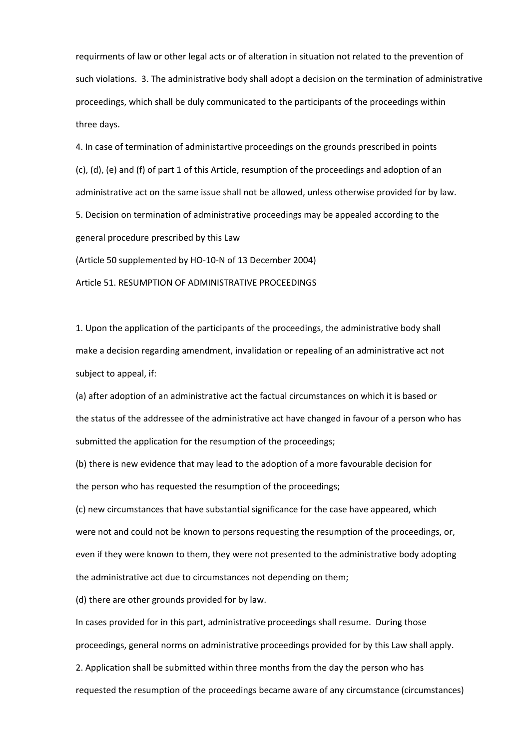requirments of law or other legal acts or of alteration in situation not related to the prevention of such violations. 3. The administrative body shall adopt a decision on the termination of administrative proceedings, which shall be duly communicated to the participants of the proceedings within three days.

4. In case of termination of administartive proceedings on the grounds prescribed in points (c), (d), (e) and (f) of part 1 of this Article, resumption of the proceedings and adoption of an administrative act on the same issue shall not be allowed, unless otherwise provided for by law.

5. Decision on termination of administrative proceedings may be appealed according to the general procedure prescribed by this Law

(Article 50 supplemented by HO-10-N of 13 December 2004)

Article 51. RESUMPTION OF ADMINISTRATIVE PROCEEDINGS

1. Upon the application of the participants of the proceedings, the administrative body shall make a decision regarding amendment, invalidation or repealing of an administrative act not subject to appeal, if:

(a) after adoption of an administrative act the factual circumstances on which it is based or the status of the addressee of the administrative act have changed in favour of a person who has submitted the application for the resumption of the proceedings;

(b) there is new evidence that may lead to the adoption of a more favourable decision for the person who has requested the resumption of the proceedings;

(c) new circumstances that have substantial significance for the case have appeared, which were not and could not be known to persons requesting the resumption of the proceedings, or, even if they were known to them, they were not presented to the administrative body adopting the administrative act due to circumstances not depending on them;

(d) there are other grounds provided for by law.

In cases provided for in this part, administrative proceedings shall resume. During those proceedings, general norms on administrative proceedings provided for by this Law shall apply.

2. Application shall be submitted within three months from the day the person who has requested the resumption of the proceedings became aware of any circumstance (circumstances)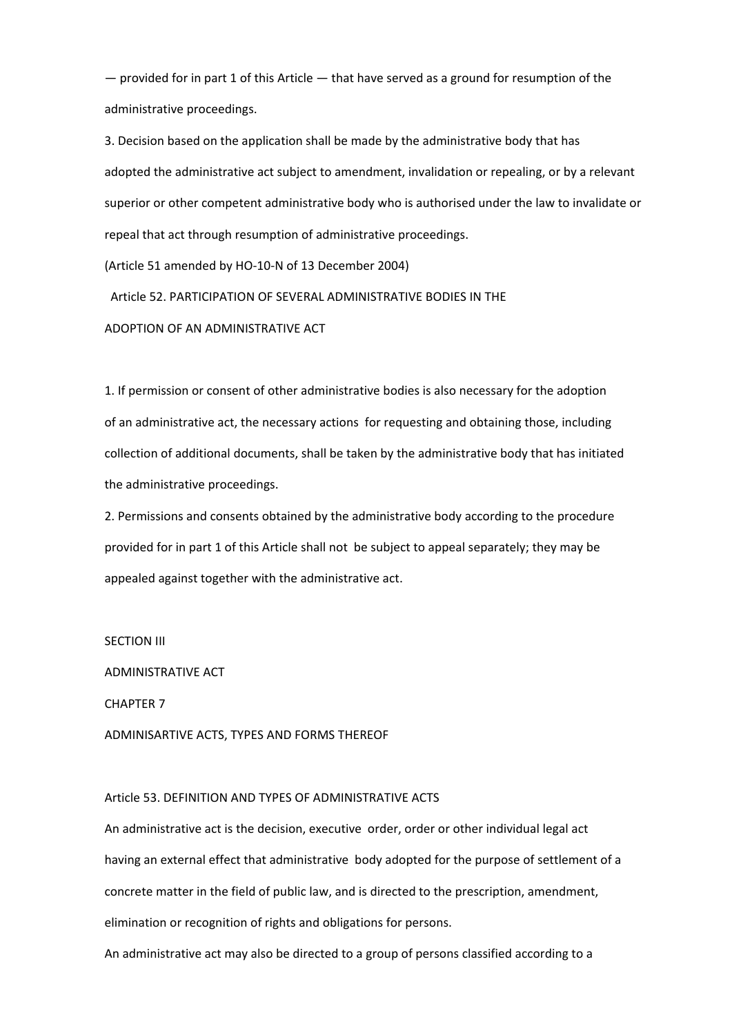— provided for in part 1 of this Article — that have served as a ground for resumption of the administrative proceedings.

3. Decision based on the application shall be made by the administrative body that has adopted the administrative act subject to amendment, invalidation or repealing, or by a relevant superior or other competent administrative body who is authorised under the law to invalidate or repeal that act through resumption of administrative proceedings.

(Article 51 amended by HO-10-N of 13 December 2004)

### Article 52. PARTICIPATION OF SEVERAL ADMINISTRATIVE BODIES IN THE ADOPTION OF AN ADMINISTRATIVE ACT

1. If permission or consent of other administrative bodies is also necessary for the adoption of an administrative act, the necessary actions for requesting and obtaining those, including collection of additional documents, shall be taken by the administrative body that has initiated the administrative proceedings.

2. Permissions and consents obtained by the administrative body according to the procedure provided for in part 1 of this Article shall not be subject to appeal separately; they may be appealed against together with the administrative act.

# SECTION III

# ADMINISTRATIVE ACT

## CHAPTER 7

## ADMINISARTIVE ACTS, TYPES AND FORMS THEREOF

### Article 53. DEFINITION AND TYPES OF ADMINISTRATIVE ACTS

An administrative act is the decision, executive order, order or other individual legal act having an external effect that administrative body adopted for the purpose of settlement of a concrete matter in the field of public law, and is directed to the prescription, amendment, elimination or recognition of rights and obligations for persons.

An administrative act may also be directed to a group of persons classified according to a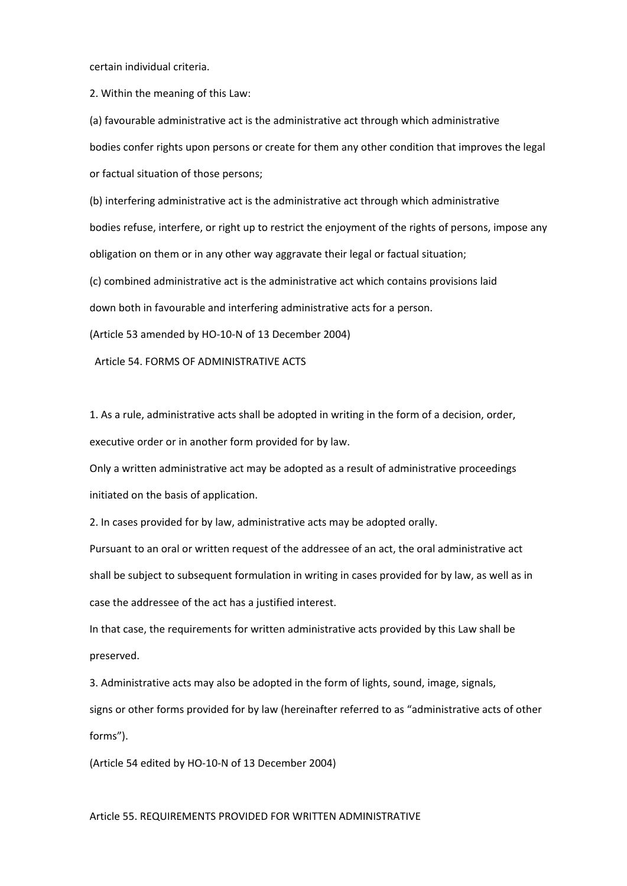certain individual criteria.

2. Within the meaning of this Law:

(a) favourable administrative act is the administrative act through which administrative bodies confer rights upon persons or create for them any other condition that improves the legal or factual situation of those persons;

(b) interfering administrative act is the administrative act through which administrative bodies refuse, interfere, or right up to restrict the enjoyment of the rights of persons, impose any obligation on them or in any other way aggravate their legal or factual situation;

(c) combined administrative act is the administrative act which contains provisions laid down both in favourable and interfering administrative acts for a person.

(Article 53 amended by HO-10-N of 13 December 2004)

## Article 54. FORMS OF ADMINISTRATIVE ACTS

1. As a rule, administrative acts shall be adopted in writing in the form of a decision, order, executive order or in another form provided for by law.

Only a written administrative act may be adopted as a result of administrative proceedings initiated on the basis of application.

2. In cases provided for by law, administrative acts may be adopted orally.

Pursuant to an oral or written request of the addressee of an act, the oral administrative act shall be subject to subsequent formulation in writing in cases provided for by law, as well as in case the addressee of the act has a justified interest.

In that case, the requirements for written administrative acts provided by this Law shall be preserved.

3. Administrative acts may also be adopted in the form of lights, sound, image, signals, signs or other forms provided for by law (hereinafter referred to as "administrative acts of other forms").

(Article 54 edited by HO-10-N of 13 December 2004)

## Article 55. REQUIREMENTS PROVIDED FOR WRITTEN ADMINISTRATIVE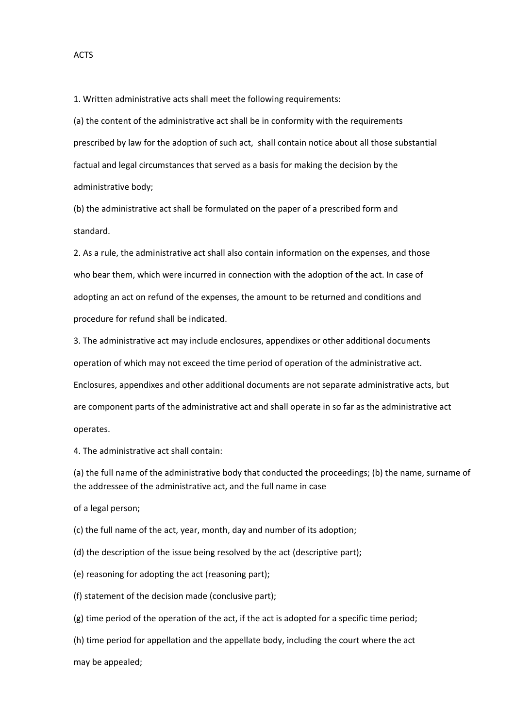ACTS

1. Written administrative acts shall meet the following requirements:

(a) the content of the administrative act shall be in conformity with the requirements prescribed by law for the adoption of such act, shall contain notice about all those substantial factual and legal circumstances that served as a basis for making the decision by the administrative body;

(b) the administrative act shall be formulated on the paper of a prescribed form and standard.

2. As a rule, the administrative act shall also contain information on the expenses, and those who bear them, which were incurred in connection with the adoption of the act. In case of adopting an act on refund of the expenses, the amount to be returned and conditions and procedure for refund shall be indicated.

3. The administrative act may include enclosures, appendixes or other additional documents operation of which may not exceed the time period of operation of the administrative act. Enclosures, appendixes and other additional documents are not separate administrative acts, but are component parts of the administrative act and shall operate in so far as the administrative act operates.

4. The administrative act shall contain:

(a) the full name of the administrative body that conducted the proceedings; (b) the name, surname of the addressee of the administrative act, and the full name in case of a legal person;

(c) the full name of the act, year, month, day and number of its adoption;

(d) the description of the issue being resolved by the act (descriptive part);

(e) reasoning for adopting the act (reasoning part);

(f) statement of the decision made (conclusive part);

(g) time period of the operation of the act, if the act is adopted for a specific time period;

(h) time period for appellation and the appellate body, including the court where the act may be appealed;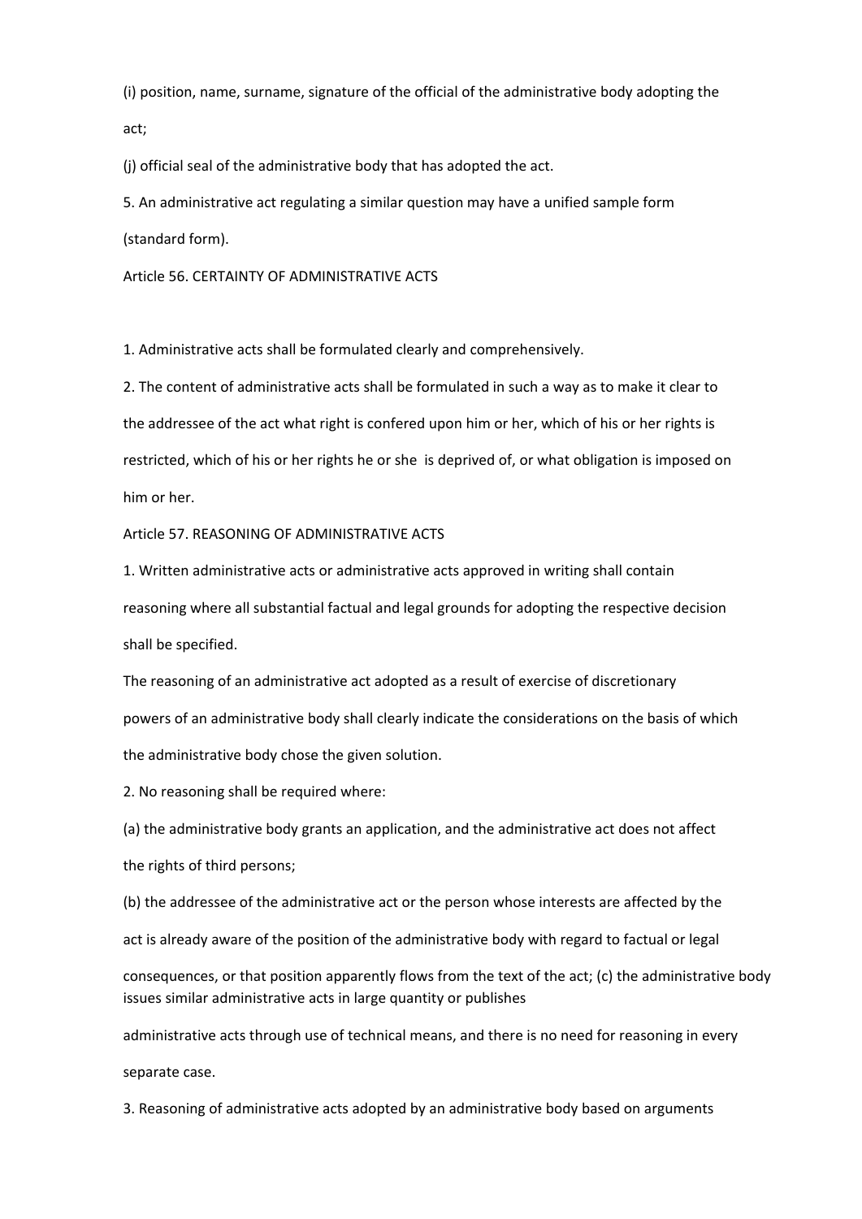(i) position, name, surname, signature of the official of the administrative body adopting the act;

(j) official seal of the administrative body that has adopted the act.

5. An administrative act regulating a similar question may have a unified sample form (standard form).

## Article 56. CERTAINTY OF ADMINISTRATIVE ACTS

1. Administrative acts shall be formulated clearly and comprehensively.

2. The content of administrative acts shall be formulated in such a way as to make it clear to the addressee of the act what right is confered upon him or her, which of his or her rights is restricted, which of his or her rights he or she is deprived of, or what obligation is imposed on him or her.

## Article 57. REASONING OF ADMINISTRATIVE ACTS

1. Written administrative acts or administrative acts approved in writing shall contain reasoning where all substantial factual and legal grounds for adopting the respective decision shall be specified.

The reasoning of an administrative act adopted as a result of exercise of discretionary powers of an administrative body shall clearly indicate the considerations on the basis of which the administrative body chose the given solution.

2. No reasoning shall be required where:

(a) the administrative body grants an application, and the administrative act does not affect the rights of third persons;

(b) the addressee of the administrative act or the person whose interests are affected by the act is already aware of the position of the administrative body with regard to factual or legal consequences, or that position apparently flows from the text of the act;

(c) the administrative body issues similar administrative acts in large quantity or publishes administrative acts through use of technical means, and there is no need for reasoning in every separate case.

3. Reasoning of administrative acts adopted by an administrative body based on arguments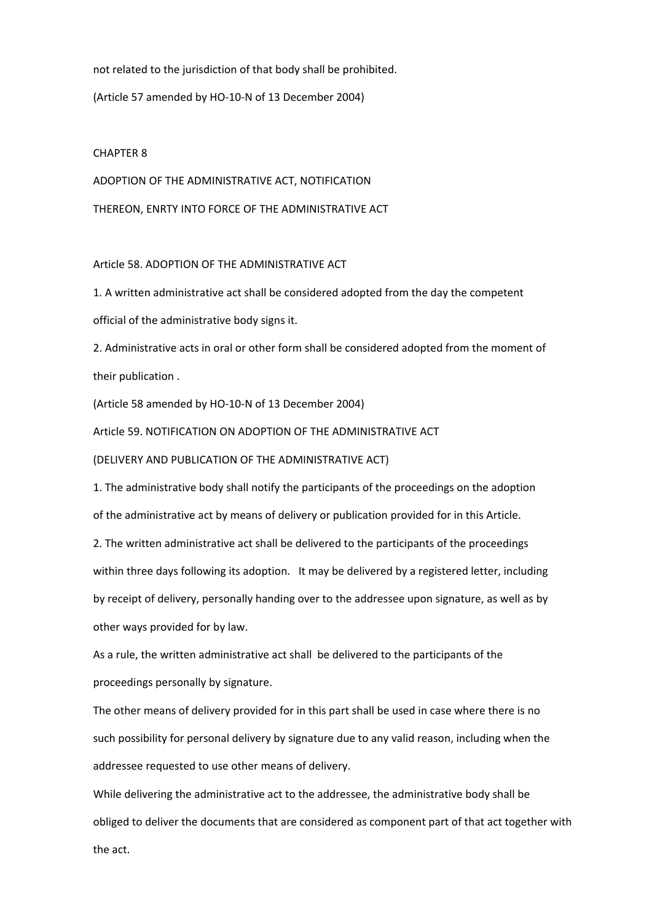not related to the jurisdiction of that body shall be prohibited.

(Article 57 amended by HO-10-N of 13 December 2004)

## CHAPTER 8

## ADOPTION OF THE ADMINISTRATIVE ACT, NOTIFICATION THEREON, ENRTY INTO FORCE OF THE ADMINISTRATIVE ACT

### Article 58. ADOPTION OF THE ADMINISTRATIVE ACT

1. A written administrative act shall be considered adopted from the day the competent official of the administrative body signs it.

2. Administrative acts in oral or other form shall be considered adopted from the moment of their publication .

(Article 58 amended by HO-10-N of 13 December 2004)

### Article 59. NOTIFICATION ON ADOPTION OF THE ADMINISTRATIVE ACT (DELIVERY AND PUBLICATION OF THE ADMINISTRATIVE ACT)

1. The administrative body shall notify the participants of the proceedings on the adoption of the administrative act by means of delivery or publication provided for in this Article.

2. The written administrative act shall be delivered to the participants of the proceedings within three days following its adoption. It may be delivered by a registered letter, including by receipt of delivery, personally handing over to the addressee upon signature, as well as by other ways provided for by law.

As a rule, the written administrative act shall be delivered to the participants of the proceedings personally by signature.

The other means of delivery provided for in this part shall be used in case where there is no such possibility for personal delivery by signature due to any valid reason, including when the addressee requested to use other means of delivery.

While delivering the administrative act to the addressee, the administrative body shall be obliged to deliver the documents that are considered as component part of that act together with the act.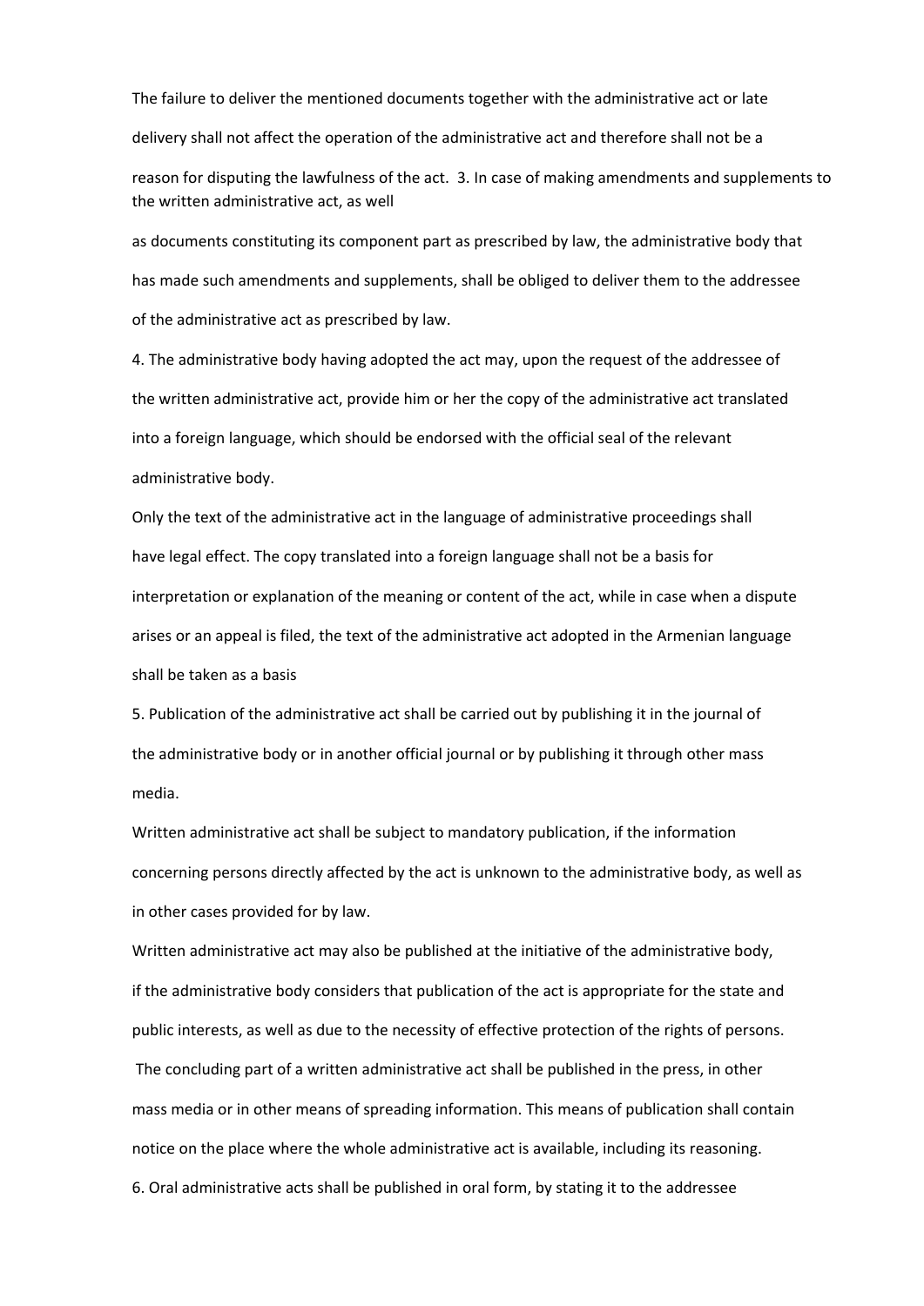The failure to deliver the mentioned documents together with the administrative act or late delivery shall not affect the operation of the administrative act and therefore shall not be a reason for disputing the lawfulness of the act. 3. In case of making amendments and supplements to the written administrative act, as well as documents constituting its component part as prescribed by law, the administrative body that has made such amendments and supplements, shall be obliged to deliver them to the addressee of the administrative act as prescribed by law.

4. The administrative body having adopted the act may, upon the request of the addressee of the written administrative act, provide him or her the copy of the administrative act translated into a foreign language, which should be endorsed with the official seal of the relevant administrative body.

Only the text of the administrative act in the language of administrative proceedings shall have legal effect. The copy translated into a foreign language shall not be a basis for interpretation or explanation of the meaning or content of the act, while in case when a dispute arises or an appeal is filed, the text of the administrative act adopted in the Armenian language shall be taken as a basis

5. Publication of the administrative act shall be carried out by publishing it in the journal of the administrative body or in another official journal or by publishing it through other mass media.

Written administrative act shall be subject to mandatory publication, if the information concerning persons directly affected by the act is unknown to the administrative body, as well as in other cases provided for by law.

Written administrative act may also be published at the initiative of the administrative body, if the administrative body considers that publication of the act is appropriate for the state and public interests, as well as due to the necessity of effective protection of the rights of persons.

The concluding part of a written administrative act shall be published in the press, in other mass media or in other means of spreading information. This means of publication shall contain notice on the place where the whole administrative act is available, including its reasoning.

6. Oral administrative acts shall be published in oral form, by stating it to the addressee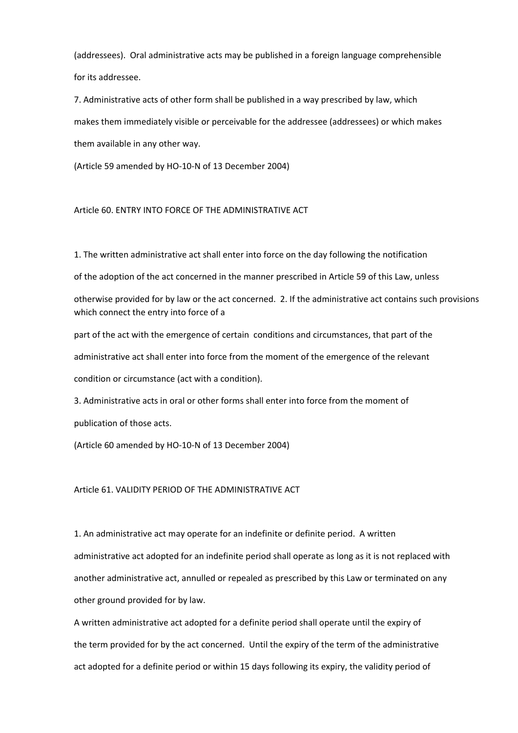(addressees). Oral administrative acts may be published in a foreign language comprehensible for its addressee.

7. Administrative acts of other form shall be published in a way prescribed by law, which makes them immediately visible or perceivable for the addressee (addressees) or which makes them available in any other way.

(Article 59 amended by HO-10-N of 13 December 2004)

## Article 60. ENTRY INTO FORCE OF THE ADMINISTRATIVE ACT

1. The written administrative act shall enter into force on the day following the notification of the adoption of the act concerned in the manner prescribed in Article 59 of this Law, unless otherwise provided for by law or the act concerned. 2. If the administrative act contains such provisions which connect the entry into force of a part of the act with the emergence of certain conditions and circumstances, that part of the administrative act shall enter into force from the moment of the emergence of the relevant condition or circumstance (act with a condition).

3. Administrative acts in oral or other forms shall enter into force from the moment of publication of those acts.

(Article 60 amended by HO-10-N of 13 December 2004)

## Article 61. VALIDITY PERIOD OF THE ADMINISTRATIVE ACT

1. An administrative act may operate for an indefinite or definite period. A written administrative act adopted for an indefinite period shall operate as long as it is not replaced with another administrative act, annulled or repealed as prescribed by this Law or terminated on any other ground provided for by law.

A written administrative act adopted for a definite period shall operate until the expiry of the term provided for by the act concerned. Until the expiry of the term of the administrative act adopted for a definite period or within 15 days following its expiry, the validity period of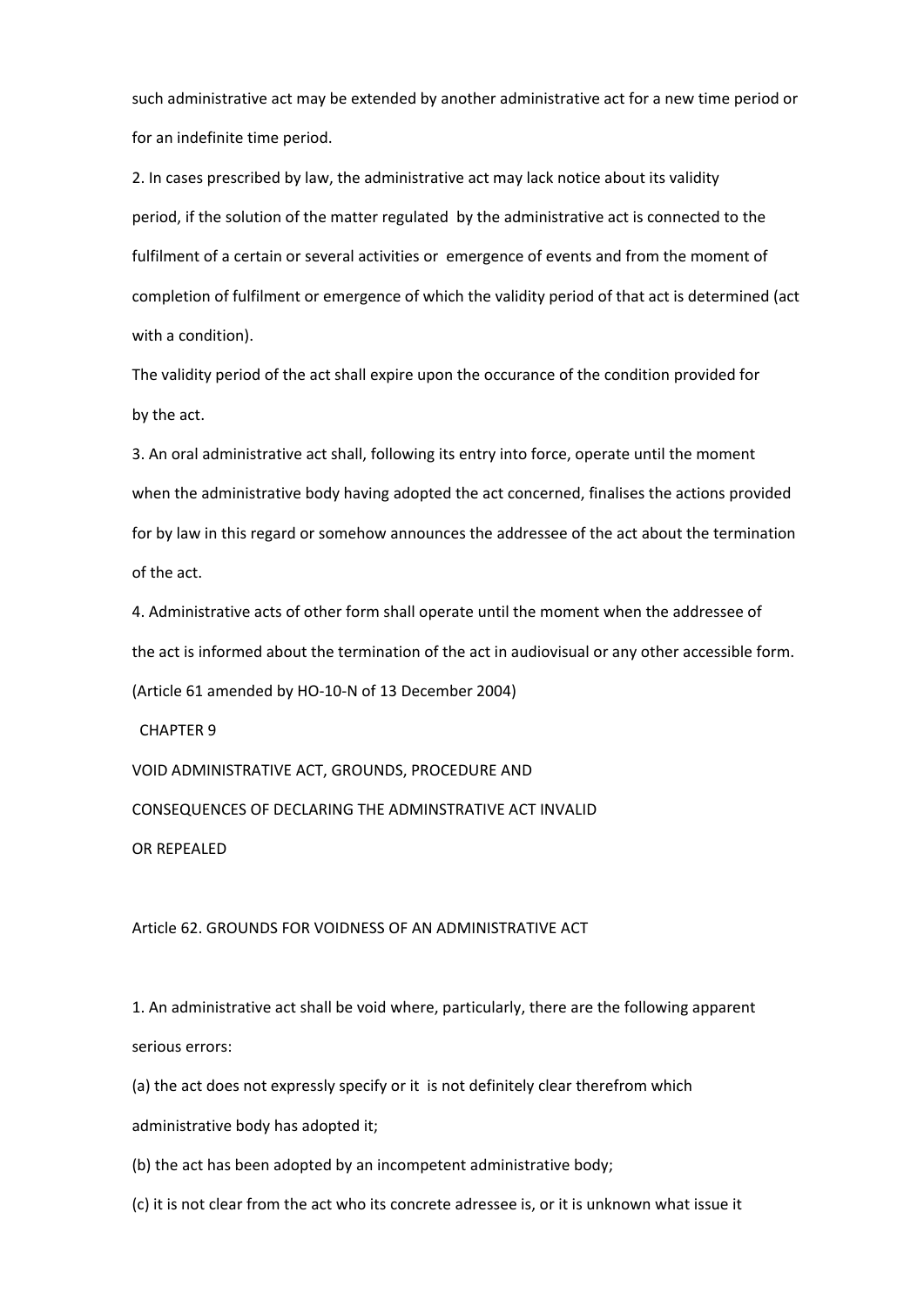such administrative act may be extended by another administrative act for a new time period or for an indefinite time period.

2. In cases prescribed by law, the administrative act may lack notice about its validity period, if the solution of the matter regulated by the administrative act is connected to the fulfilment of a certain or several activities or emergence of events and from the moment of completion of fulfilment or emergence of which the validity period of that act is determined (act with a condition).

The validity period of the act shall expire upon the occurance of the condition provided for by the act.

3. An oral administrative act shall, following its entry into force, operate until the moment when the administrative body having adopted the act concerned, finalises the actions provided for by law in this regard or somehow announces the addressee of the act about the termination of the act.

4. Administrative acts of other form shall operate until the moment when the addressee of the act is informed about the termination of the act in audiovisual or any other accessible form.

(Article 61 amended by HO-10-N of 13 December 2004)

## CHAPTER 9

## VOID ADMINISTRATIVE ACT, GROUNDS, PROCEDURE AND CONSEQUENCES OF DECLARING THE ADMINSTRATIVE ACT INVALID OR REPEALED

### Article 62. GROUNDS FOR VOIDNESS OF AN ADMINISTRATIVE ACT

1. An administrative act shall be void where, particularly, there are the following apparent serious errors:

(a) the act does not expressly specify or it is not definitely clear therefrom which administrative body has adopted it;

(b) the act has been adopted by an incompetent administrative body;

(c) it is not clear from the act who its concrete adressee is, or it is unknown what issue it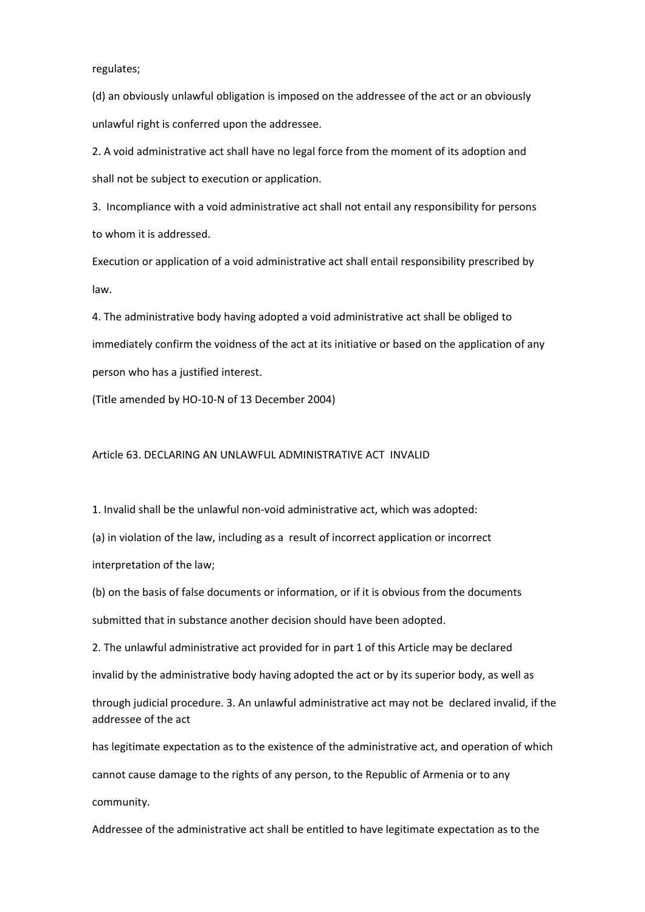regulates;

(d) an obviously unlawful obligation is imposed on the addressee of the act or an obviously unlawful right is conferred upon the addressee.

2. A void administrative act shall have no legal force from the moment of its adoption and shall not be subject to execution or application.

3. Incompliance with a void administrative act shall not entail any responsibility for persons to whom it is addressed.

Execution or application of a void administrative act shall entail responsibility prescribed by law.

4. The administrative body having adopted a void administrative act shall be obliged to immediately confirm the voidness of the act at its initiative or based on the application of any person who has a justified interest.

(Title amended by HO-10-N of 13 December 2004)

## Article 63. DECLARING AN UNLAWFUL ADMINISTRATIVE ACT INVALID

1. Invalid shall be the unlawful non-void administrative act, which was adopted:

(a) in violation of the law, including as a result of incorrect application or incorrect interpretation of the law;

(b) on the basis of false documents or information, or if it is obvious from the documents submitted that in substance another decision should have been adopted.

2. The unlawful administrative act provided for in part 1 of this Article may be declared invalid by the administrative body having adopted the act or by its superior body, as well as through judicial procedure. 3. An unlawful administrative act may not be declared invalid, if the addressee of the act has legitimate expectation as to the existence of the administrative act, and operation of which cannot cause damage to the rights of any person, to the Republic of Armenia or to any community.

Addressee of the administrative act shall be entitled to have legitimate expectation as to the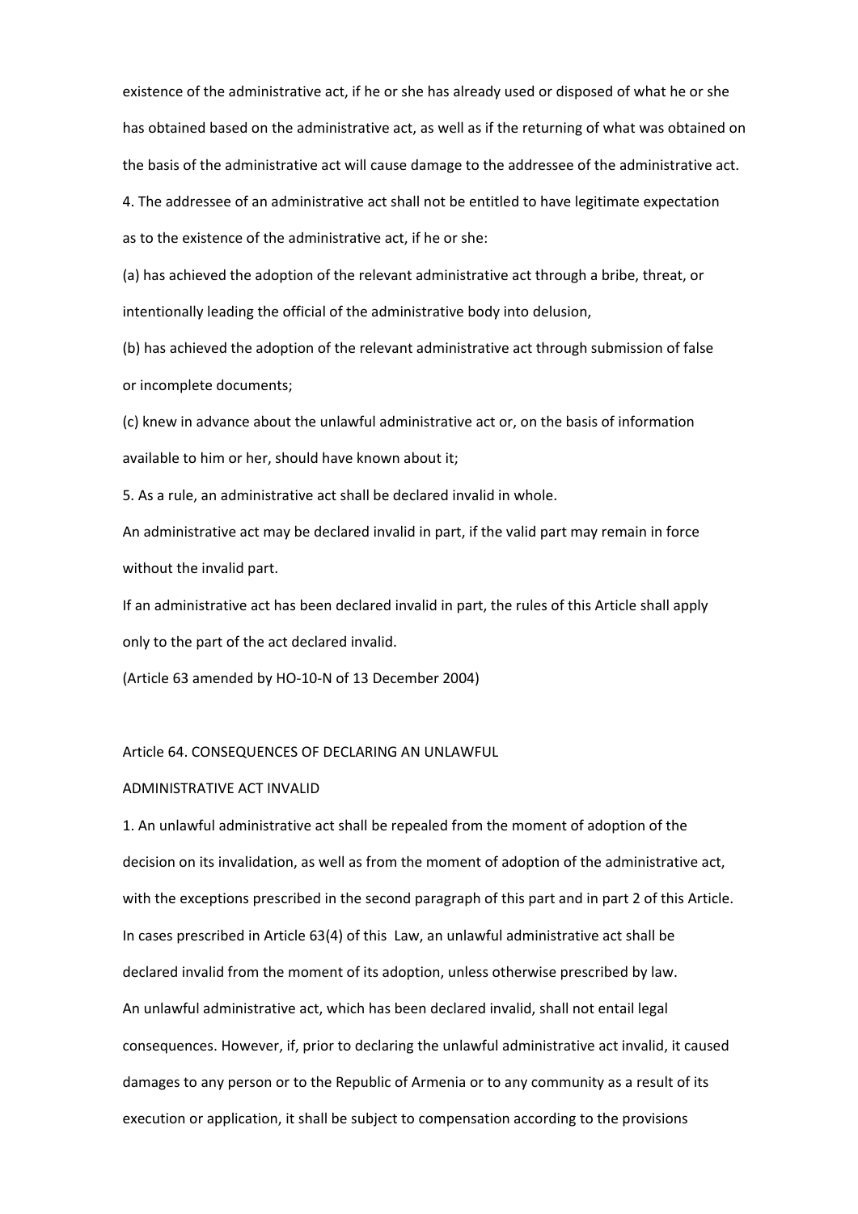existence of the administrative act, if he or she has already used or disposed of what he or she has obtained based on the administrative act, as well as if the returning of what was obtained on the basis of the administrative act will cause damage to the addressee of the administrative act.

4. The addressee of an administrative act shall not be entitled to have legitimate expectation as to the existence of the administrative act, if he or she:

(a) has achieved the adoption of the relevant administrative act through a bribe, threat, or intentionally leading the official of the administrative body into delusion,

(b) has achieved the adoption of the relevant administrative act through submission of false or incomplete documents;

(c) knew in advance about the unlawful administrative act or, on the basis of information available to him or her, should have known about it;

5. As a rule, an administrative act shall be declared invalid in whole.

An administrative act may be declared invalid in part, if the valid part may remain in force without the invalid part.

If an administrative act has been declared invalid in part, the rules of this Article shall apply only to the part of the act declared invalid.

(Article 63 amended by HO-10-N of 13 December 2004)

## Article 64. CONSEQUENCES OF DECLARING AN UNLAWFUL ADMINISTRATIVE ACT INVALID

1. An unlawful administrative act shall be repealed from the moment of adoption of the decision on its invalidation, as well as from the moment of adoption of the administrative act, with the exceptions prescribed in the second paragraph of this part and in part 2 of this Article. In cases prescribed in Article 63(4) of this Law, an unlawful administrative act shall be declared invalid from the moment of its adoption, unless otherwise prescribed by law.

An unlawful administrative act, which has been declared invalid, shall not entail legal consequences. However, if, prior to declaring the unlawful administrative act invalid, it caused damages to any person or to the Republic of Armenia or to any community as a result of its execution or application, it shall be subject to compensation according to the provisions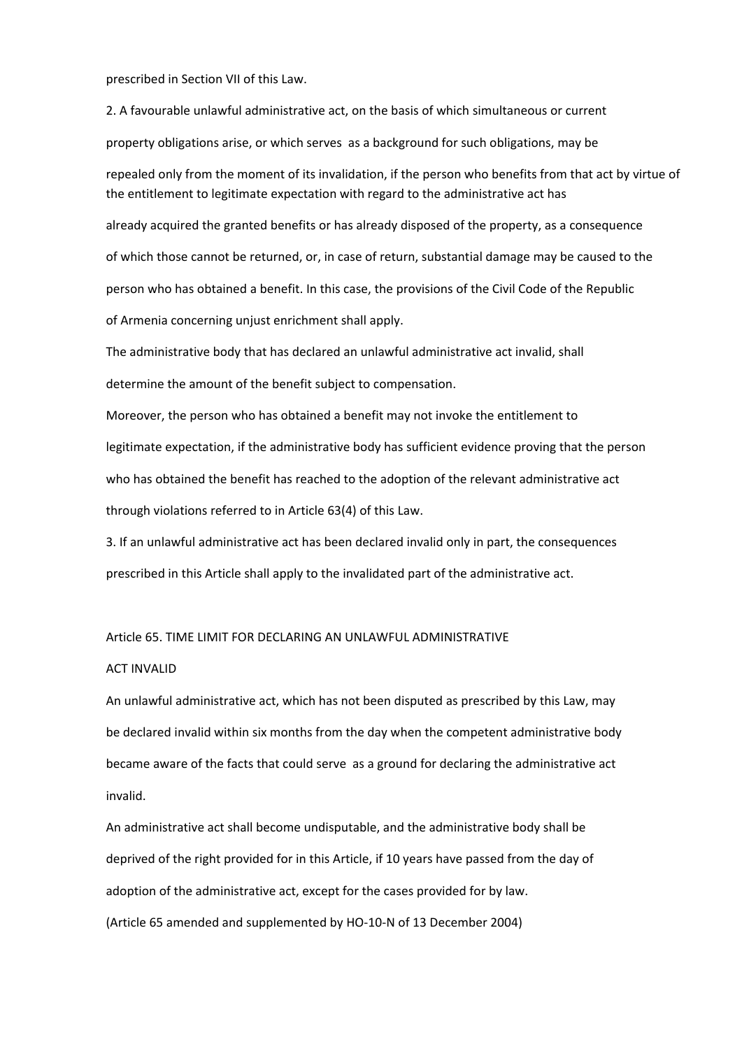prescribed in Section VII of this Law.

2. A favourable unlawful administrative act, on the basis of which simultaneous or current property obligations arise, or which serves as a background for such obligations, may be repealed only from the moment of its invalidation, if the person who benefits from that act by virtue of the entitlement to legitimate expectation with regard to the administrative act has already acquired the granted benefits or has already disposed of the property, as a consequence of which those cannot be returned, or, in case of return, substantial damage may be caused to the person who has obtained a benefit. In this case, the provisions of the Civil Code of the Republic of Armenia concerning unjust enrichment shall apply.

The administrative body that has declared an unlawful administrative act invalid, shall determine the amount of the benefit subject to compensation.

Moreover, the person who has obtained a benefit may not invoke the entitlement to legitimate expectation, if the administrative body has sufficient evidence proving that the person who has obtained the benefit has reached to the adoption of the relevant administrative act through violations referred to in Article 63(4) of this Law.

3. If an unlawful administrative act has been declared invalid only in part, the consequences prescribed in this Article shall apply to the invalidated part of the administrative act.

## Article 65. TIME LIMIT FOR DECLARING AN UNLAWFUL ADMINISTRATIVE ACT INVALID

An unlawful administrative act, which has not been disputed as prescribed by this Law, may be declared invalid within six months from the day when the competent administrative body became aware of the facts that could serve as a ground for declaring the administrative act invalid.

An administrative act shall become undisputable, and the administrative body shall be deprived of the right provided for in this Article, if 10 years have passed from the day of adoption of the administrative act, except for the cases provided for by law.

(Article 65 amended and supplemented by HO-10-N of 13 December 2004)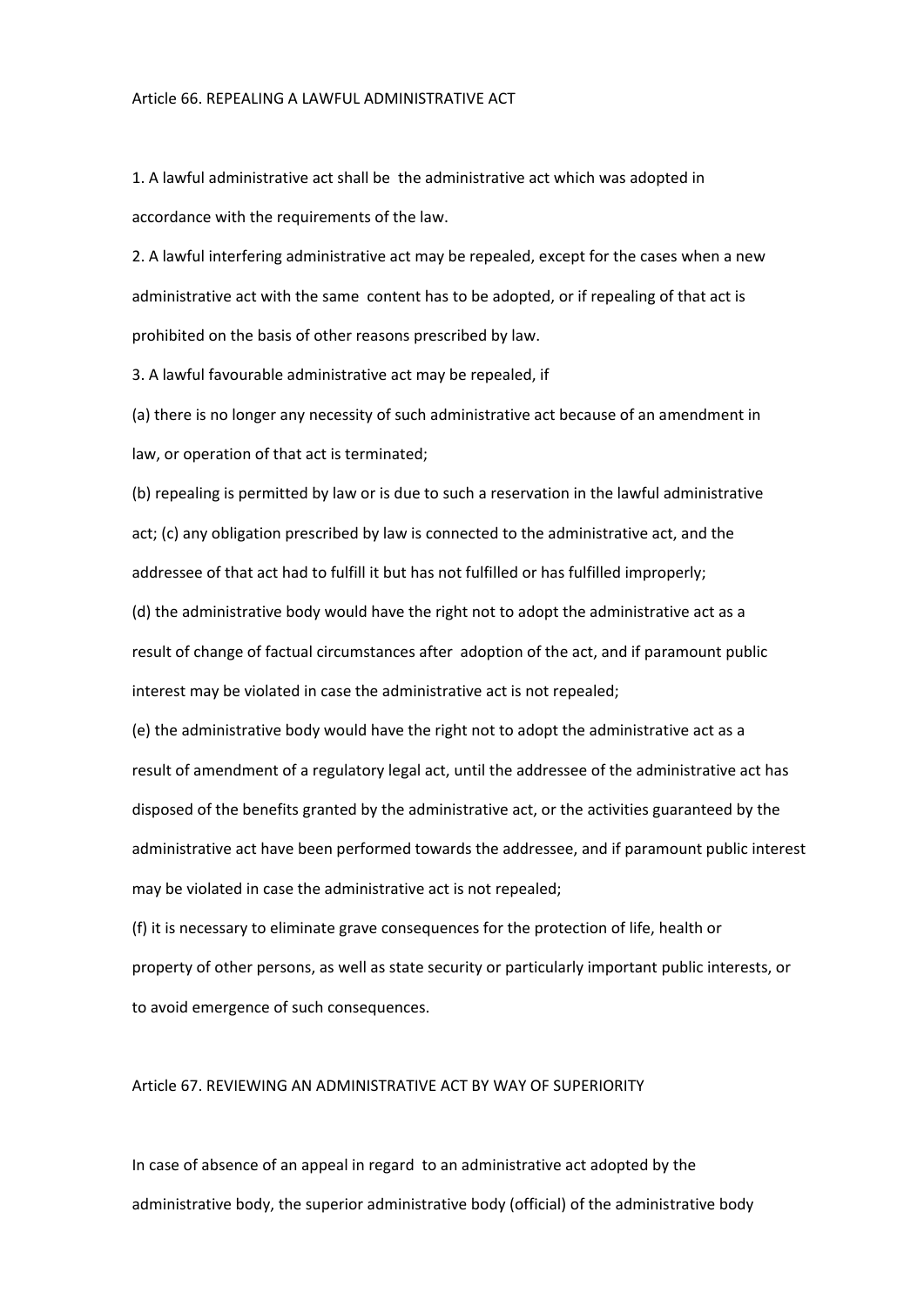## Article 66. REPEALING A LAWFUL ADMINISTRATIVE ACT

1. A lawful administrative act shall be the administrative act which was adopted in accordance with the requirements of the law.

2. A lawful interfering administrative act may be repealed, except for the cases when a new administrative act with the same content has to be adopted, or if repealing of that act is prohibited on the basis of other reasons prescribed by law.

3. A lawful favourable administrative act may be repealed, if

(a) there is no longer any necessity of such administrative act because of an amendment in law, or operation of that act is terminated;

(b) repealing is permitted by law or is due to such a reservation in the lawful administrative act; (c) any obligation prescribed by law is connected to the administrative act, and the addressee of that act had to fulfill it but has not fulfilled or has fulfilled improperly;

(d) the administrative body would have the right not to adopt the administrative act as a result of change of factual circumstances after adoption of the act, and if paramount public interest may be violated in case the administrative act is not repealed;

(e) the administrative body would have the right not to adopt the administrative act as a result of amendment of a regulatory legal act, until the addressee of the administrative act has disposed of the benefits granted by the administrative act, or the activities guaranteed by the administrative act have been performed towards the addressee, and if paramount public interest may be violated in case the administrative act is not repealed;

(f) it is necessary to eliminate grave consequences for the protection of life, health or property of other persons, as well as state security or particularly important public interests, or to avoid emergence of such consequences.

## Article 67. REVIEWING AN ADMINISTRATIVE ACT BY WAY OF SUPERIORITY

In case of absence of an appeal in regard to an administrative act adopted by the administrative body, the superior administrative body (official) of the administrative body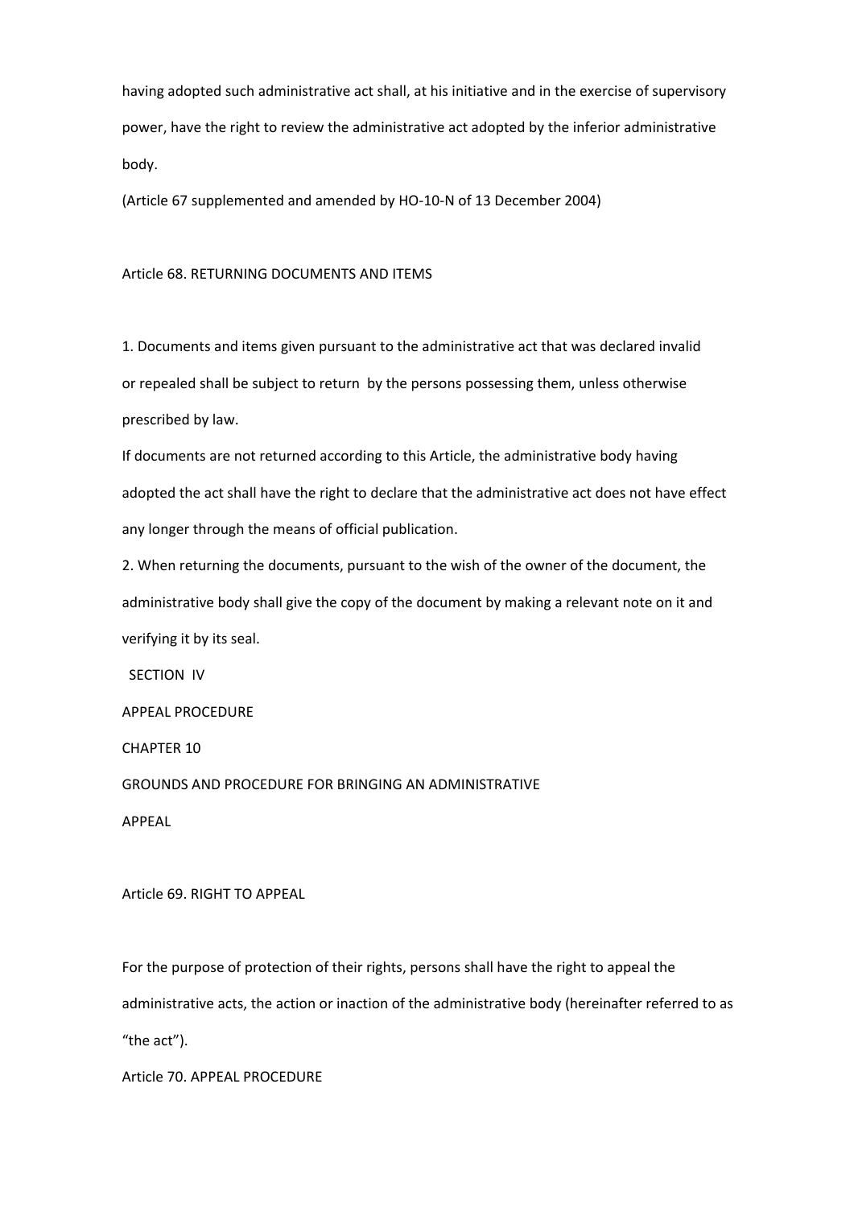having adopted such administrative act shall, at his initiative and in the exercise of supervisory power, have the right to review the administrative act adopted by the inferior administrative body.

(Article 67 supplemented and amended by HO-10-N of 13 December 2004)

### Article 68. RETURNING DOCUMENTS AND ITEMS

1. Documents and items given pursuant to the administrative act that was declared invalid or repealed shall be subject to return by the persons possessing them, unless otherwise prescribed by law.

If documents are not returned according to this Article, the administrative body having adopted the act shall have the right to declare that the administrative act does not have effect any longer through the means of official publication.

2. When returning the documents, pursuant to the wish of the owner of the document, the administrative body shall give the copy of the document by making a relevant note on it and verifying it by its seal.

# SECTION IV

# APPEAL PROCEDURE

## CHAPTER 10

## GROUNDS AND PROCEDURE FOR BRINGING AN ADMINISTRATIVE APPEAL

### Article 69. RIGHT TO APPEAL

For the purpose of protection of their rights, persons shall have the right to appeal the administrative acts, the action or inaction of the administrative body (hereinafter referred to as "the act").

### Article 70. APPEAL PROCEDURE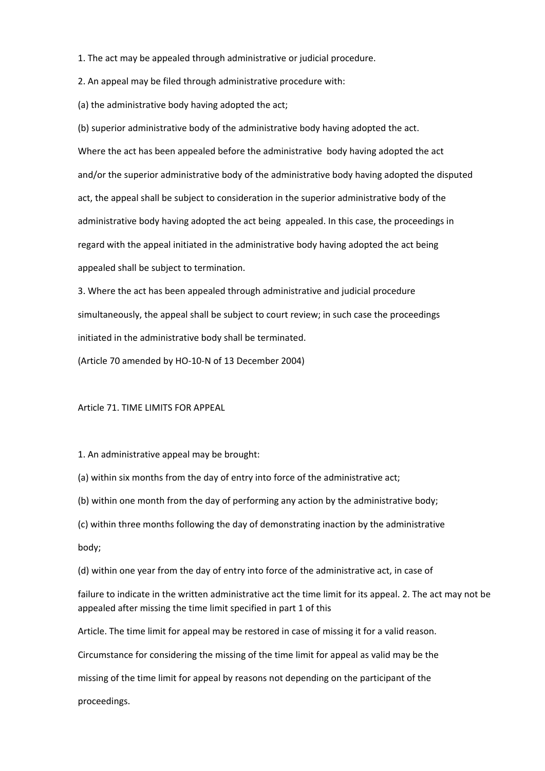1. The act may be appealed through administrative or judicial procedure.

2. An appeal may be filed through administrative procedure with:

(a) the administrative body having adopted the act;

(b) superior administrative body of the administrative body having adopted the act.

Where the act has been appealed before the administrative body having adopted the act and/or the superior administrative body of the administrative body having adopted the disputed act, the appeal shall be subject to consideration in the superior administrative body of the administrative body having adopted the act being appealed. In this case, the proceedings in regard with the appeal initiated in the administrative body having adopted the act being appealed shall be subject to termination.

3. Where the act has been appealed through administrative and judicial procedure simultaneously, the appeal shall be subject to court review; in such case the proceedings initiated in the administrative body shall be terminated.

(Article 70 amended by HO-10-N of 13 December 2004)

## Article 71. TIME LIMITS FOR APPEAL

1. An administrative appeal may be brought:

(a) within six months from the day of entry into force of the administrative act;

(b) within one month from the day of performing any action by the administrative body;

(c) within three months following the day of demonstrating inaction by the administrative body;

(d) within one year from the day of entry into force of the administrative act, in case of failure to indicate in the written administrative act the time limit for its appeal.

2. The act may not be appealed after missing the time limit specified in part 1 of this Article. The time limit for appeal may be restored in case of missing it for a valid reason. Circumstance for considering the missing of the time limit for appeal as valid may be the missing of the time limit for appeal by reasons not depending on the participant of the proceedings.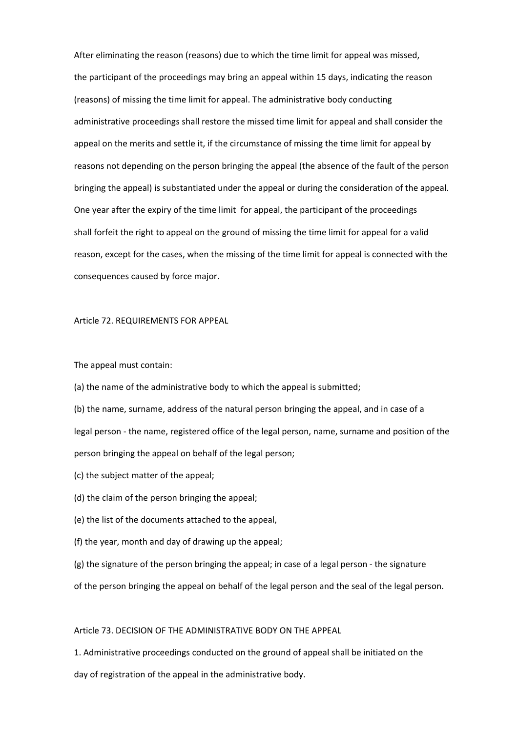After eliminating the reason (reasons) due to which the time limit for appeal was missed, the participant of the proceedings may bring an appeal within 15 days, indicating the reason (reasons) of missing the time limit for appeal. The administrative body conducting administrative proceedings shall restore the missed time limit for appeal and shall consider the appeal on the merits and settle it, if the circumstance of missing the time limit for appeal by reasons not depending on the person bringing the appeal (the absence of the fault of the person bringing the appeal) is substantiated under the appeal or during the consideration of the appeal. One year after the expiry of the time limit for appeal, the participant of the proceedings shall forfeit the right to appeal on the ground of missing the time limit for appeal for a valid reason, except for the cases, when the missing of the time limit for appeal is connected with the consequences caused by force major.

## Article 72. REQUIREMENTS FOR APPEAL

The appeal must contain:

(a) the name of the administrative body to which the appeal is submitted;

(b) the name, surname, address of the natural person bringing the appeal, and in case of a legal person - the name, registered office of the legal person, name, surname and position of the person bringing the appeal on behalf of the legal person;

(c) the subject matter of the appeal;

(d) the claim of the person bringing the appeal;

(e) the list of the documents attached to the appeal,

(f) the year, month and day of drawing up the appeal;

(g) the signature of the person bringing the appeal; in case of a legal person - the signature of the person bringing the appeal on behalf of the legal person and the seal of the legal person.

## Article 73. DECISION OF THE ADMINISTRATIVE BODY ON THE APPEAL

1. Administrative proceedings conducted on the ground of appeal shall be initiated on the day of registration of the appeal in the administrative body.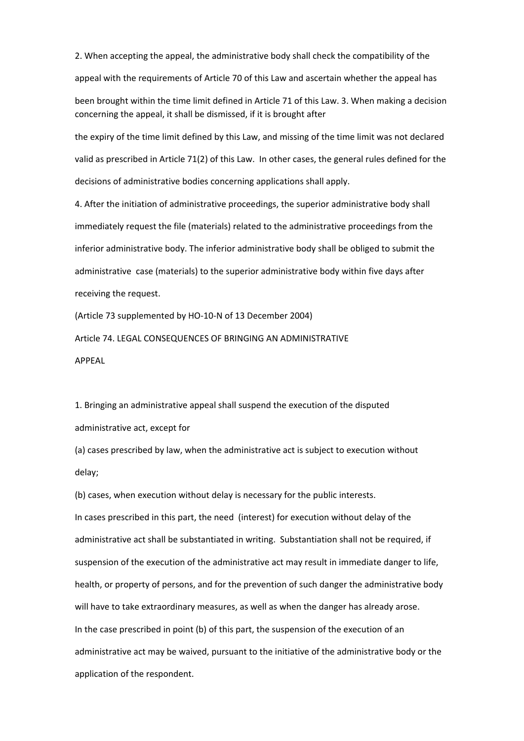2. When accepting the appeal, the administrative body shall check the compatibility of the appeal with the requirements of Article 70 of this Law and ascertain whether the appeal has been brought within the time limit defined in Article 71 of this Law. 3. When making a decision concerning the appeal, it shall be dismissed, if it is brought after the expiry of the time limit defined by this Law, and missing of the time limit was not declared valid as prescribed in Article 71(2) of this Law. In other cases, the general rules defined for the decisions of administrative bodies concerning applications shall apply.

4. After the initiation of administrative proceedings, the superior administrative body shall immediately request the file (materials) related to the administrative proceedings from the inferior administrative body. The inferior administrative body shall be obliged to submit the administrative case (materials) to the superior administrative body within five days after receiving the request.

(Article 73 supplemented by HO-10-N of 13 December 2004)

Article 74. LEGAL CONSEQUENCES OF BRINGING AN ADMINISTRATIVE APPEAL

1. Bringing an administrative appeal shall suspend the execution of the disputed administrative act, except for

(a) cases prescribed by law, when the administrative act is subject to execution without delay;

(b) cases, when execution without delay is necessary for the public interests.

In cases prescribed in this part, the need (interest) for execution without delay of the administrative act shall be substantiated in writing. Substantiation shall not be required, if suspension of the execution of the administrative act may result in immediate danger to life, health, or property of persons, and for the prevention of such danger the administrative body will have to take extraordinary measures, as well as when the danger has already arose.

In the case prescribed in point (b) of this part, the suspension of the execution of an administrative act may be waived, pursuant to the initiative of the administrative body or the application of the respondent.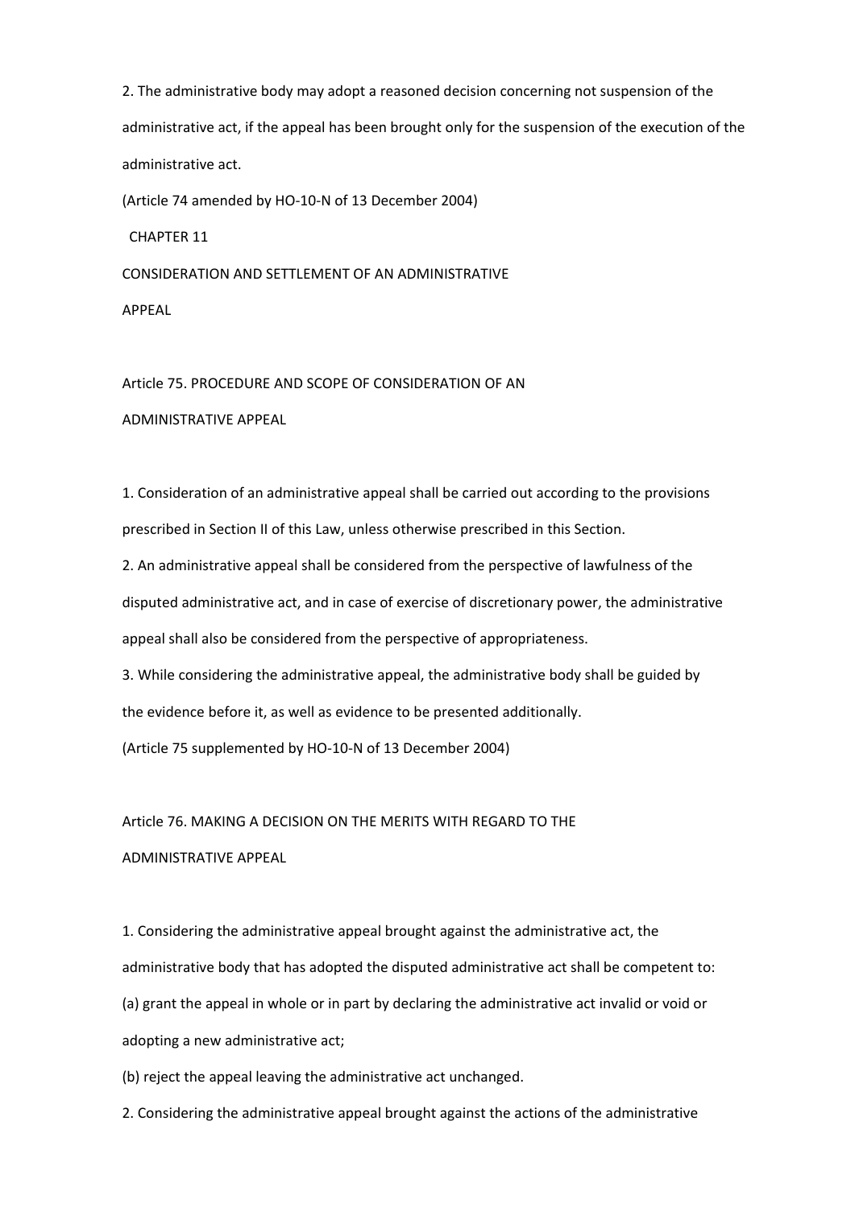2. The administrative body may adopt a reasoned decision concerning not suspension of the administrative act, if the appeal has been brought only for the suspension of the execution of the administrative act.

(Article 74 amended by HO-10-N of 13 December 2004)

## CHAPTER 11

## CONSIDERATION AND SETTLEMENT OF AN ADMINISTRATIVE APPEAL

### Article 75. PROCEDURE AND SCOPE OF CONSIDERATION OF AN ADMINISTRATIVE APPEAL

1. Consideration of an administrative appeal shall be carried out according to the provisions prescribed in Section II of this Law, unless otherwise prescribed in this Section.
2. An administrative appeal shall be considered from the perspective of lawfulness of the disputed administrative act, and in case of exercise of discretionary power, the administrative appeal shall also be considered from the perspective of appropriateness.
3. While considering the administrative appeal, the administrative body shall be guided by the evidence before it, as well as evidence to be presented additionally.

(Article 75 supplemented by HO-10-N of 13 December 2004)

### Article 76. MAKING A DECISION ON THE MERITS WITH REGARD TO THE ADMINISTRATIVE APPEAL

1. Considering the administrative appeal brought against the administrative act, the administrative body that has adopted the disputed administrative act shall be competent to:

(a) grant the appeal in whole or in part by declaring the administrative act invalid or void or adopting a new administrative act;

(b) reject the appeal leaving the administrative act unchanged.

2. Considering the administrative appeal brought against the actions of the administrative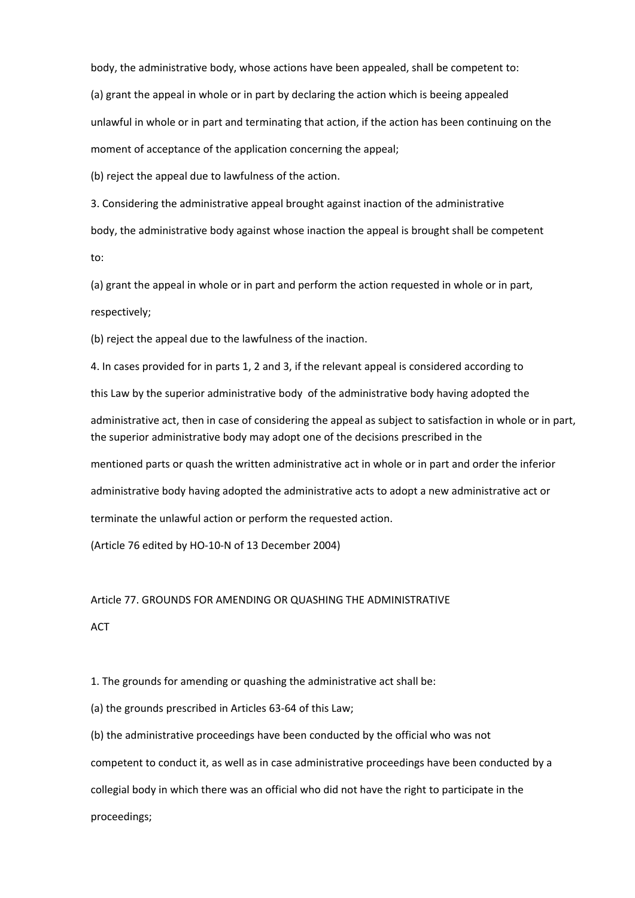body, the administrative body, whose actions have been appealed, shall be competent to:

(a) grant the appeal in whole or in part by declaring the action which is beeing appealed unlawful in whole or in part and terminating that action, if the action has been continuing on the moment of acceptance of the application concerning the appeal;

(b) reject the appeal due to lawfulness of the action.

3. Considering the administrative appeal brought against inaction of the administrative body, the administrative body against whose inaction the appeal is brought shall be competent to:

(a) grant the appeal in whole or in part and perform the action requested in whole or in part, respectively;

(b) reject the appeal due to the lawfulness of the inaction.

4. In cases provided for in parts 1, 2 and 3, if the relevant appeal is considered according to this Law by the superior administrative body of the administrative body having adopted the administrative act, then in case of considering the appeal as subject to satisfaction in whole or in part, the superior administrative body may adopt one of the decisions prescribed in the mentioned parts or quash the written administrative act in whole or in part and order the inferior administrative body having adopted the administrative acts to adopt a new administrative act or terminate the unlawful action or perform the requested action.

(Article 76 edited by HO-10-N of 13 December 2004)

## Article 77. GROUNDS FOR AMENDING OR QUASHING THE ADMINISTRATIVE ACT

1. The grounds for amending or quashing the administrative act shall be:

(a) the grounds prescribed in Articles 63-64 of this Law;

(b) the administrative proceedings have been conducted by the official who was not competent to conduct it, as well as in case administrative proceedings have been conducted by a collegial body in which there was an official who did not have the right to participate in the proceedings;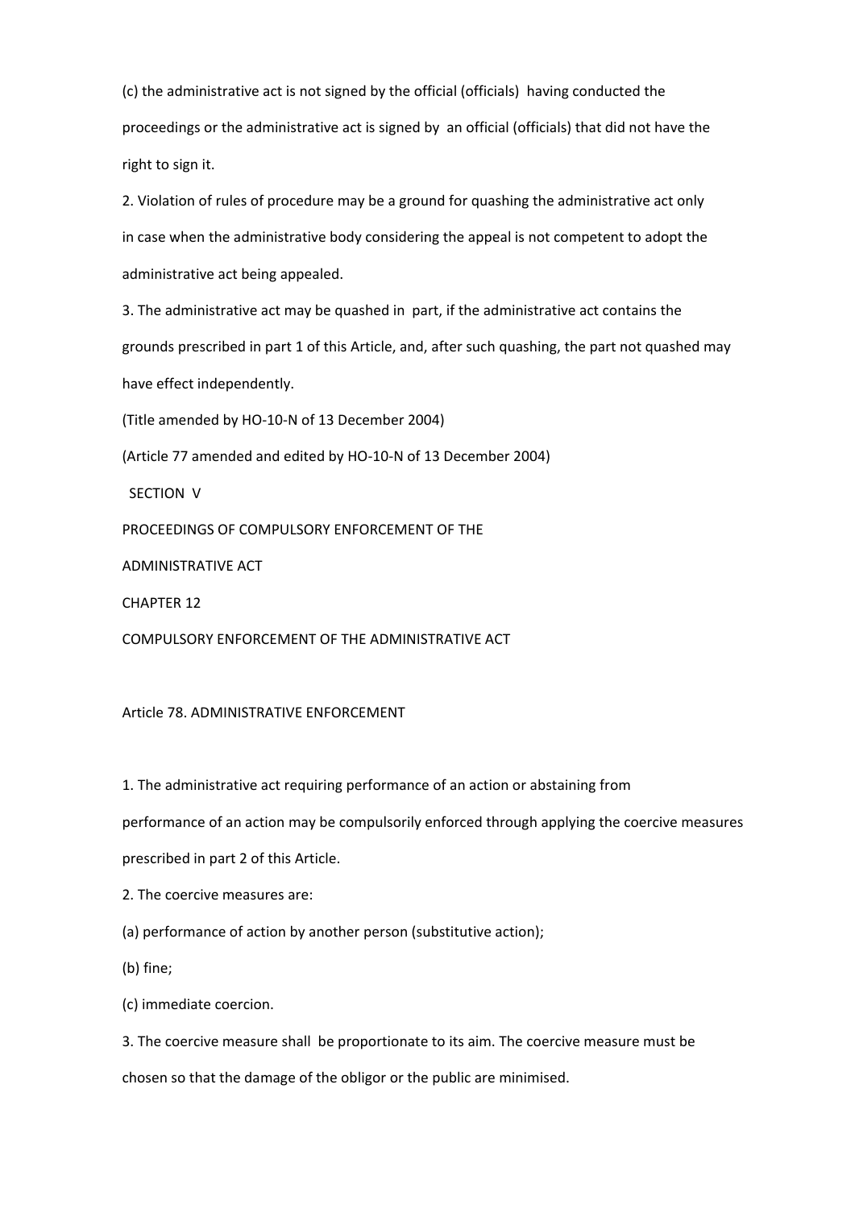(c) the administrative act is not signed by the official (officials) having conducted the proceedings or the administrative act is signed by an official (officials) that did not have the right to sign it.

2. Violation of rules of procedure may be a ground for quashing the administrative act only in case when the administrative body considering the appeal is not competent to adopt the administrative act being appealed.

3. The administrative act may be quashed in part, if the administrative act contains the grounds prescribed in part 1 of this Article, and, after such quashing, the part not quashed may have effect independently.

(Title amended by HO-10-N of 13 December 2004)

(Article 77 amended and edited by HO-10-N of 13 December 2004)

# SECTION V

# PROCEEDINGS OF COMPULSORY ENFORCEMENT OF THE ADMINISTRATIVE ACT

## CHAPTER 12

## COMPULSORY ENFORCEMENT OF THE ADMINISTRATIVE ACT

### Article 78. ADMINISTRATIVE ENFORCEMENT

1. The administrative act requiring performance of an action or abstaining from performance of an action may be compulsorily enforced through applying the coercive measures prescribed in part 2 of this Article.

2. The coercive measures are:

(a) performance of action by another person (substitutive action);

(b) fine;

(c) immediate coercion.

3. The coercive measure shall be proportionate to its aim. The coercive measure must be chosen so that the damage of the obligor or the public are minimised.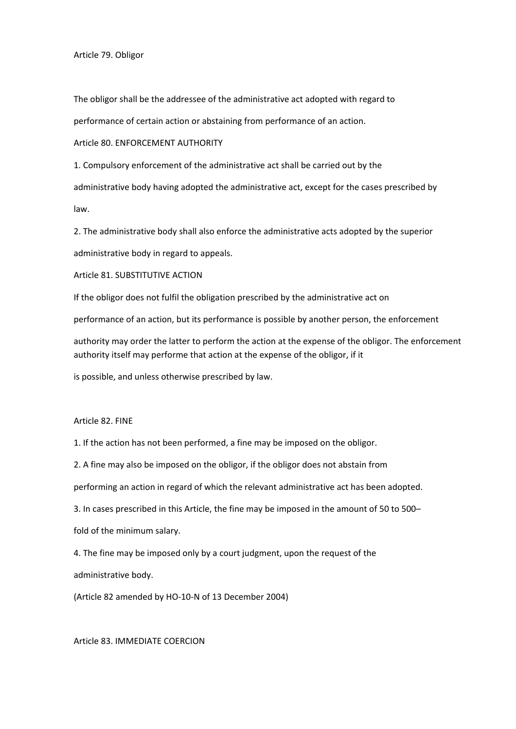### Article 79. Obligor

The obligor shall be the addressee of the administrative act adopted with regard to performance of certain action or abstaining from performance of an action.

### Article 80. ENFORCEMENT AUTHORITY

1. Compulsory enforcement of the administrative act shall be carried out by the administrative body having adopted the administrative act, except for the cases prescribed by law.

2. The administrative body shall also enforce the administrative acts adopted by the superior administrative body in regard to appeals.

### Article 81. SUBSTITUTIVE ACTION

If the obligor does not fulfil the obligation prescribed by the administrative act on performance of an action, but its performance is possible by another person, the enforcement authority may order the latter to perform the action at the expense of the obligor. The enforcement authority itself may performe that action at the expense of the obligor, if it is possible, and unless otherwise prescribed by law.

### Article 82. FINE

1. If the action has not been performed, a fine may be imposed on the obligor.

2. A fine may also be imposed on the obligor, if the obligor does not abstain from performing an action in regard of which the relevant administrative act has been adopted.

3. In cases prescribed in this Article, the fine may be imposed in the amount of 50 to 500–fold of the minimum salary.

4. The fine may be imposed only by a court judgment, upon the request of the administrative body.

(Article 82 amended by HO-10-N of 13 December 2004)

### Article 83. IMMEDIATE COERCION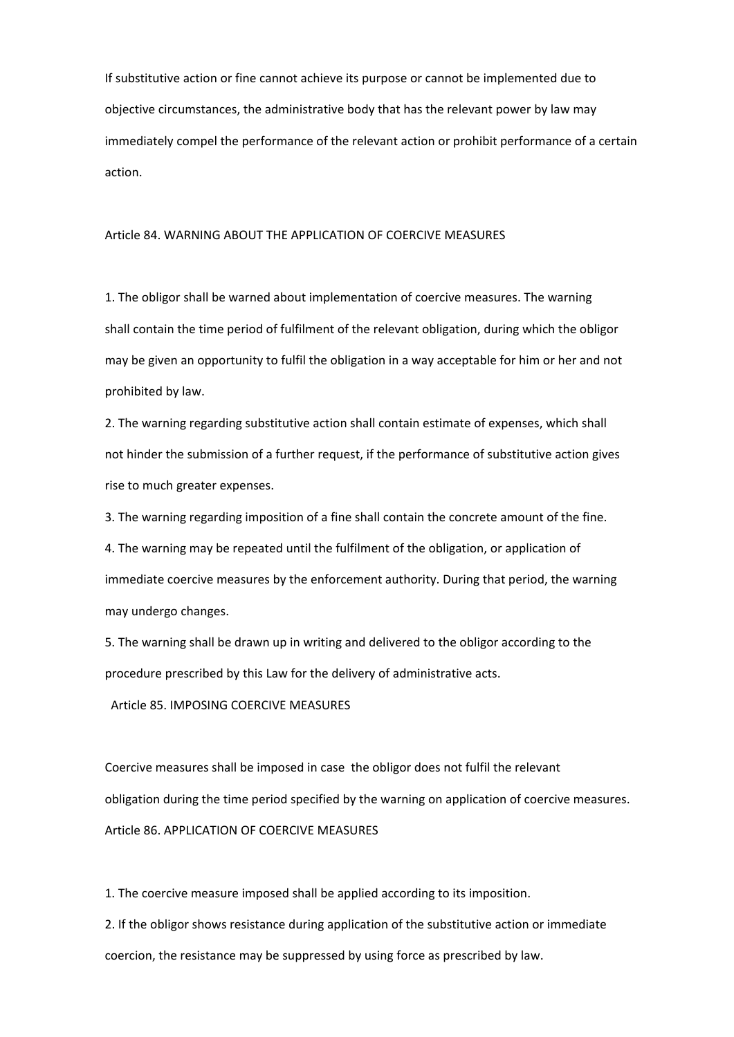If substitutive action or fine cannot achieve its purpose or cannot be implemented due to objective circumstances, the administrative body that has the relevant power by law may immediately compel the performance of the relevant action or prohibit performance of a certain action.

## Article 84. WARNING ABOUT THE APPLICATION OF COERCIVE MEASURES

1. The obligor shall be warned about implementation of coercive measures. The warning shall contain the time period of fulfilment of the relevant obligation, during which the obligor may be given an opportunity to fulfil the obligation in a way acceptable for him or her and not prohibited by law.
2. The warning regarding substitutive action shall contain estimate of expenses, which shall not hinder the submission of a further request, if the performance of substitutive action gives rise to much greater expenses.
3. The warning regarding imposition of a fine shall contain the concrete amount of the fine.
4. The warning may be repeated until the fulfilment of the obligation, or application of immediate coercive measures by the enforcement authority. During that period, the warning may undergo changes.
5. The warning shall be drawn up in writing and delivered to the obligor according to the procedure prescribed by this Law for the delivery of administrative acts.

## Article 85. IMPOSING COERCIVE MEASURES

Coercive measures shall be imposed in case the obligor does not fulfil the relevant obligation during the time period specified by the warning on application of coercive measures.

## Article 86. APPLICATION OF COERCIVE MEASURES

1. The coercive measure imposed shall be applied according to its imposition.
2. If the obligor shows resistance during application of the substitutive action or immediate coercion, the resistance may be suppressed by using force as prescribed by law.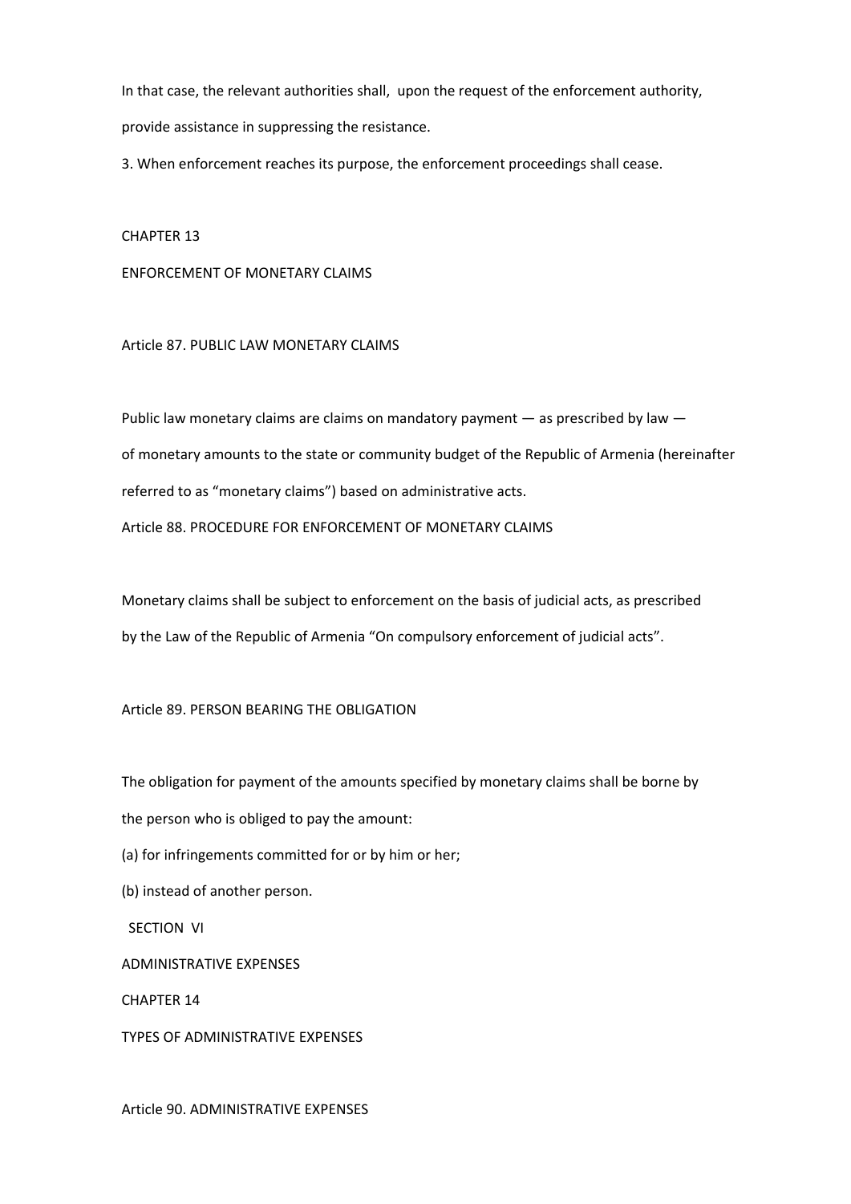In that case, the relevant authorities shall, upon the request of the enforcement authority, provide assistance in suppressing the resistance.

3. When enforcement reaches its purpose, the enforcement proceedings shall cease.

## CHAPTER 13

## ENFORCEMENT OF MONETARY CLAIMS

### Article 87. PUBLIC LAW MONETARY CLAIMS

Public law monetary claims are claims on mandatory payment — as prescribed by law — of monetary amounts to the state or community budget of the Republic of Armenia (hereinafter referred to as “monetary claims”) based on administrative acts.

### Article 88. PROCEDURE FOR ENFORCEMENT OF MONETARY CLAIMS

Monetary claims shall be subject to enforcement on the basis of judicial acts, as prescribed by the Law of the Republic of Armenia “On compulsory enforcement of judicial acts”.

### Article 89. PERSON BEARING THE OBLIGATION

The obligation for payment of the amounts specified by monetary claims shall be borne by the person who is obliged to pay the amount:

(a) for infringements committed for or by him or her;

(b) instead of another person.

# SECTION VI

# ADMINISTRATIVE EXPENSES

## CHAPTER 14

## TYPES OF ADMINISTRATIVE EXPENSES

### Article 90. ADMINISTRATIVE EXPENSES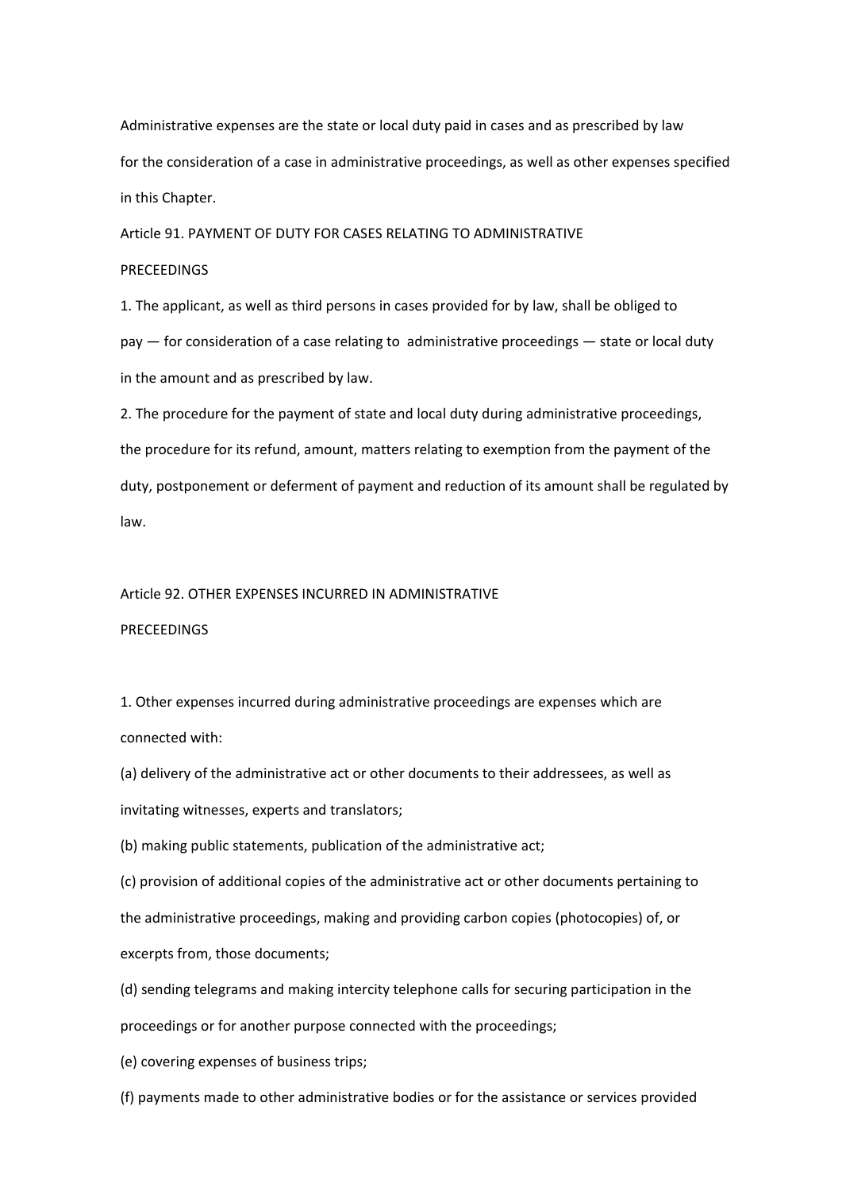Administrative expenses are the state or local duty paid in cases and as prescribed by law for the consideration of a case in administrative proceedings, as well as other expenses specified in this Chapter.

## Article 91. PAYMENT OF DUTY FOR CASES RELATING TO ADMINISTRATIVE PRECEEDINGS

1. The applicant, as well as third persons in cases provided for by law, shall be obliged to pay — for consideration of a case relating to administrative proceedings — state or local duty in the amount and as prescribed by law.

2. The procedure for the payment of state and local duty during administrative proceedings, the procedure for its refund, amount, matters relating to exemption from the payment of the duty, postponement or deferment of payment and reduction of its amount shall be regulated by law.

## Article 92. OTHER EXPENSES INCURRED IN ADMINISTRATIVE PRECEEDINGS

1. Other expenses incurred during administrative proceedings are expenses which are connected with:

(a) delivery of the administrative act or other documents to their addressees, as well as invitating witnesses, experts and translators;

(b) making public statements, publication of the administrative act;

(c) provision of additional copies of the administrative act or other documents pertaining to the administrative proceedings, making and providing carbon copies (photocopies) of, or excerpts from, those documents;

(d) sending telegrams and making intercity telephone calls for securing participation in the proceedings or for another purpose connected with the proceedings;

(e) covering expenses of business trips;

(f) payments made to other administrative bodies or for the assistance or services provided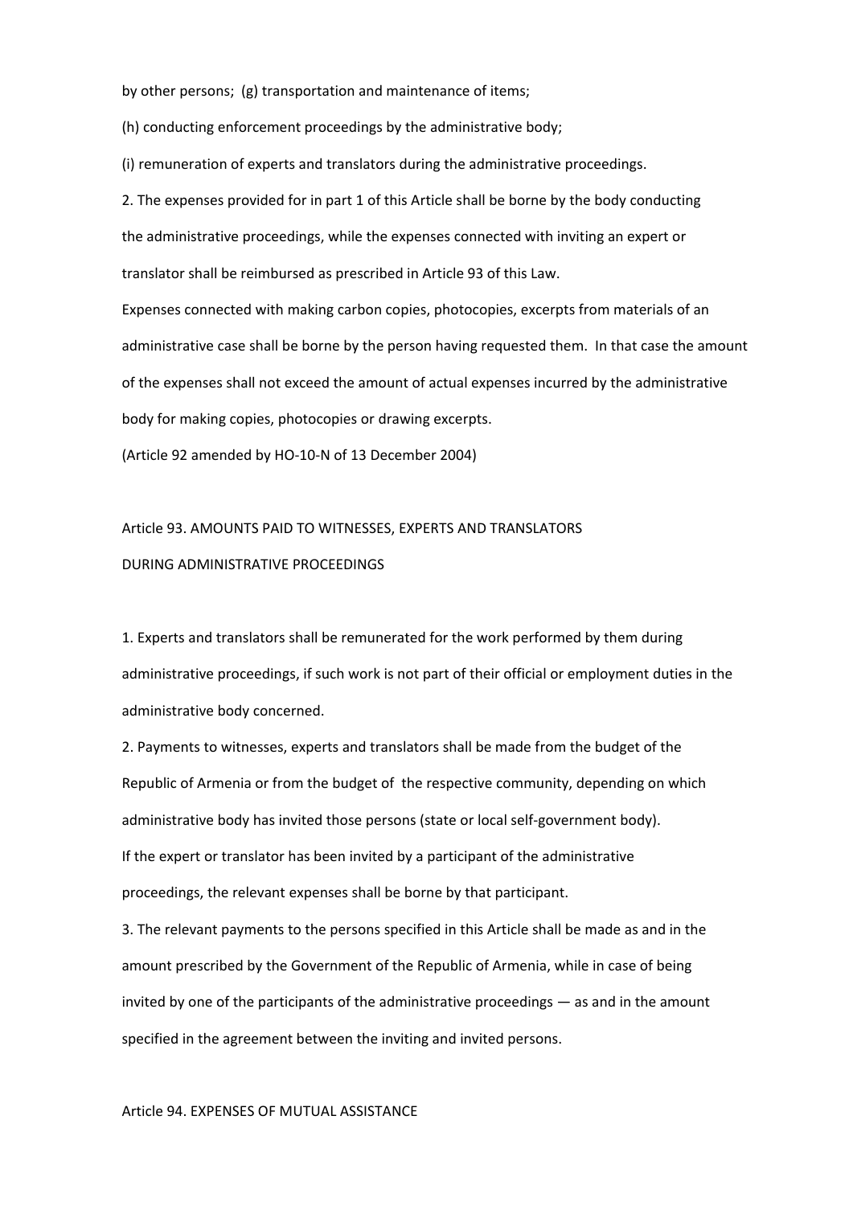by other persons; (g) transportation and maintenance of items;

(h) conducting enforcement proceedings by the administrative body;

(i) remuneration of experts and translators during the administrative proceedings.

2. The expenses provided for in part 1 of this Article shall be borne by the body conducting the administrative proceedings, while the expenses connected with inviting an expert or translator shall be reimbursed as prescribed in Article 93 of this Law.

Expenses connected with making carbon copies, photocopies, excerpts from materials of an administrative case shall be borne by the person having requested them. In that case the amount of the expenses shall not exceed the amount of actual expenses incurred by the administrative body for making copies, photocopies or drawing excerpts.

(Article 92 amended by HO-10-N of 13 December 2004)

## Article 93. AMOUNTS PAID TO WITNESSES, EXPERTS AND TRANSLATORS DURING ADMINISTRATIVE PROCEEDINGS

1. Experts and translators shall be remunerated for the work performed by them during administrative proceedings, if such work is not part of their official or employment duties in the administrative body concerned.

2. Payments to witnesses, experts and translators shall be made from the budget of the Republic of Armenia or from the budget of the respective community, depending on which administrative body has invited those persons (state or local self-government body).

If the expert or translator has been invited by a participant of the administrative proceedings, the relevant expenses shall be borne by that participant.

3. The relevant payments to the persons specified in this Article shall be made as and in the amount prescribed by the Government of the Republic of Armenia, while in case of being invited by one of the participants of the administrative proceedings — as and in the amount specified in the agreement between the inviting and invited persons.

## Article 94. EXPENSES OF MUTUAL ASSISTANCE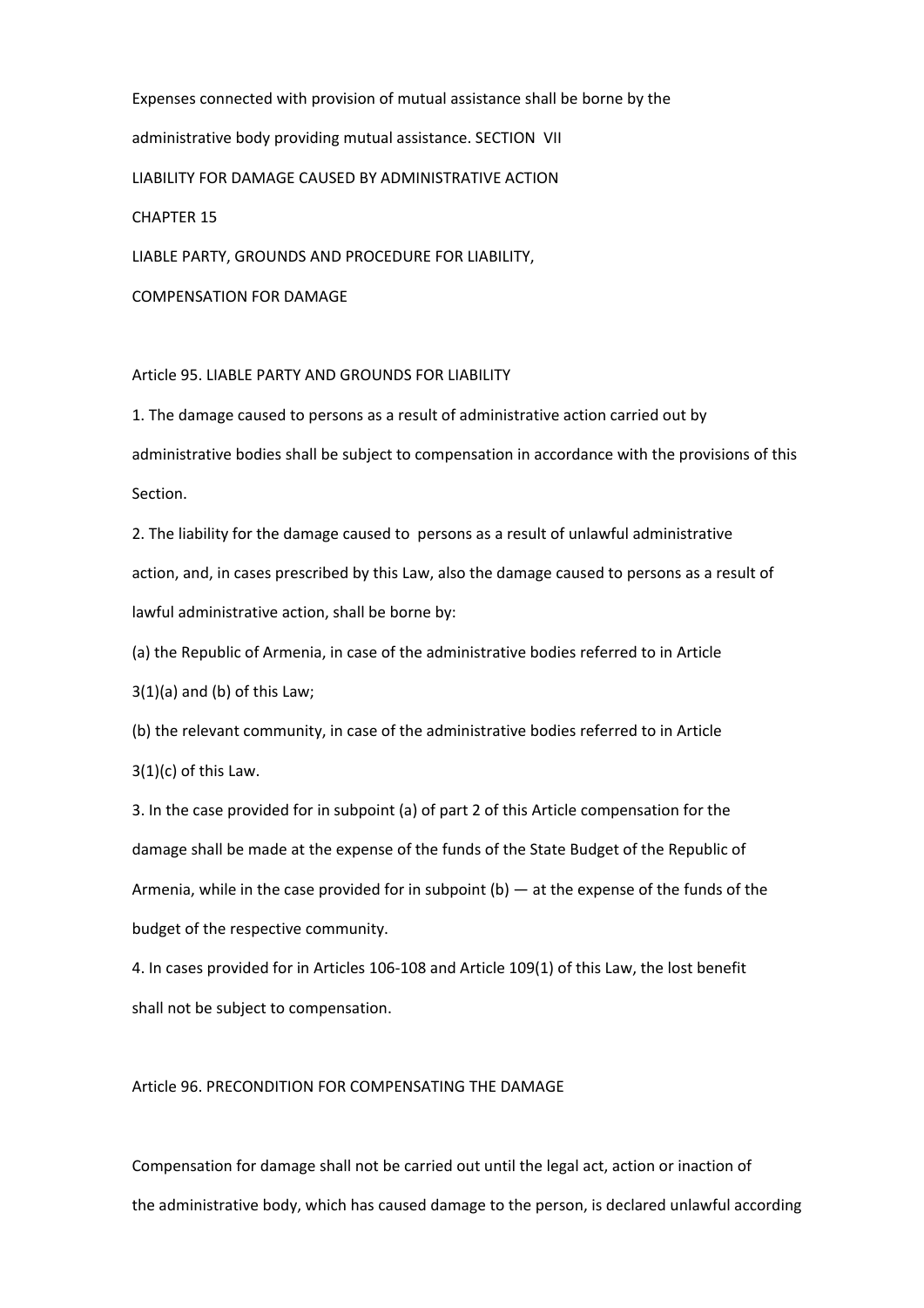Expenses connected with provision of mutual assistance shall be borne by the administrative body providing mutual assistance.

# SECTION VII

# LIABILITY FOR DAMAGE CAUSED BY ADMINISTRATIVE ACTION

## CHAPTER 15

## LIABLE PARTY, GROUNDS AND PROCEDURE FOR LIABILITY, COMPENSATION FOR DAMAGE

### Article 95. LIABLE PARTY AND GROUNDS FOR LIABILITY

1. The damage caused to persons as a result of administrative action carried out by administrative bodies shall be subject to compensation in accordance with the provisions of this Section.

2. The liability for the damage caused to persons as a result of unlawful administrative action, and, in cases prescribed by this Law, also the damage caused to persons as a result of lawful administrative action, shall be borne by:

(a) the Republic of Armenia, in case of the administrative bodies referred to in Article 3(1)(a) and (b) of this Law;

(b) the relevant community, in case of the administrative bodies referred to in Article 3(1)(c) of this Law.

3. In the case provided for in subpoint (a) of part 2 of this Article compensation for the damage shall be made at the expense of the funds of the State Budget of the Republic of Armenia, while in the case provided for in subpoint (b) — at the expense of the funds of the budget of the respective community.

4. In cases provided for in Articles 106-108 and Article 109(1) of this Law, the lost benefit shall not be subject to compensation.

### Article 96. PRECONDITION FOR COMPENSATING THE DAMAGE

Compensation for damage shall not be carried out until the legal act, action or inaction of the administrative body, which has caused damage to the person, is declared unlawful according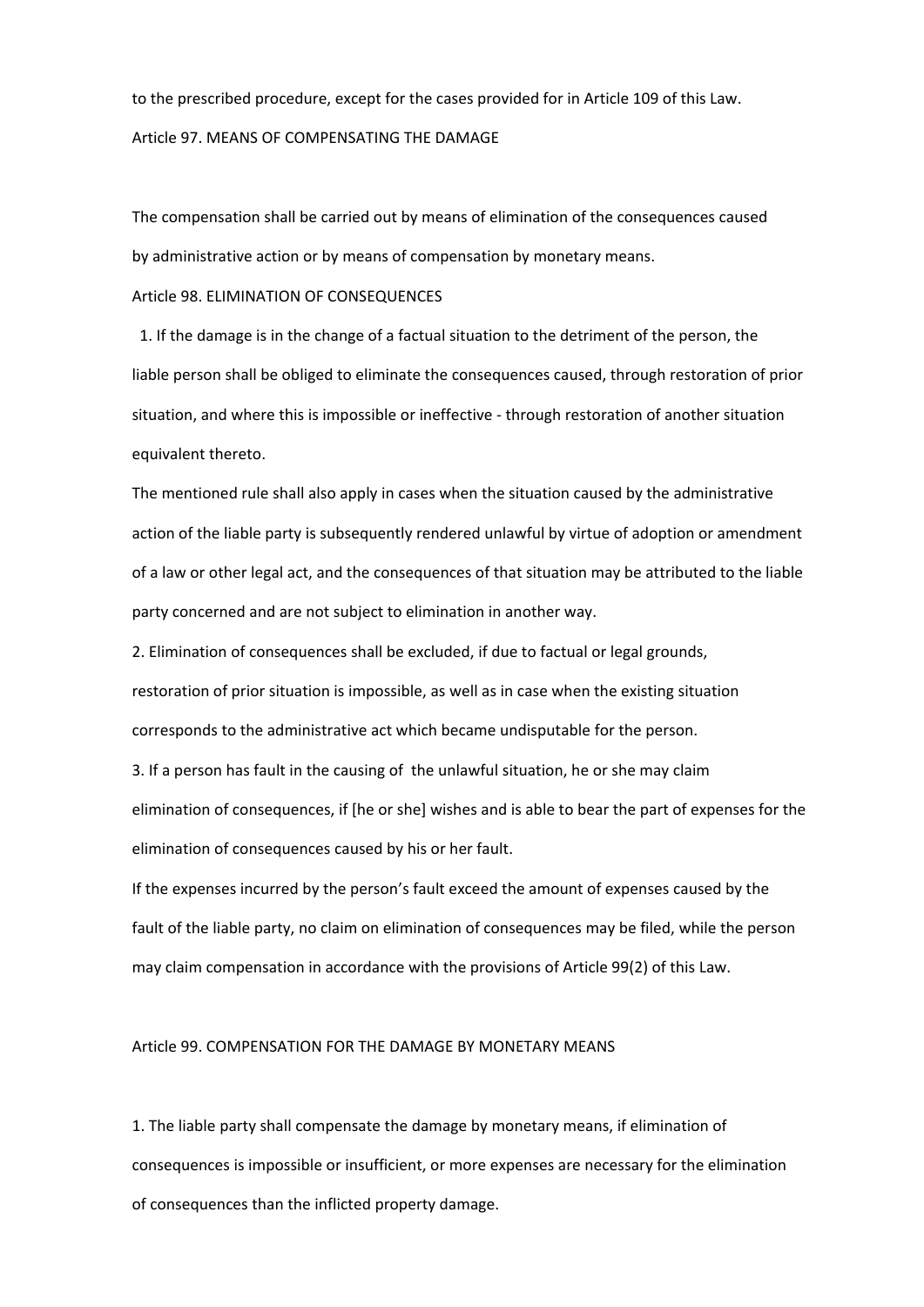to the prescribed procedure, except for the cases provided for in Article 109 of this Law.

## Article 97. MEANS OF COMPENSATING THE DAMAGE

The compensation shall be carried out by means of elimination of the consequences caused by administrative action or by means of compensation by monetary means.

## Article 98. ELIMINATION OF CONSEQUENCES

1. If the damage is in the change of a factual situation to the detriment of the person, the liable person shall be obliged to eliminate the consequences caused, through restoration of prior situation, and where this is impossible or ineffective - through restoration of another situation equivalent thereto.

The mentioned rule shall also apply in cases when the situation caused by the administrative action of the liable party is subsequently rendered unlawful by virtue of adoption or amendment of a law or other legal act, and the consequences of that situation may be attributed to the liable party concerned and are not subject to elimination in another way.

2. Elimination of consequences shall be excluded, if due to factual or legal grounds, restoration of prior situation is impossible, as well as in case when the existing situation corresponds to the administrative act which became undisputable for the person.

3. If a person has fault in the causing of the unlawful situation, he or she may claim elimination of consequences, if [he or she] wishes and is able to bear the part of expenses for the elimination of consequences caused by his or her fault.

If the expenses incurred by the person's fault exceed the amount of expenses caused by the fault of the liable party, no claim on elimination of consequences may be filed, while the person may claim compensation in accordance with the provisions of Article 99(2) of this Law.

## Article 99. COMPENSATION FOR THE DAMAGE BY MONETARY MEANS

1. The liable party shall compensate the damage by monetary means, if elimination of consequences is impossible or insufficient, or more expenses are necessary for the elimination of consequences than the inflicted property damage.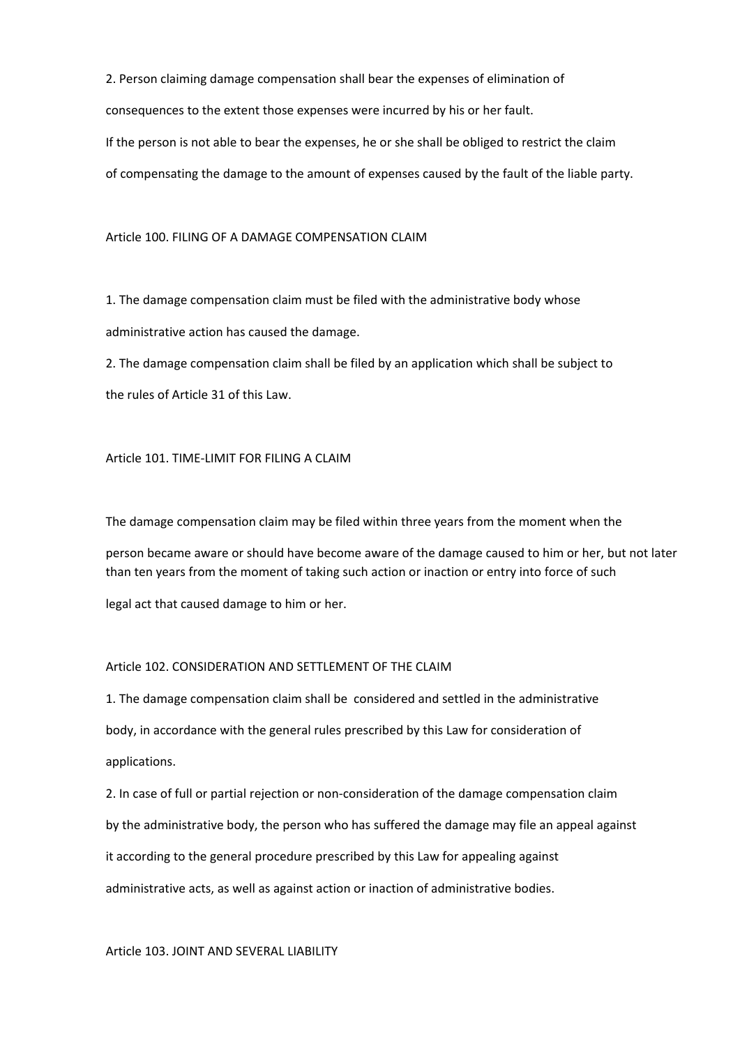2. Person claiming damage compensation shall bear the expenses of elimination of consequences to the extent those expenses were incurred by his or her fault.

If the person is not able to bear the expenses, he or she shall be obliged to restrict the claim of compensating the damage to the amount of expenses caused by the fault of the liable party.

## Article 100. FILING OF A DAMAGE COMPENSATION CLAIM

1. The damage compensation claim must be filed with the administrative body whose administrative action has caused the damage.
2. The damage compensation claim shall be filed by an application which shall be subject to the rules of Article 31 of this Law.

## Article 101. TIME-LIMIT FOR FILING A CLAIM

The damage compensation claim may be filed within three years from the moment when the person became aware or should have become aware of the damage caused to him or her, but not later than ten years from the moment of taking such action or inaction or entry into force of such legal act that caused damage to him or her.

## Article 102. CONSIDERATION AND SETTLEMENT OF THE CLAIM

1. The damage compensation claim shall be considered and settled in the administrative body, in accordance with the general rules prescribed by this Law for consideration of applications.
2. In case of full or partial rejection or non-consideration of the damage compensation claim by the administrative body, the person who has suffered the damage may file an appeal against it according to the general procedure prescribed by this Law for appealing against administrative acts, as well as against action or inaction of administrative bodies.

## Article 103. JOINT AND SEVERAL LIABILITY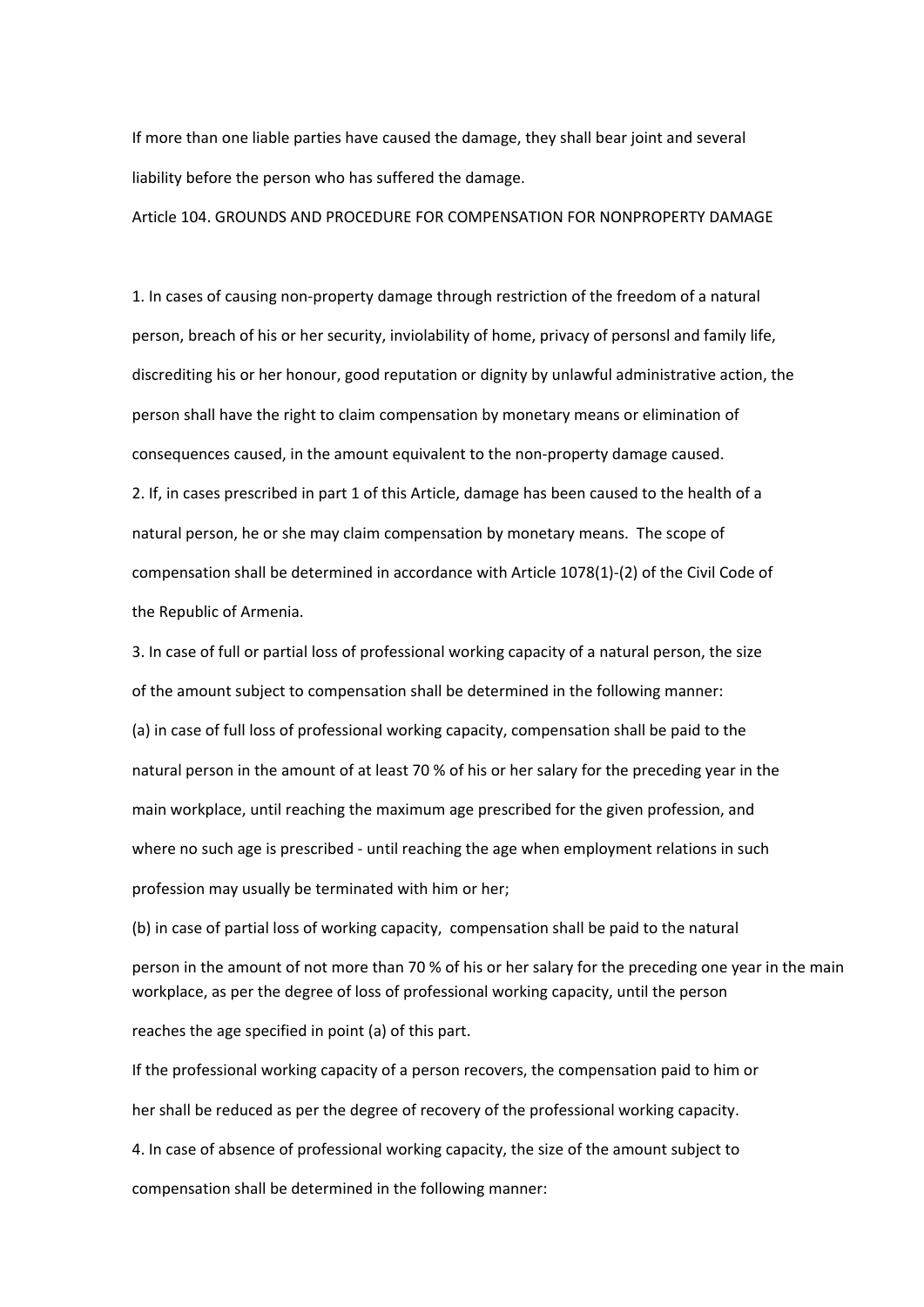If more than one liable parties have caused the damage, they shall bear joint and several liability before the person who has suffered the damage.

### Article 104. GROUNDS AND PROCEDURE FOR COMPENSATION FOR NONPROPERTY DAMAGE

1. In cases of causing non-property damage through restriction of the freedom of a natural person, breach of his or her security, inviolability of home, privacy of personsl and family life, discrediting his or her honour, good reputation or dignity by unlawful administrative action, the person shall have the right to claim compensation by monetary means or elimination of consequences caused, in the amount equivalent to the non-property damage caused.

2. If, in cases prescribed in part 1 of this Article, damage has been caused to the health of a natural person, he or she may claim compensation by monetary means. The scope of compensation shall be determined in accordance with Article 1078(1)-(2) of the Civil Code of the Republic of Armenia.

3. In case of full or partial loss of professional working capacity of a natural person, the size of the amount subject to compensation shall be determined in the following manner:

(a) in case of full loss of professional working capacity, compensation shall be paid to the natural person in the amount of at least 70 % of his or her salary for the preceding year in the main workplace, until reaching the maximum age prescribed for the given profession, and where no such age is prescribed - until reaching the age when employment relations in such profession may usually be terminated with him or her;

(b) in case of partial loss of working capacity, compensation shall be paid to the natural person in the amount of not more than 70 % of his or her salary for the preceding one year in the main workplace, as per the degree of loss of professional working capacity, until the person reaches the age specified in point (a) of this part.

If the professional working capacity of a person recovers, the compensation paid to him or her shall be reduced as per the degree of recovery of the professional working capacity.

4. In case of absence of professional working capacity, the size of the amount subject to compensation shall be determined in the following manner: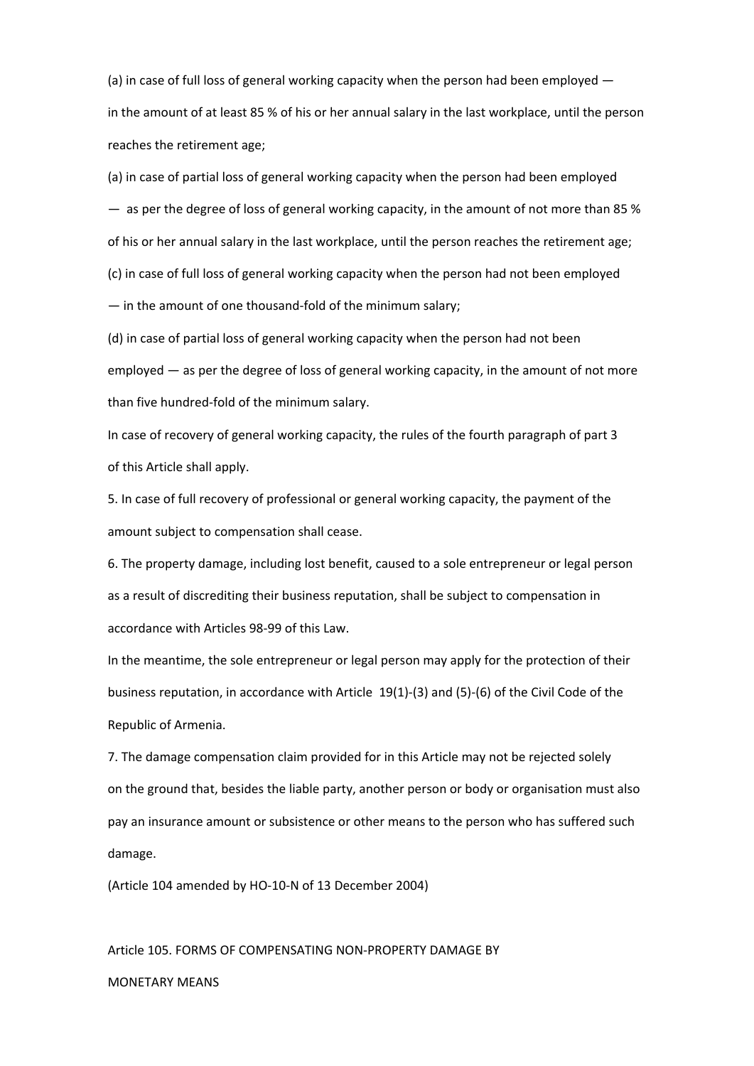(a) in case of full loss of general working capacity when the person had been employed — in the amount of at least 85 % of his or her annual salary in the last workplace, until the person reaches the retirement age;

(a) in case of partial loss of general working capacity when the person had been employed — as per the degree of loss of general working capacity, in the amount of not more than 85 % of his or her annual salary in the last workplace, until the person reaches the retirement age;

(c) in case of full loss of general working capacity when the person had not been employed — in the amount of one thousand-fold of the minimum salary;

(d) in case of partial loss of general working capacity when the person had not been employed — as per the degree of loss of general working capacity, in the amount of not more than five hundred-fold of the minimum salary.

In case of recovery of general working capacity, the rules of the fourth paragraph of part 3 of this Article shall apply.

5. In case of full recovery of professional or general working capacity, the payment of the amount subject to compensation shall cease.

6. The property damage, including lost benefit, caused to a sole entrepreneur or legal person as a result of discrediting their business reputation, shall be subject to compensation in accordance with Articles 98-99 of this Law.

In the meantime, the sole entrepreneur or legal person may apply for the protection of their business reputation, in accordance with Article 19(1)-(3) and (5)-(6) of the Civil Code of the Republic of Armenia.

7. The damage compensation claim provided for in this Article may not be rejected solely on the ground that, besides the liable party, another person or body or organisation must also pay an insurance amount or subsistence or other means to the person who has suffered such damage.

(Article 104 amended by HO-10-N of 13 December 2004)

## Article 105. FORMS OF COMPENSATING NON-PROPERTY DAMAGE BY MONETARY MEANS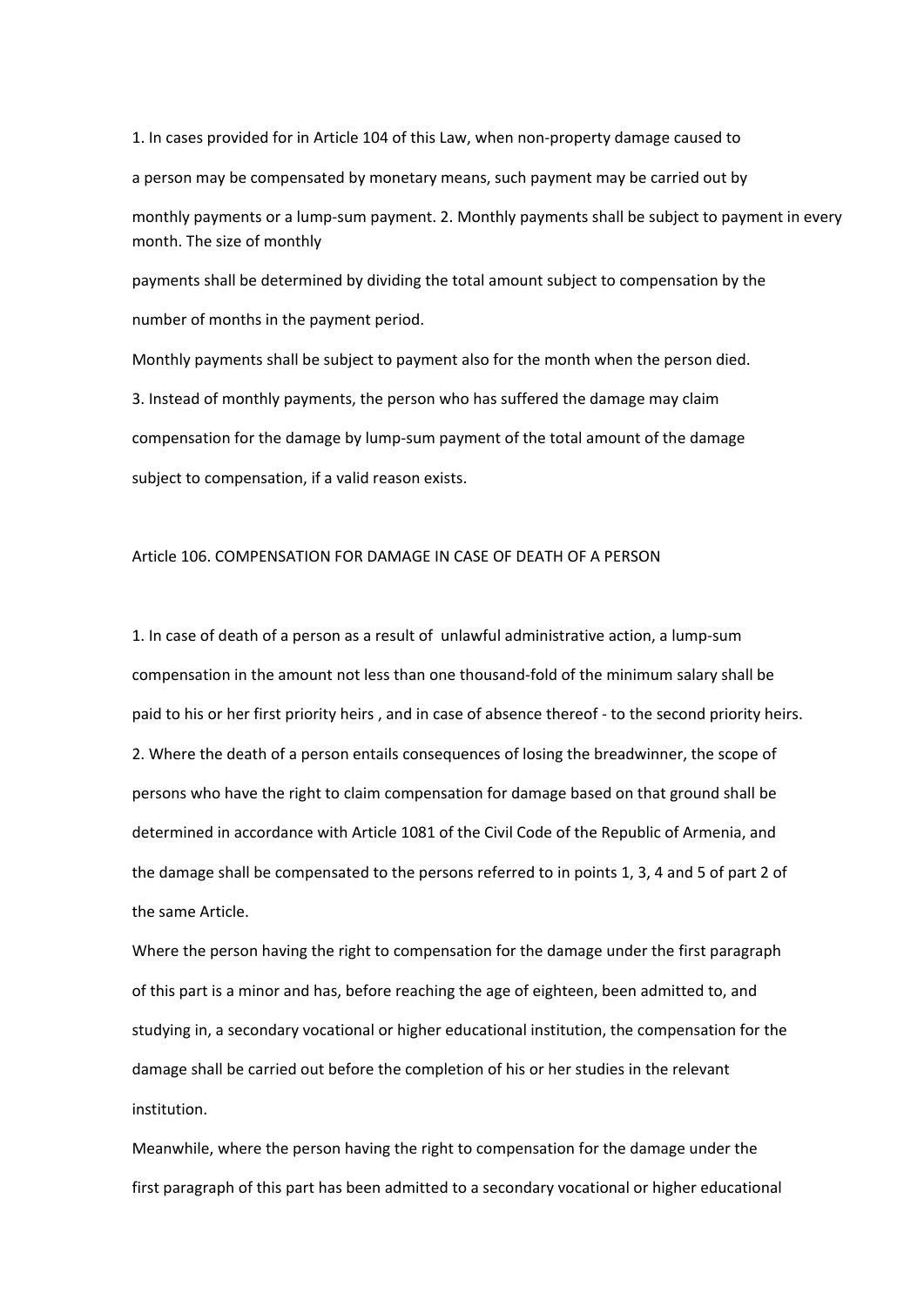1. In cases provided for in Article 104 of this Law, when non-property damage caused to a person may be compensated by monetary means, such payment may be carried out by monthly payments or a lump-sum payment. 2. Monthly payments shall be subject to payment in every month. The size of monthly payments shall be determined by dividing the total amount subject to compensation by the number of months in the payment period.

Monthly payments shall be subject to payment also for the month when the person died.

3. Instead of monthly payments, the person who has suffered the damage may claim compensation for the damage by lump-sum payment of the total amount of the damage subject to compensation, if a valid reason exists.

## Article 106. COMPENSATION FOR DAMAGE IN CASE OF DEATH OF A PERSON

1. In case of death of a person as a result of unlawful administrative action, a lump-sum compensation in the amount not less than one thousand-fold of the minimum salary shall be paid to his or her first priority heirs , and in case of absence thereof - to the second priority heirs.

2. Where the death of a person entails consequences of losing the breadwinner, the scope of persons who have the right to claim compensation for damage based on that ground shall be determined in accordance with Article 1081 of the Civil Code of the Republic of Armenia, and the damage shall be compensated to the persons referred to in points 1, 3, 4 and 5 of part 2 of the same Article.

Where the person having the right to compensation for the damage under the first paragraph of this part is a minor and has, before reaching the age of eighteen, been admitted to, and studying in, a secondary vocational or higher educational institution, the compensation for the damage shall be carried out before the completion of his or her studies in the relevant institution.

Meanwhile, where the person having the right to compensation for the damage under the first paragraph of this part has been admitted to a secondary vocational or higher educational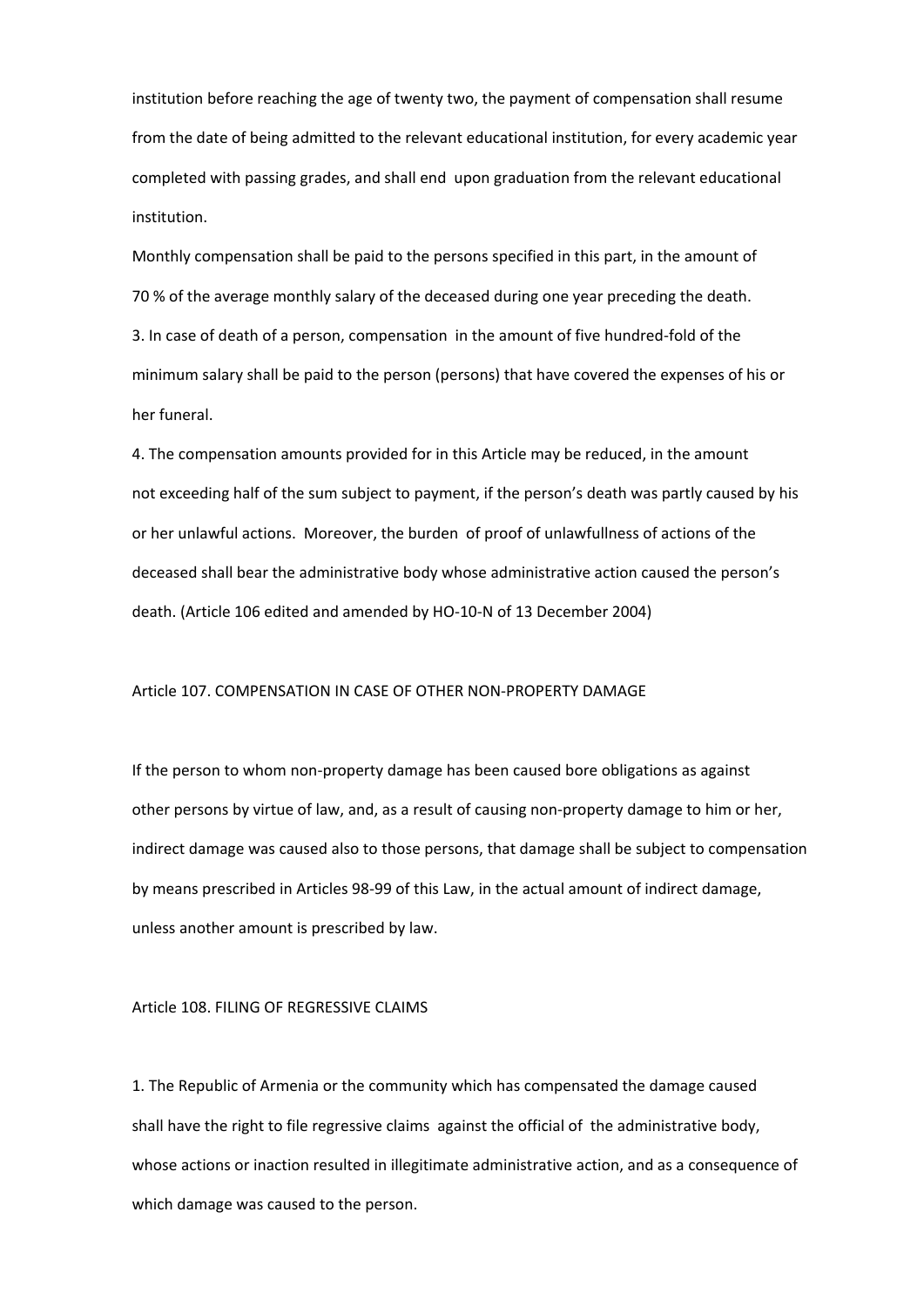institution before reaching the age of twenty two, the payment of compensation shall resume from the date of being admitted to the relevant educational institution, for every academic year completed with passing grades, and shall end upon graduation from the relevant educational institution.

Monthly compensation shall be paid to the persons specified in this part, in the amount of 70 % of the average monthly salary of the deceased during one year preceding the death.

3. In case of death of a person, compensation in the amount of five hundred-fold of the minimum salary shall be paid to the person (persons) that have covered the expenses of his or her funeral.

4. The compensation amounts provided for in this Article may be reduced, in the amount not exceeding half of the sum subject to payment, if the person's death was partly caused by his or her unlawful actions. Moreover, the burden of proof of unlawfullness of actions of the deceased shall bear the administrative body whose administrative action caused the person's death. (Article 106 edited and amended by HO-10-N of 13 December 2004)

## Article 107. COMPENSATION IN CASE OF OTHER NON-PROPERTY DAMAGE

If the person to whom non-property damage has been caused bore obligations as against other persons by virtue of law, and, as a result of causing non-property damage to him or her, indirect damage was caused also to those persons, that damage shall be subject to compensation by means prescribed in Articles 98-99 of this Law, in the actual amount of indirect damage, unless another amount is prescribed by law.

## Article 108. FILING OF REGRESSIVE CLAIMS

1. The Republic of Armenia or the community which has compensated the damage caused shall have the right to file regressive claims against the official of the administrative body, whose actions or inaction resulted in illegitimate administrative action, and as a consequence of which damage was caused to the person.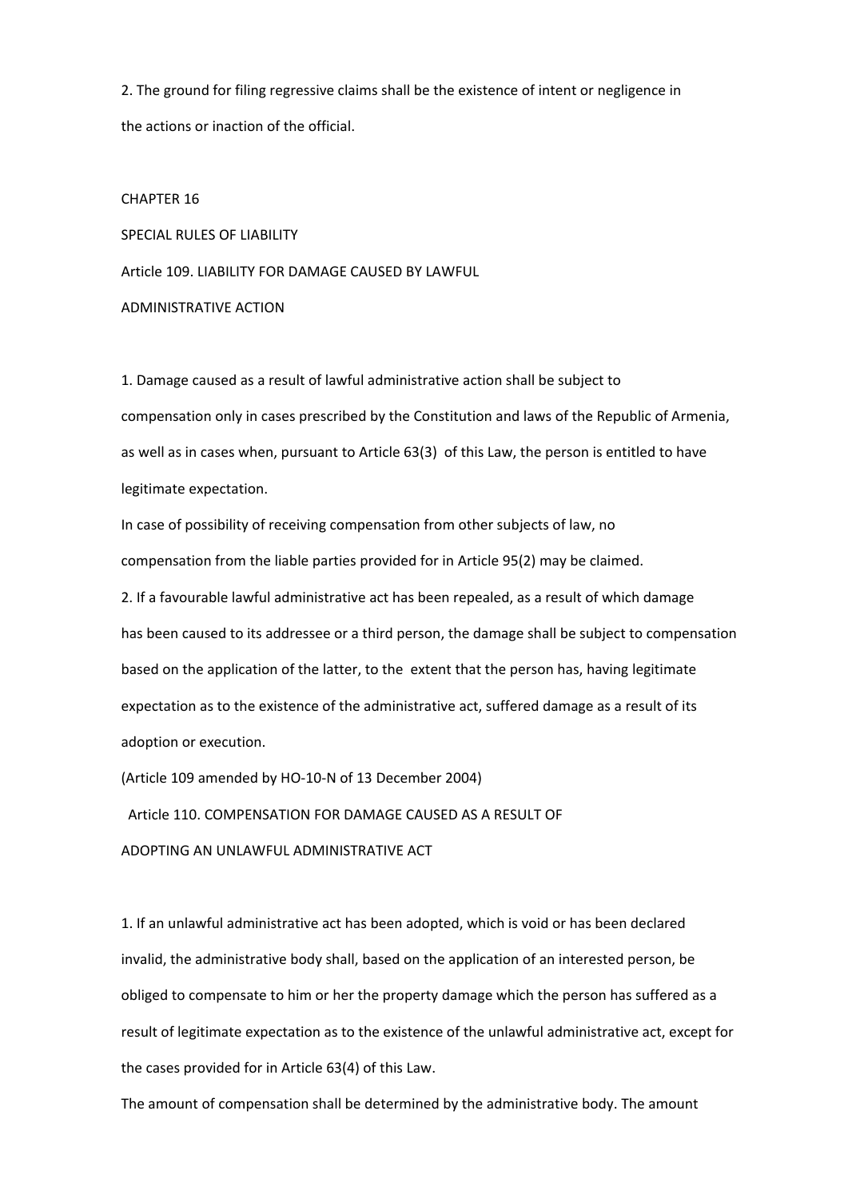2. The ground for filing regressive claims shall be the existence of intent or negligence in the actions or inaction of the official.

## CHAPTER 16

## SPECIAL RULES OF LIABILITY

### Article 109. LIABILITY FOR DAMAGE CAUSED BY LAWFUL ADMINISTRATIVE ACTION

1. Damage caused as a result of lawful administrative action shall be subject to compensation only in cases prescribed by the Constitution and laws of the Republic of Armenia, as well as in cases when, pursuant to Article 63(3) of this Law, the person is entitled to have legitimate expectation.

In case of possibility of receiving compensation from other subjects of law, no compensation from the liable parties provided for in Article 95(2) may be claimed.

2. If a favourable lawful administrative act has been repealed, as a result of which damage has been caused to its addressee or a third person, the damage shall be subject to compensation based on the application of the latter, to the extent that the person has, having legitimate expectation as to the existence of the administrative act, suffered damage as a result of its adoption or execution.

(Article 109 amended by HO-10-N of 13 December 2004)

### Article 110. COMPENSATION FOR DAMAGE CAUSED AS A RESULT OF ADOPTING AN UNLAWFUL ADMINISTRATIVE ACT

1. If an unlawful administrative act has been adopted, which is void or has been declared invalid, the administrative body shall, based on the application of an interested person, be obliged to compensate to him or her the property damage which the person has suffered as a result of legitimate expectation as to the existence of the unlawful administrative act, except for the cases provided for in Article 63(4) of this Law.

The amount of compensation shall be determined by the administrative body. The amount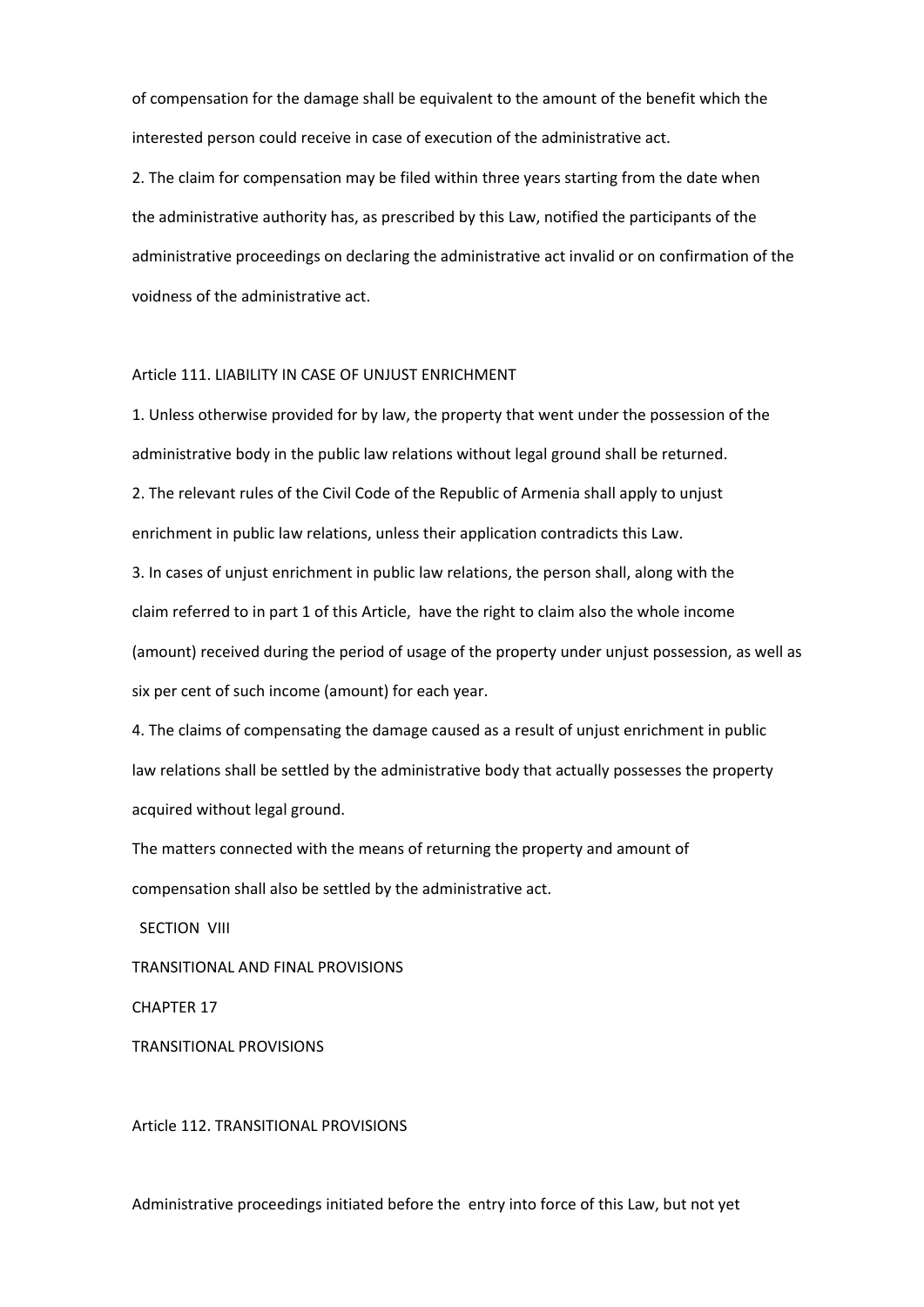of compensation for the damage shall be equivalent to the amount of the benefit which the interested person could receive in case of execution of the administrative act.

2. The claim for compensation may be filed within three years starting from the date when the administrative authority has, as prescribed by this Law, notified the participants of the administrative proceedings on declaring the administrative act invalid or on confirmation of the voidness of the administrative act.

### Article 111. LIABILITY IN CASE OF UNJUST ENRICHMENT

1. Unless otherwise provided for by law, the property that went under the possession of the administrative body in the public law relations without legal ground shall be returned.

2. The relevant rules of the Civil Code of the Republic of Armenia shall apply to unjust enrichment in public law relations, unless their application contradicts this Law.

3. In cases of unjust enrichment in public law relations, the person shall, along with the claim referred to in part 1 of this Article, have the right to claim also the whole income (amount) received during the period of usage of the property under unjust possession, as well as six per cent of such income (amount) for each year.

4. The claims of compensating the damage caused as a result of unjust enrichment in public law relations shall be settled by the administrative body that actually possesses the property acquired without legal ground.

The matters connected with the means of returning the property and amount of compensation shall also be settled by the administrative act.

# SECTION VIII

# TRANSITIONAL AND FINAL PROVISIONS

## CHAPTER 17

## TRANSITIONAL PROVISIONS

### Article 112. TRANSITIONAL PROVISIONS

Administrative proceedings initiated before the entry into force of this Law, but not yet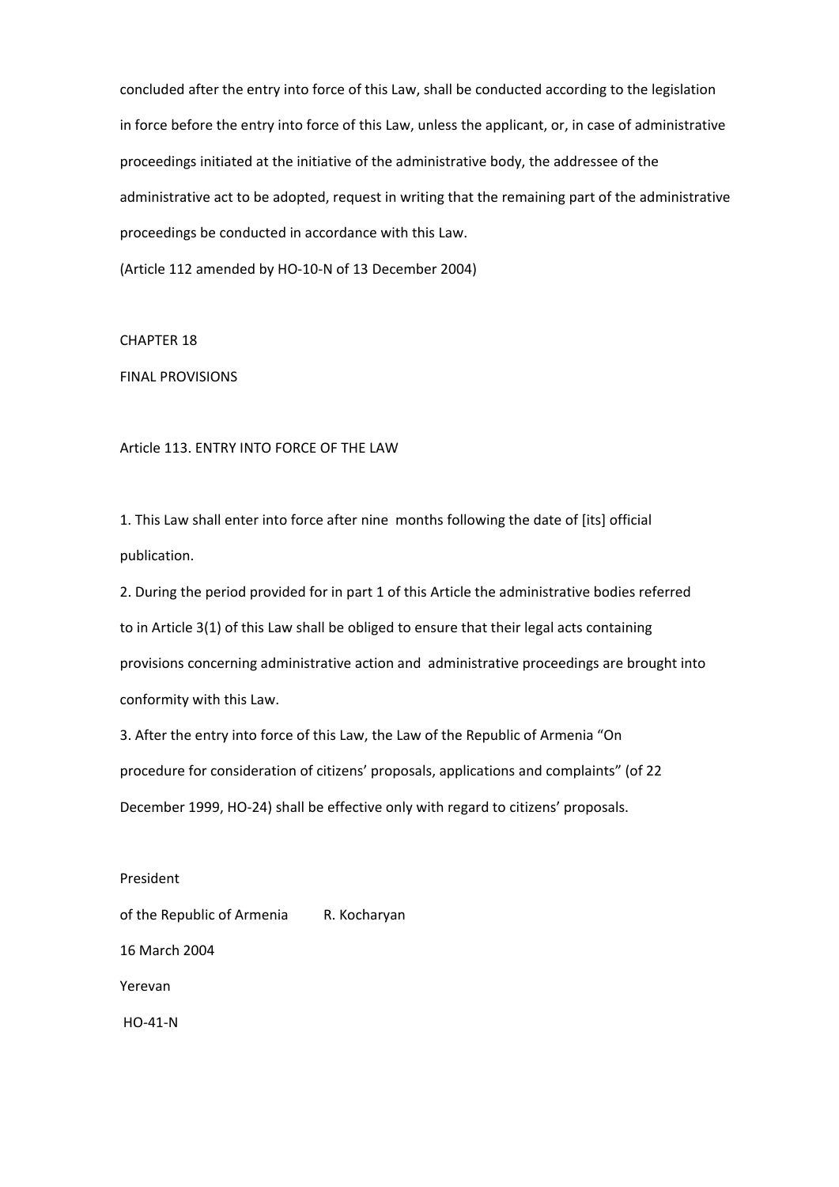concluded after the entry into force of this Law, shall be conducted according to the legislation in force before the entry into force of this Law, unless the applicant, or, in case of administrative proceedings initiated at the initiative of the administrative body, the addressee of the administrative act to be adopted, request in writing that the remaining part of the administrative proceedings be conducted in accordance with this Law.

(Article 112 amended by HO-10-N of 13 December 2004)

## CHAPTER 18

## FINAL PROVISIONS

### Article 113. ENTRY INTO FORCE OF THE LAW

1. This Law shall enter into force after nine months following the date of [its] official publication.
2. During the period provided for in part 1 of this Article the administrative bodies referred to in Article 3(1) of this Law shall be obliged to ensure that their legal acts containing provisions concerning administrative action and administrative proceedings are brought into conformity with this Law.
3. After the entry into force of this Law, the Law of the Republic of Armenia “On procedure for consideration of citizens’ proposals, applications and complaints” (of 22 December 1999, HO-24) shall be effective only with regard to citizens’ proposals.

President

of the Republic of Armenia R. Kocharyan

16 March 2004

Yerevan

HO-41-N